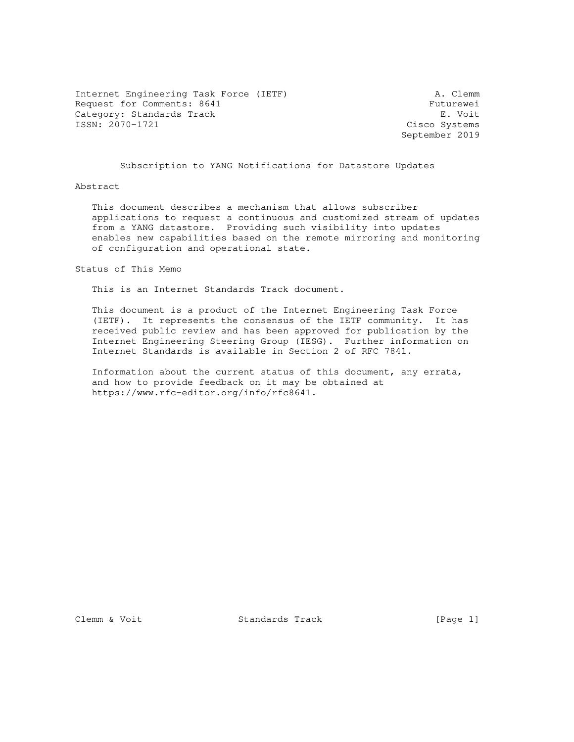Internet Engineering Task Force (IETF) A. Clemm
Request for Comments: 8641 Futurewei
Category: Standards Track E. Voit
ISSN: 2070-1721 Cisco Systems
September 2019

# Subscription to YANG Notifications for Datastore Updates

## Abstract

This document describes a mechanism that allows subscriber applications to request a continuous and customized stream of updates from a YANG datastore. Providing such visibility into updates enables new capabilities based on the remote mirroring and monitoring of configuration and operational state.

## Status of This Memo

This is an Internet Standards Track document.

This document is a product of the Internet Engineering Task Force (IETF). It represents the consensus of the IETF community. It has received public review and has been approved for publication by the Internet Engineering Steering Group (IESG). Further information on Internet Standards is available in Section 2 of RFC 7841.

Information about the current status of this document, any errata, and how to provide feedback on it may be obtained at https://www.rfc-editor.org/info/rfc8641.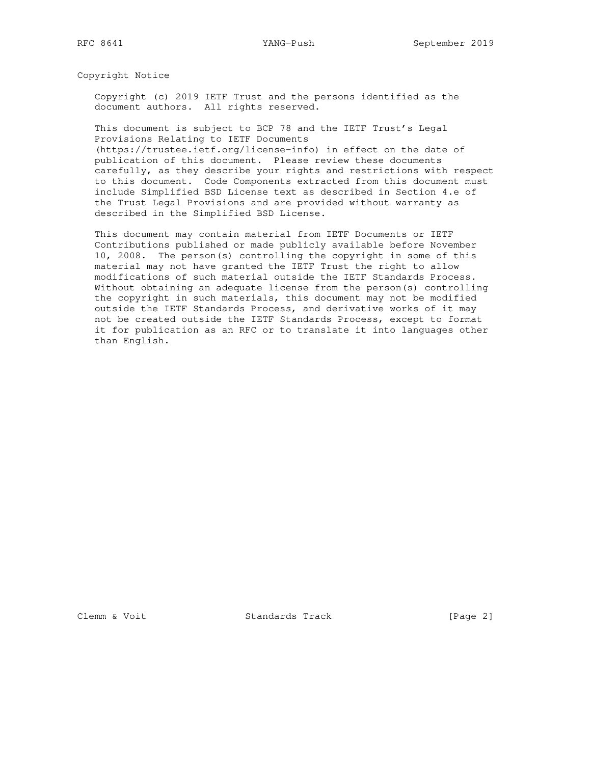## Copyright Notice

Copyright (c) 2019 IETF Trust and the persons identified as the document authors. All rights reserved.

This document is subject to BCP 78 and the IETF Trust's Legal Provisions Relating to IETF Documents (https://trustee.ietf.org/license-info) in effect on the date of publication of this document. Please review these documents carefully, as they describe your rights and restrictions with respect to this document. Code Components extracted from this document must include Simplified BSD License text as described in Section 4.e of the Trust Legal Provisions and are provided without warranty as described in the Simplified BSD License.

This document may contain material from IETF Documents or IETF Contributions published or made publicly available before November 10, 2008. The person(s) controlling the copyright in some of this material may not have granted the IETF Trust the right to allow modifications of such material outside the IETF Standards Process. Without obtaining an adequate license from the person(s) controlling the copyright in such materials, this document may not be modified outside the IETF Standards Process, and derivative works of it may not be created outside the IETF Standards Process, except to format it for publication as an RFC or to translate it into languages other than English.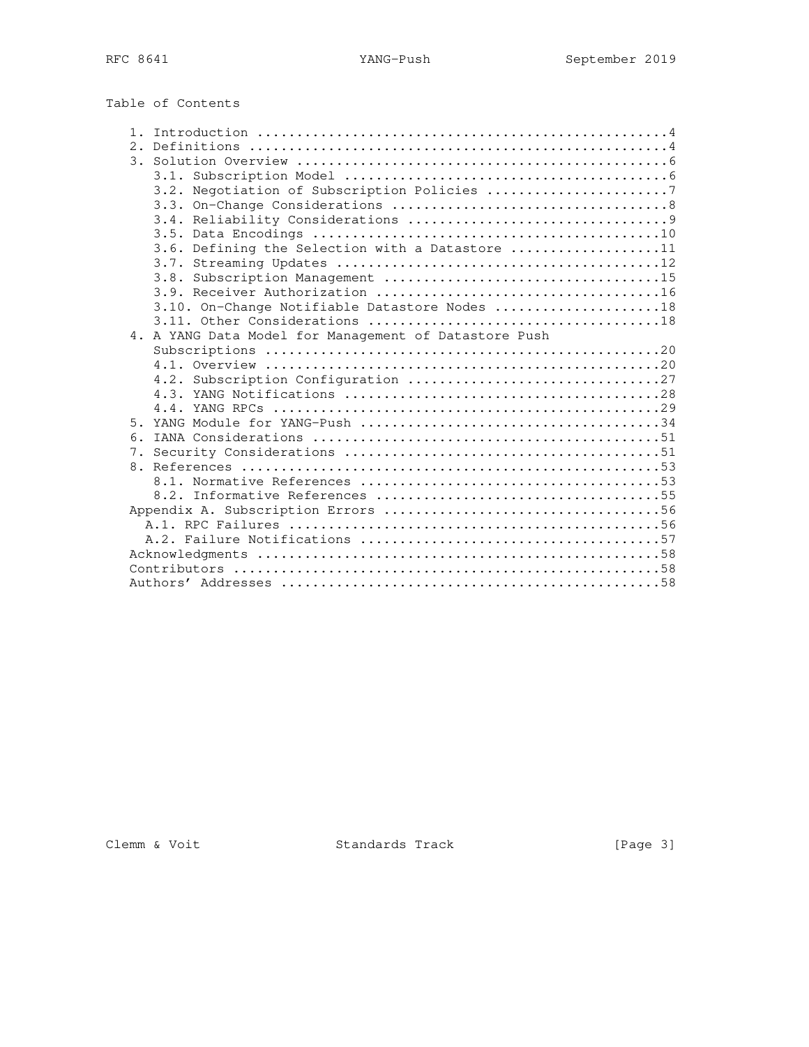Table of Contents

```
   1. Introduction ....................................................4
   2. Definitions .....................................................4
   3. Solution Overview ...............................................6
      3.1. Subscription Model .........................................6
      3.2. Negotiation of Subscription Policies .......................7
      3.3. On-Change Considerations ...................................8
      3.4. Reliability Considerations .................................9
      3.5. Data Encodings ............................................10
      3.6. Defining the Selection with a Datastore ...................11
      3.7. Streaming Updates .........................................12
      3.8. Subscription Management ...................................15
      3.9. Receiver Authorization ....................................16
      3.10. On-Change Notifiable Datastore Nodes .....................18
      3.11. Other Considerations .....................................18
   4. A YANG Data Model for Management of Datastore Push
      Subscriptions ..................................................20
      4.1. Overview ..................................................20
      4.2. Subscription Configuration ................................27
      4.3. YANG Notifications ........................................28
      4.4. YANG RPCs .................................................29
   5. YANG Module for YANG-Push ......................................34
   6. IANA Considerations ............................................51
   7. Security Considerations ........................................51
   8. References .....................................................53
      8.1. Normative References ......................................53
      8.2. Informative References ....................................55
   Appendix A. Subscription Errors ...................................56
     A.1. RPC Failures ...............................................56
     A.2. Failure Notifications ......................................57
   Acknowledgments ...................................................58
   Contributors ......................................................58
   Authors' Addresses ................................................58
```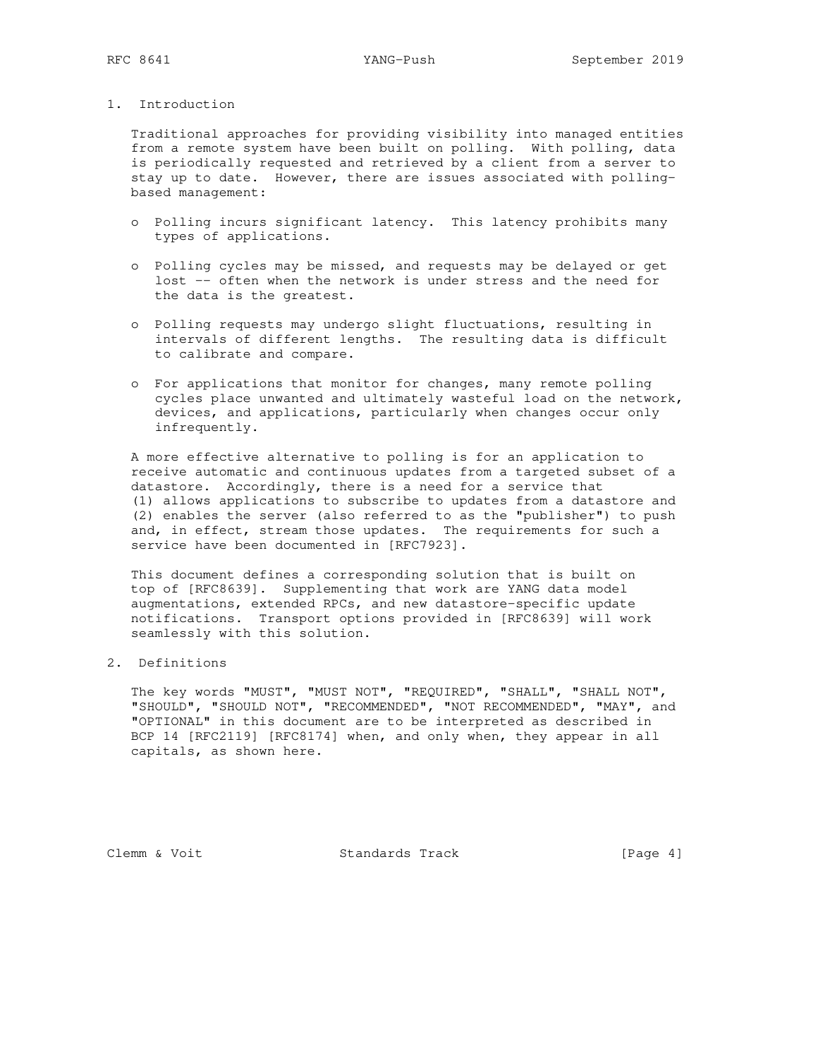## 1. Introduction

Traditional approaches for providing visibility into managed entities from a remote system have been built on polling. With polling, data is periodically requested and retrieved by a client from a server to stay up to date. However, there are issues associated with polling-based management:

- Polling incurs significant latency. This latency prohibits many types of applications.
- Polling cycles may be missed, and requests may be delayed or get lost -- often when the network is under stress and the need for the data is the greatest.
- Polling requests may undergo slight fluctuations, resulting in intervals of different lengths. The resulting data is difficult to calibrate and compare.
- For applications that monitor for changes, many remote polling cycles place unwanted and ultimately wasteful load on the network, devices, and applications, particularly when changes occur only infrequently.

A more effective alternative to polling is for an application to receive automatic and continuous updates from a targeted subset of a datastore. Accordingly, there is a need for a service that (1) allows applications to subscribe to updates from a datastore and (2) enables the server (also referred to as the "publisher") to push and, in effect, stream those updates. The requirements for such a service have been documented in [RFC7923].

This document defines a corresponding solution that is built on top of [RFC8639]. Supplementing that work are YANG data model augmentations, extended RPCs, and new datastore-specific update notifications. Transport options provided in [RFC8639] will work seamlessly with this solution.

## 2. Definitions

The key words "MUST", "MUST NOT", "REQUIRED", "SHALL", "SHALL NOT", "SHOULD", "SHOULD NOT", "RECOMMENDED", "NOT RECOMMENDED", "MAY", and "OPTIONAL" in this document are to be interpreted as described in BCP 14 [RFC2119] [RFC8174] when, and only when, they appear in all capitals, as shown here.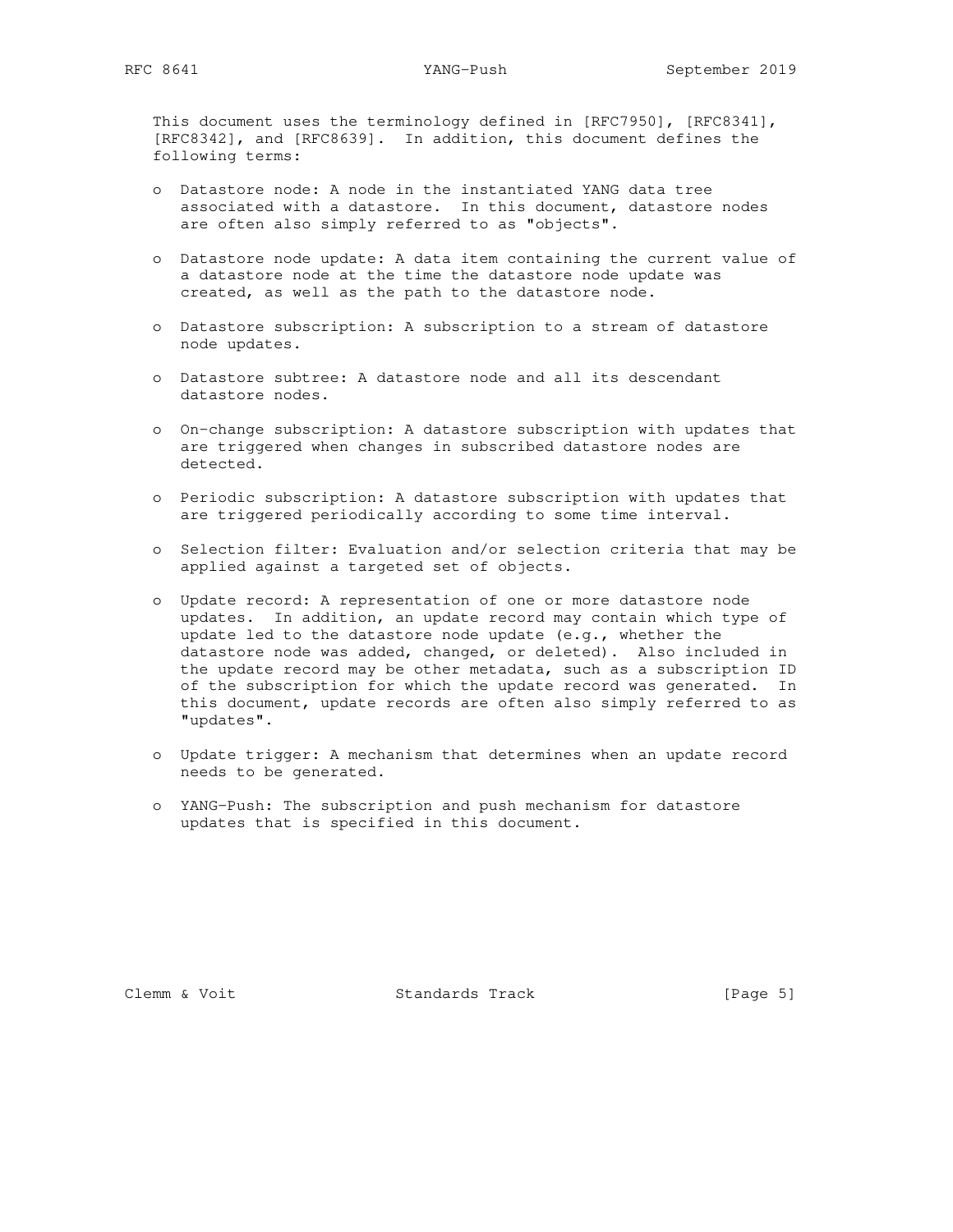This document uses the terminology defined in [RFC7950], [RFC8341], [RFC8342], and [RFC8639]. In addition, this document defines the following terms:

- Datastore node: A node in the instantiated YANG data tree associated with a datastore. In this document, datastore nodes are often also simply referred to as "objects".

- Datastore node update: A data item containing the current value of a datastore node at the time the datastore node update was created, as well as the path to the datastore node.

- Datastore subscription: A subscription to a stream of datastore node updates.

- Datastore subtree: A datastore node and all its descendant datastore nodes.

- On-change subscription: A datastore subscription with updates that are triggered when changes in subscribed datastore nodes are detected.

- Periodic subscription: A datastore subscription with updates that are triggered periodically according to some time interval.

- Selection filter: Evaluation and/or selection criteria that may be applied against a targeted set of objects.

- Update record: A representation of one or more datastore node updates. In addition, an update record may contain which type of update led to the datastore node update (e.g., whether the datastore node was added, changed, or deleted). Also included in the update record may be other metadata, such as a subscription ID of the subscription for which the update record was generated. In this document, update records are often also simply referred to as "updates".

- Update trigger: A mechanism that determines when an update record needs to be generated.

- YANG-Push: The subscription and push mechanism for datastore updates that is specified in this document.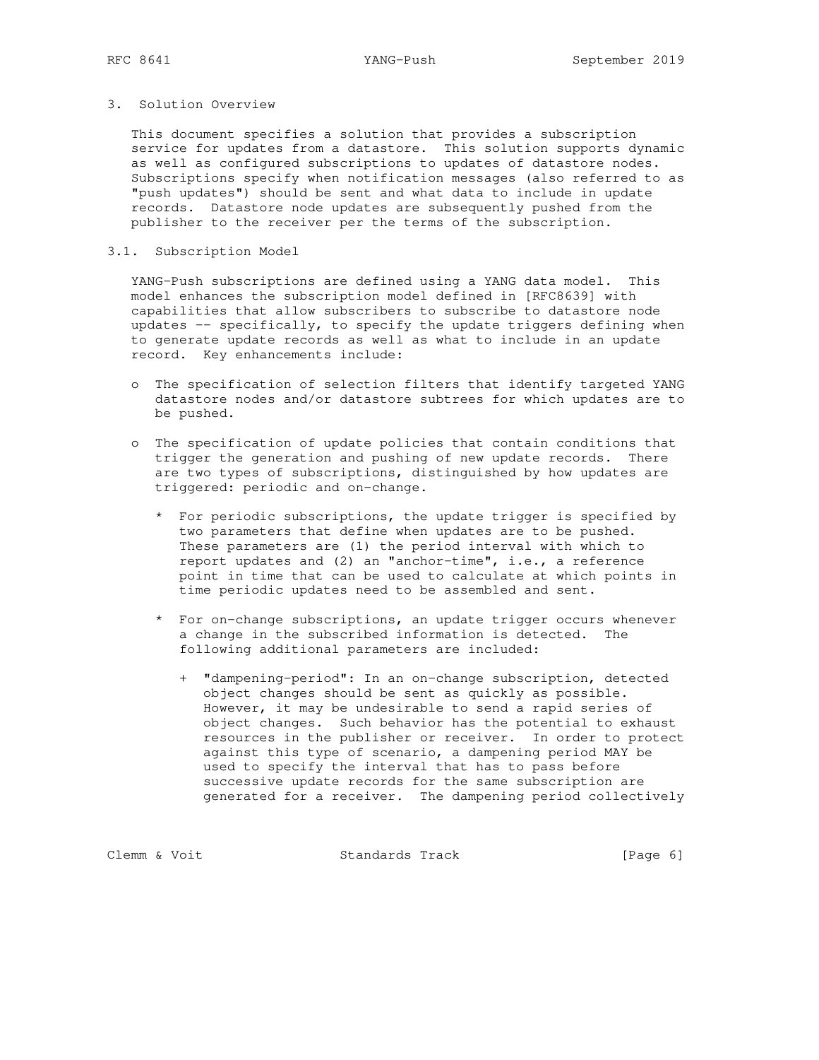## 3. Solution Overview

This document specifies a solution that provides a subscription service for updates from a datastore. This solution supports dynamic as well as configured subscriptions to updates of datastore nodes. Subscriptions specify when notification messages (also referred to as "push updates") should be sent and what data to include in update records. Datastore node updates are subsequently pushed from the publisher to the receiver per the terms of the subscription.

### 3.1. Subscription Model

YANG-Push subscriptions are defined using a YANG data model. This model enhances the subscription model defined in [RFC8639] with capabilities that allow subscribers to subscribe to datastore node updates -- specifically, to specify the update triggers defining when to generate update records as well as what to include in an update record. Key enhancements include:

- The specification of selection filters that identify targeted YANG datastore nodes and/or datastore subtrees for which updates are to be pushed.

- The specification of update policies that contain conditions that trigger the generation and pushing of new update records. There are two types of subscriptions, distinguished by how updates are triggered: periodic and on-change.

  - For periodic subscriptions, the update trigger is specified by two parameters that define when updates are to be pushed. These parameters are (1) the period interval with which to report updates and (2) an "anchor-time", i.e., a reference point in time that can be used to calculate at which points in time periodic updates need to be assembled and sent.

  - For on-change subscriptions, an update trigger occurs whenever a change in the subscribed information is detected. The following additional parameters are included:

    - "dampening-period": In an on-change subscription, detected object changes should be sent as quickly as possible. However, it may be undesirable to send a rapid series of object changes. Such behavior has the potential to exhaust resources in the publisher or receiver. In order to protect against this type of scenario, a dampening period MAY be used to specify the interval that has to pass before successive update records for the same subscription are generated for a receiver. The dampening period collectively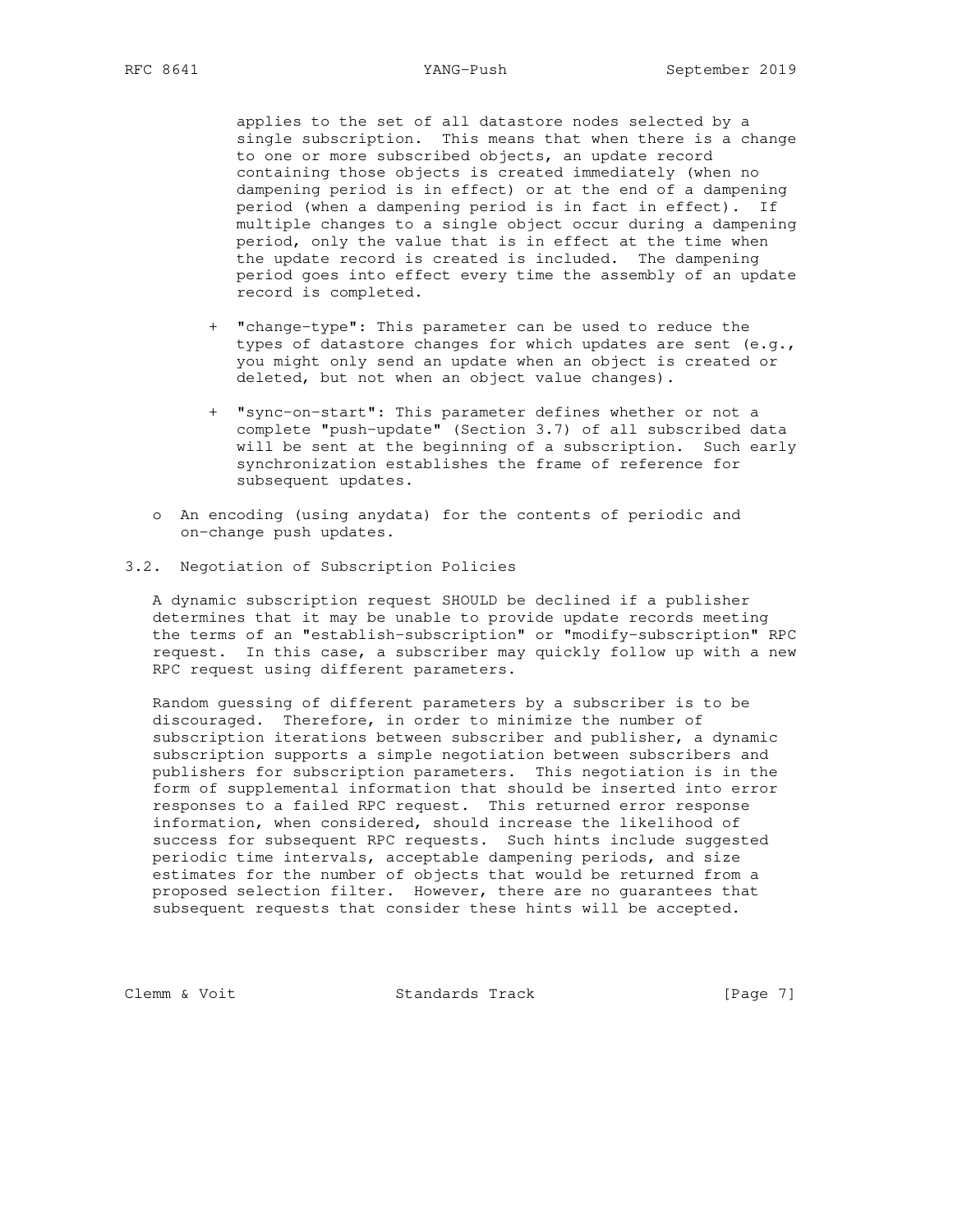applies to the set of all datastore nodes selected by a single subscription. This means that when there is a change to one or more subscribed objects, an update record containing those objects is created immediately (when no dampening period is in effect) or at the end of a dampening period (when a dampening period is in fact in effect). If multiple changes to a single object occur during a dampening period, only the value that is in effect at the time when the update record is created is included. The dampening period goes into effect every time the assembly of an update record is completed.

  + "change-type": This parameter can be used to reduce the types of datastore changes for which updates are sent (e.g., you might only send an update when an object is created or deleted, but not when an object value changes).

  + "sync-on-start": This parameter defines whether or not a complete "push-update" (Section 3.7) of all subscribed data will be sent at the beginning of a subscription. Such early synchronization establishes the frame of reference for subsequent updates.

- An encoding (using anydata) for the contents of periodic and on-change push updates.

## 3.2. Negotiation of Subscription Policies

A dynamic subscription request SHOULD be declined if a publisher determines that it may be unable to provide update records meeting the terms of an "establish-subscription" or "modify-subscription" RPC request. In this case, a subscriber may quickly follow up with a new RPC request using different parameters.

Random guessing of different parameters by a subscriber is to be discouraged. Therefore, in order to minimize the number of subscription iterations between subscriber and publisher, a dynamic subscription supports a simple negotiation between subscribers and publishers for subscription parameters. This negotiation is in the form of supplemental information that should be inserted into error responses to a failed RPC request. This returned error response information, when considered, should increase the likelihood of success for subsequent RPC requests. Such hints include suggested periodic time intervals, acceptable dampening periods, and size estimates for the number of objects that would be returned from a proposed selection filter. However, there are no guarantees that subsequent requests that consider these hints will be accepted.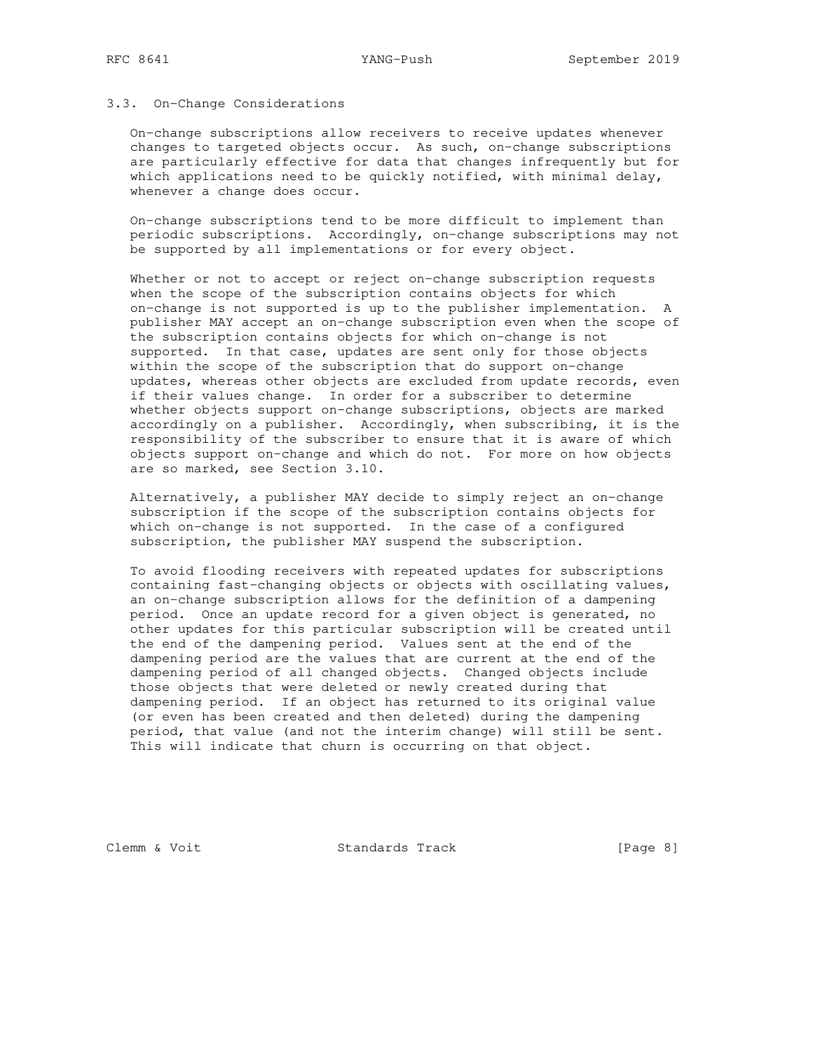### 3.3. On-Change Considerations

On-change subscriptions allow receivers to receive updates whenever changes to targeted objects occur. As such, on-change subscriptions are particularly effective for data that changes infrequently but for which applications need to be quickly notified, with minimal delay, whenever a change does occur.

On-change subscriptions tend to be more difficult to implement than periodic subscriptions. Accordingly, on-change subscriptions may not be supported by all implementations or for every object.

Whether or not to accept or reject on-change subscription requests when the scope of the subscription contains objects for which on-change is not supported is up to the publisher implementation. A publisher MAY accept an on-change subscription even when the scope of the subscription contains objects for which on-change is not supported. In that case, updates are sent only for those objects within the scope of the subscription that do support on-change updates, whereas other objects are excluded from update records, even if their values change. In order for a subscriber to determine whether objects support on-change subscriptions, objects are marked accordingly on a publisher. Accordingly, when subscribing, it is the responsibility of the subscriber to ensure that it is aware of which objects support on-change and which do not. For more on how objects are so marked, see Section 3.10.

Alternatively, a publisher MAY decide to simply reject an on-change subscription if the scope of the subscription contains objects for which on-change is not supported. In the case of a configured subscription, the publisher MAY suspend the subscription.

To avoid flooding receivers with repeated updates for subscriptions containing fast-changing objects or objects with oscillating values, an on-change subscription allows for the definition of a dampening period. Once an update record for a given object is generated, no other updates for this particular subscription will be created until the end of the dampening period. Values sent at the end of the dampening period are the values that are current at the end of the dampening period of all changed objects. Changed objects include those objects that were deleted or newly created during that dampening period. If an object has returned to its original value (or even has been created and then deleted) during the dampening period, that value (and not the interim change) will still be sent. This will indicate that churn is occurring on that object.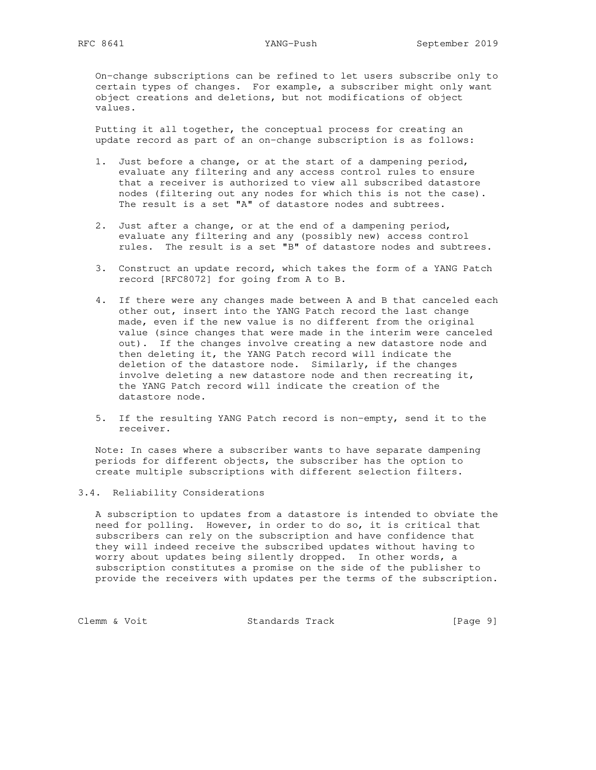On-change subscriptions can be refined to let users subscribe only to certain types of changes. For example, a subscriber might only want object creations and deletions, but not modifications of object values.

Putting it all together, the conceptual process for creating an update record as part of an on-change subscription is as follows:

1. Just before a change, or at the start of a dampening period, evaluate any filtering and any access control rules to ensure that a receiver is authorized to view all subscribed datastore nodes (filtering out any nodes for which this is not the case). The result is a set "A" of datastore nodes and subtrees.

2. Just after a change, or at the end of a dampening period, evaluate any filtering and any (possibly new) access control rules. The result is a set "B" of datastore nodes and subtrees.

3. Construct an update record, which takes the form of a YANG Patch record [RFC8072] for going from A to B.

4. If there were any changes made between A and B that canceled each other out, insert into the YANG Patch record the last change made, even if the new value is no different from the original value (since changes that were made in the interim were canceled out). If the changes involve creating a new datastore node and then deleting it, the YANG Patch record will indicate the deletion of the datastore node. Similarly, if the changes involve deleting a new datastore node and then recreating it, the YANG Patch record will indicate the creation of the datastore node.

5. If the resulting YANG Patch record is non-empty, send it to the receiver.

Note: In cases where a subscriber wants to have separate dampening periods for different objects, the subscriber has the option to create multiple subscriptions with different selection filters.

### 3.4. Reliability Considerations

A subscription to updates from a datastore is intended to obviate the need for polling. However, in order to do so, it is critical that subscribers can rely on the subscription and have confidence that they will indeed receive the subscribed updates without having to worry about updates being silently dropped. In other words, a subscription constitutes a promise on the side of the publisher to provide the receivers with updates per the terms of the subscription.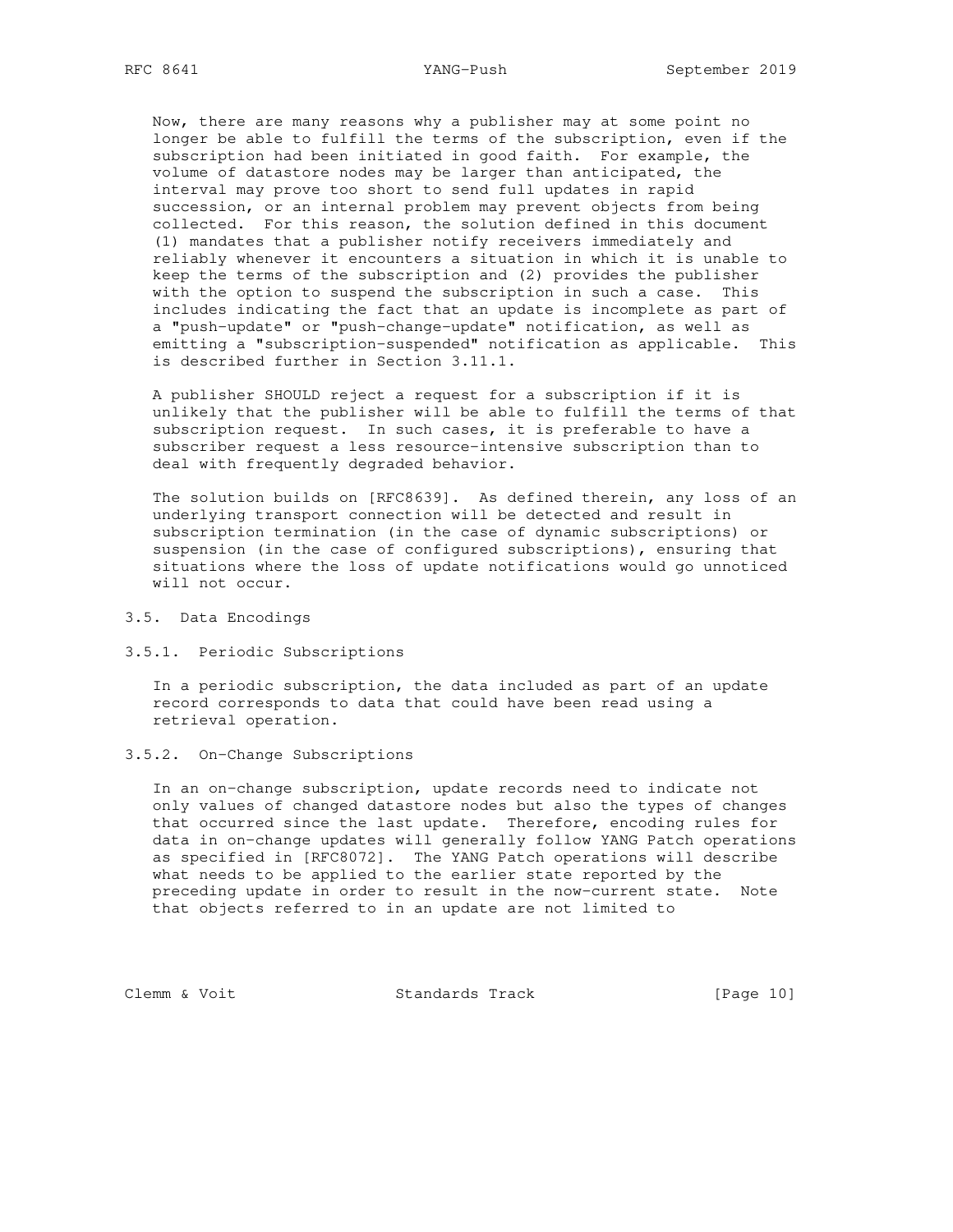Now, there are many reasons why a publisher may at some point no longer be able to fulfill the terms of the subscription, even if the subscription had been initiated in good faith. For example, the volume of datastore nodes may be larger than anticipated, the interval may prove too short to send full updates in rapid succession, or an internal problem may prevent objects from being collected. For this reason, the solution defined in this document (1) mandates that a publisher notify receivers immediately and reliably whenever it encounters a situation in which it is unable to keep the terms of the subscription and (2) provides the publisher with the option to suspend the subscription in such a case. This includes indicating the fact that an update is incomplete as part of a "push-update" or "push-change-update" notification, as well as emitting a "subscription-suspended" notification as applicable. This is described further in Section 3.11.1.

A publisher SHOULD reject a request for a subscription if it is unlikely that the publisher will be able to fulfill the terms of that subscription request. In such cases, it is preferable to have a subscriber request a less resource-intensive subscription than to deal with frequently degraded behavior.

The solution builds on [RFC8639]. As defined therein, any loss of an underlying transport connection will be detected and result in subscription termination (in the case of dynamic subscriptions) or suspension (in the case of configured subscriptions), ensuring that situations where the loss of update notifications would go unnoticed will not occur.

## 3.5. Data Encodings

### 3.5.1. Periodic Subscriptions

In a periodic subscription, the data included as part of an update record corresponds to data that could have been read using a retrieval operation.

### 3.5.2. On-Change Subscriptions

In an on-change subscription, update records need to indicate not only values of changed datastore nodes but also the types of changes that occurred since the last update. Therefore, encoding rules for data in on-change updates will generally follow YANG Patch operations as specified in [RFC8072]. The YANG Patch operations will describe what needs to be applied to the earlier state reported by the preceding update in order to result in the now-current state. Note that objects referred to in an update are not limited to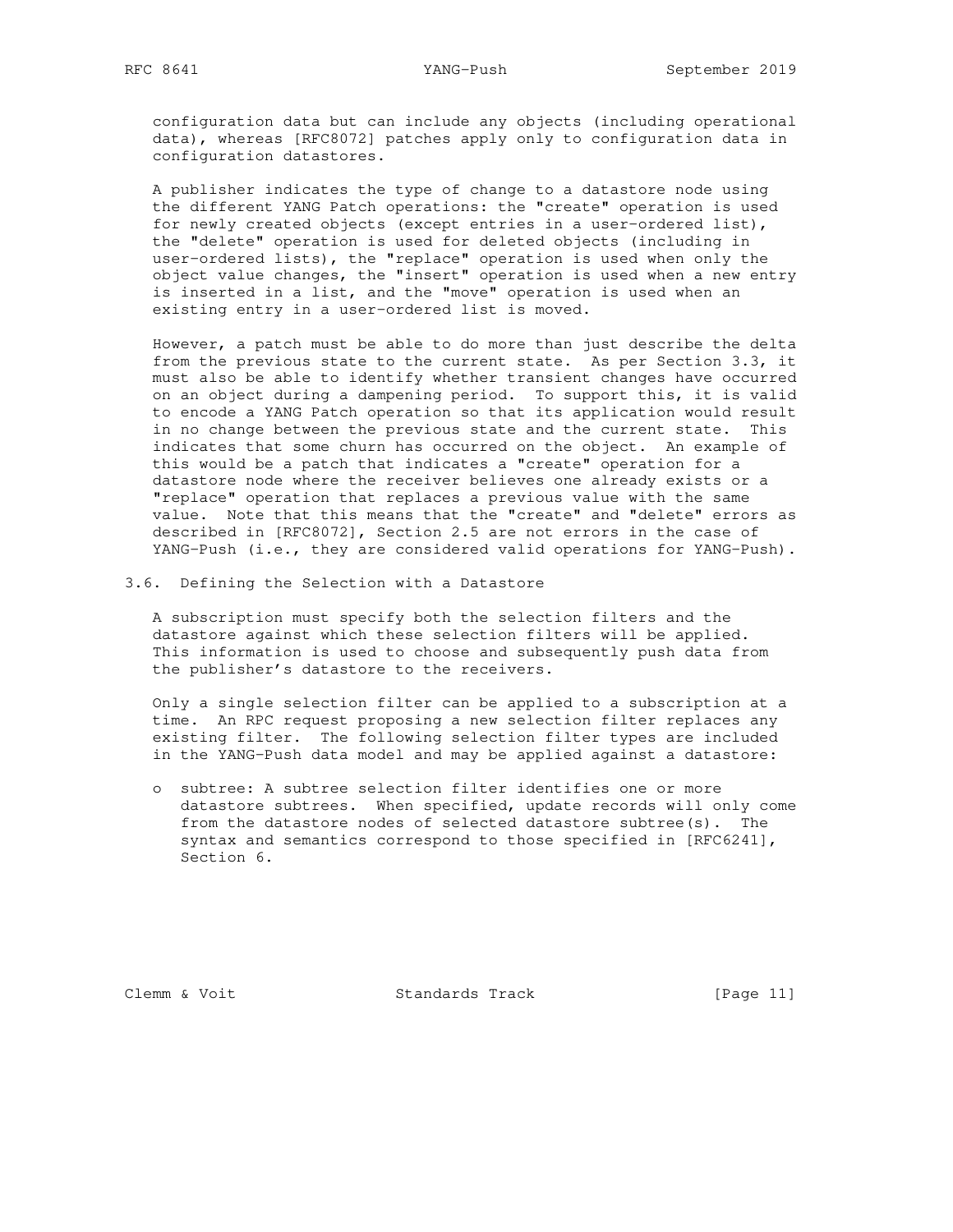configuration data but can include any objects (including operational data), whereas [RFC8072] patches apply only to configuration data in configuration datastores.

A publisher indicates the type of change to a datastore node using the different YANG Patch operations: the "create" operation is used for newly created objects (except entries in a user-ordered list), the "delete" operation is used for deleted objects (including in user-ordered lists), the "replace" operation is used when only the object value changes, the "insert" operation is used when a new entry is inserted in a list, and the "move" operation is used when an existing entry in a user-ordered list is moved.

However, a patch must be able to do more than just describe the delta from the previous state to the current state. As per Section 3.3, it must also be able to identify whether transient changes have occurred on an object during a dampening period. To support this, it is valid to encode a YANG Patch operation so that its application would result in no change between the previous state and the current state. This indicates that some churn has occurred on the object. An example of this would be a patch that indicates a "create" operation for a datastore node where the receiver believes one already exists or a "replace" operation that replaces a previous value with the same value. Note that this means that the "create" and "delete" errors as described in [RFC8072], Section 2.5 are not errors in the case of YANG-Push (i.e., they are considered valid operations for YANG-Push).

## 3.6. Defining the Selection with a Datastore

A subscription must specify both the selection filters and the datastore against which these selection filters will be applied. This information is used to choose and subsequently push data from the publisher's datastore to the receivers.

Only a single selection filter can be applied to a subscription at a time. An RPC request proposing a new selection filter replaces any existing filter. The following selection filter types are included in the YANG-Push data model and may be applied against a datastore:

- subtree: A subtree selection filter identifies one or more datastore subtrees. When specified, update records will only come from the datastore nodes of selected datastore subtree(s). The syntax and semantics correspond to those specified in [RFC6241], Section 6.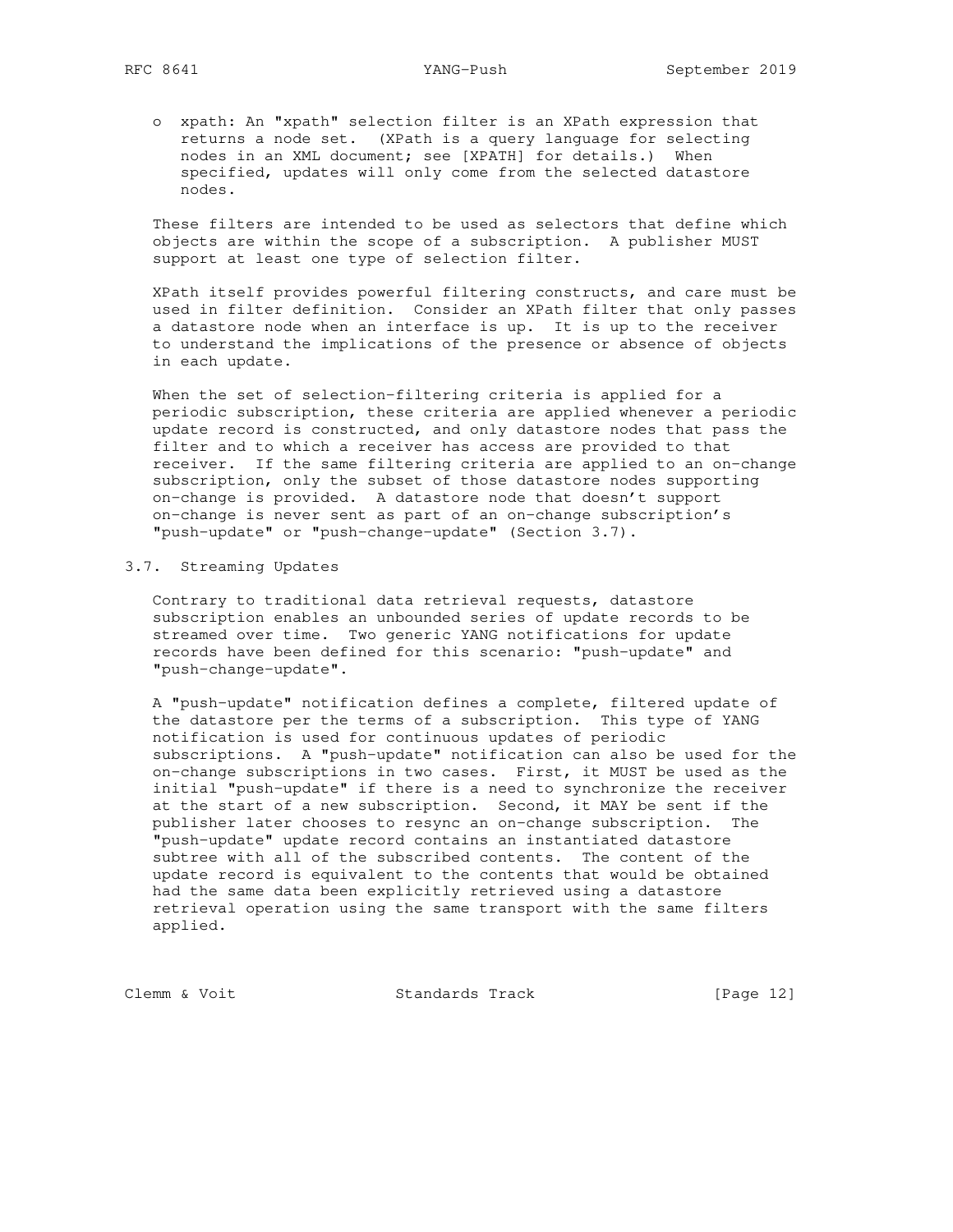- xpath: An "xpath" selection filter is an XPath expression that returns a node set. (XPath is a query language for selecting nodes in an XML document; see [XPATH] for details.) When specified, updates will only come from the selected datastore nodes.

These filters are intended to be used as selectors that define which objects are within the scope of a subscription. A publisher MUST support at least one type of selection filter.

XPath itself provides powerful filtering constructs, and care must be used in filter definition. Consider an XPath filter that only passes a datastore node when an interface is up. It is up to the receiver to understand the implications of the presence or absence of objects in each update.

When the set of selection-filtering criteria is applied for a periodic subscription, these criteria are applied whenever a periodic update record is constructed, and only datastore nodes that pass the filter and to which a receiver has access are provided to that receiver. If the same filtering criteria are applied to an on-change subscription, only the subset of those datastore nodes supporting on-change is provided. A datastore node that doesn't support on-change is never sent as part of an on-change subscription's "push-update" or "push-change-update" (Section 3.7).

## 3.7. Streaming Updates

Contrary to traditional data retrieval requests, datastore subscription enables an unbounded series of update records to be streamed over time. Two generic YANG notifications for update records have been defined for this scenario: "push-update" and "push-change-update".

A "push-update" notification defines a complete, filtered update of the datastore per the terms of a subscription. This type of YANG notification is used for continuous updates of periodic subscriptions. A "push-update" notification can also be used for the on-change subscriptions in two cases. First, it MUST be used as the initial "push-update" if there is a need to synchronize the receiver at the start of a new subscription. Second, it MAY be sent if the publisher later chooses to resync an on-change subscription. The "push-update" update record contains an instantiated datastore subtree with all of the subscribed contents. The content of the update record is equivalent to the contents that would be obtained had the same data been explicitly retrieved using a datastore retrieval operation using the same transport with the same filters applied.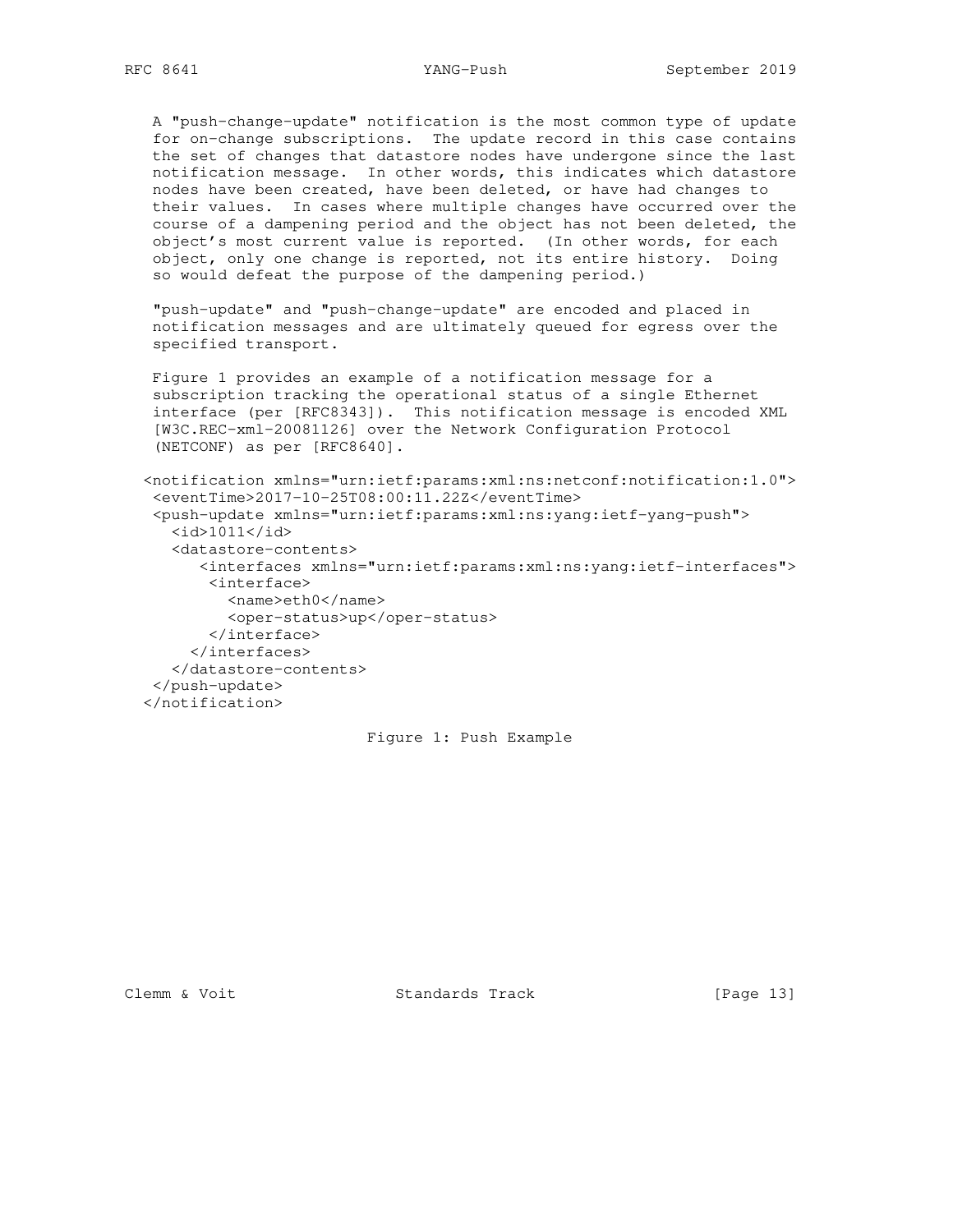A "push-change-update" notification is the most common type of update for on-change subscriptions. The update record in this case contains the set of changes that datastore nodes have undergone since the last notification message. In other words, this indicates which datastore nodes have been created, have been deleted, or have had changes to their values. In cases where multiple changes have occurred over the course of a dampening period and the object has not been deleted, the object's most current value is reported. (In other words, for each object, only one change is reported, not its entire history. Doing so would defeat the purpose of the dampening period.)

"push-update" and "push-change-update" are encoded and placed in notification messages and are ultimately queued for egress over the specified transport.

Figure 1 provides an example of a notification message for a subscription tracking the operational status of a single Ethernet interface (per [RFC8343]). This notification message is encoded XML [W3C.REC-xml-20081126] over the Network Configuration Protocol (NETCONF) as per [RFC8640].

```
<notification xmlns="urn:ietf:params:xml:ns:netconf:notification:1.0">
 <eventTime>2017-10-25T08:00:11.22Z</eventTime>
 <push-update xmlns="urn:ietf:params:xml:ns:yang:ietf-yang-push">
   <id>1011</id>
   <datastore-contents>
      <interfaces xmlns="urn:ietf:params:xml:ns:yang:ietf-interfaces">
       <interface>
         <name>eth0</name>
         <oper-status>up</oper-status>
       </interface>
     </interfaces>
   </datastore-contents>
 </push-update>
</notification>
```

Figure 1: Push Example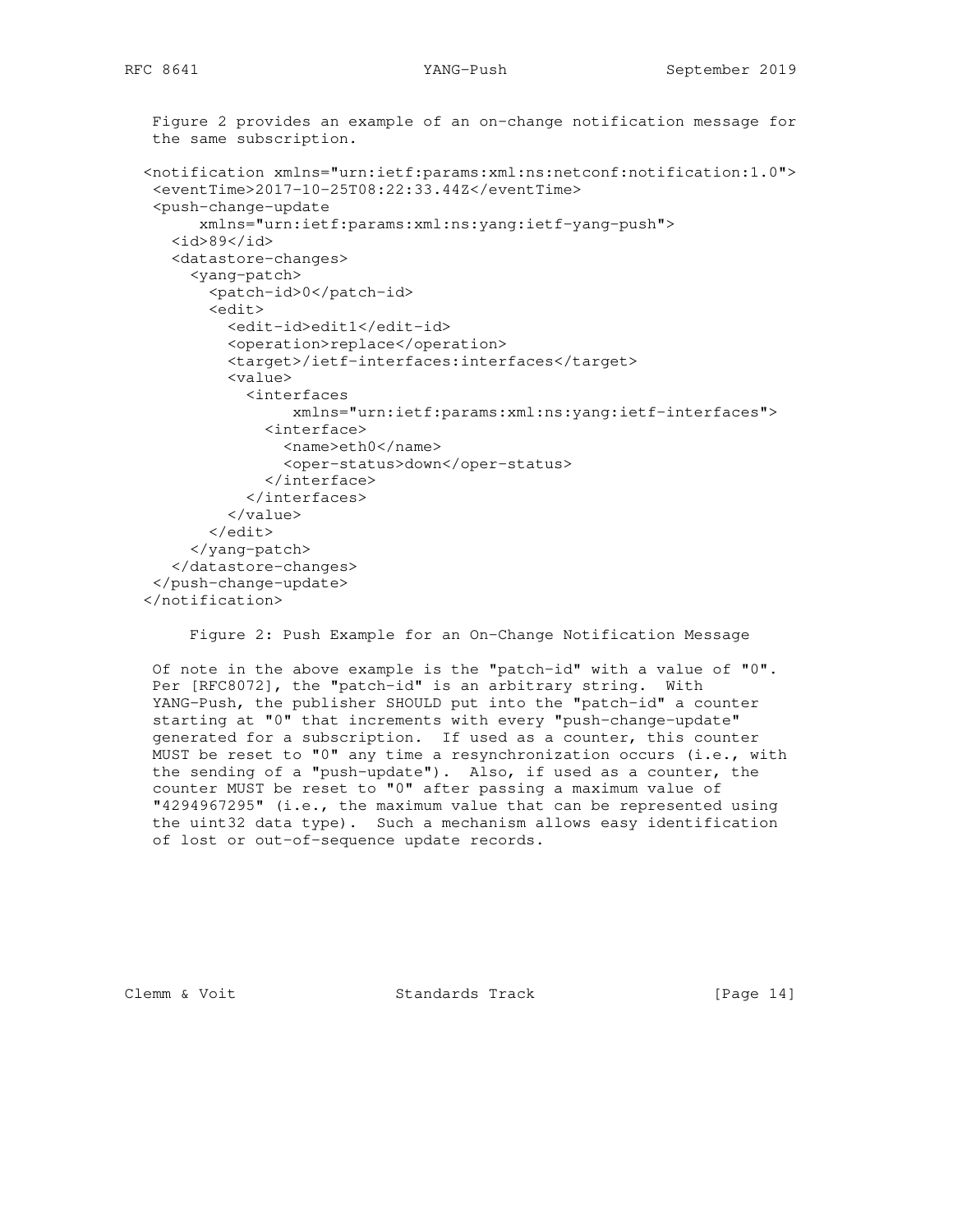Figure 2 provides an example of an on-change notification message for the same subscription.

```
<notification xmlns="urn:ietf:params:xml:ns:netconf:notification:1.0">
 <eventTime>2017-10-25T08:22:33.44Z</eventTime>
 <push-change-update
      xmlns="urn:ietf:params:xml:ns:yang:ietf-yang-push">
   <id>89</id>
   <datastore-changes>
     <yang-patch>
       <patch-id>0</patch-id>
       <edit>
         <edit-id>edit1</edit-id>
         <operation>replace</operation>
         <target>/ietf-interfaces:interfaces</target>
         <value>
           <interfaces
                xmlns="urn:ietf:params:xml:ns:yang:ietf-interfaces">
             <interface>
               <name>eth0</name>
               <oper-status>down</oper-status>
             </interface>
           </interfaces>
         </value>
       </edit>
     </yang-patch>
   </datastore-changes>
 </push-change-update>
</notification>
```

Figure 2: Push Example for an On-Change Notification Message

Of note in the above example is the "patch-id" with a value of "0". Per [RFC8072], the "patch-id" is an arbitrary string. With YANG-Push, the publisher SHOULD put into the "patch-id" a counter starting at "0" that increments with every "push-change-update" generated for a subscription. If used as a counter, this counter MUST be reset to "0" any time a resynchronization occurs (i.e., with the sending of a "push-update"). Also, if used as a counter, the counter MUST be reset to "0" after passing a maximum value of "4294967295" (i.e., the maximum value that can be represented using the uint32 data type). Such a mechanism allows easy identification of lost or out-of-sequence update records.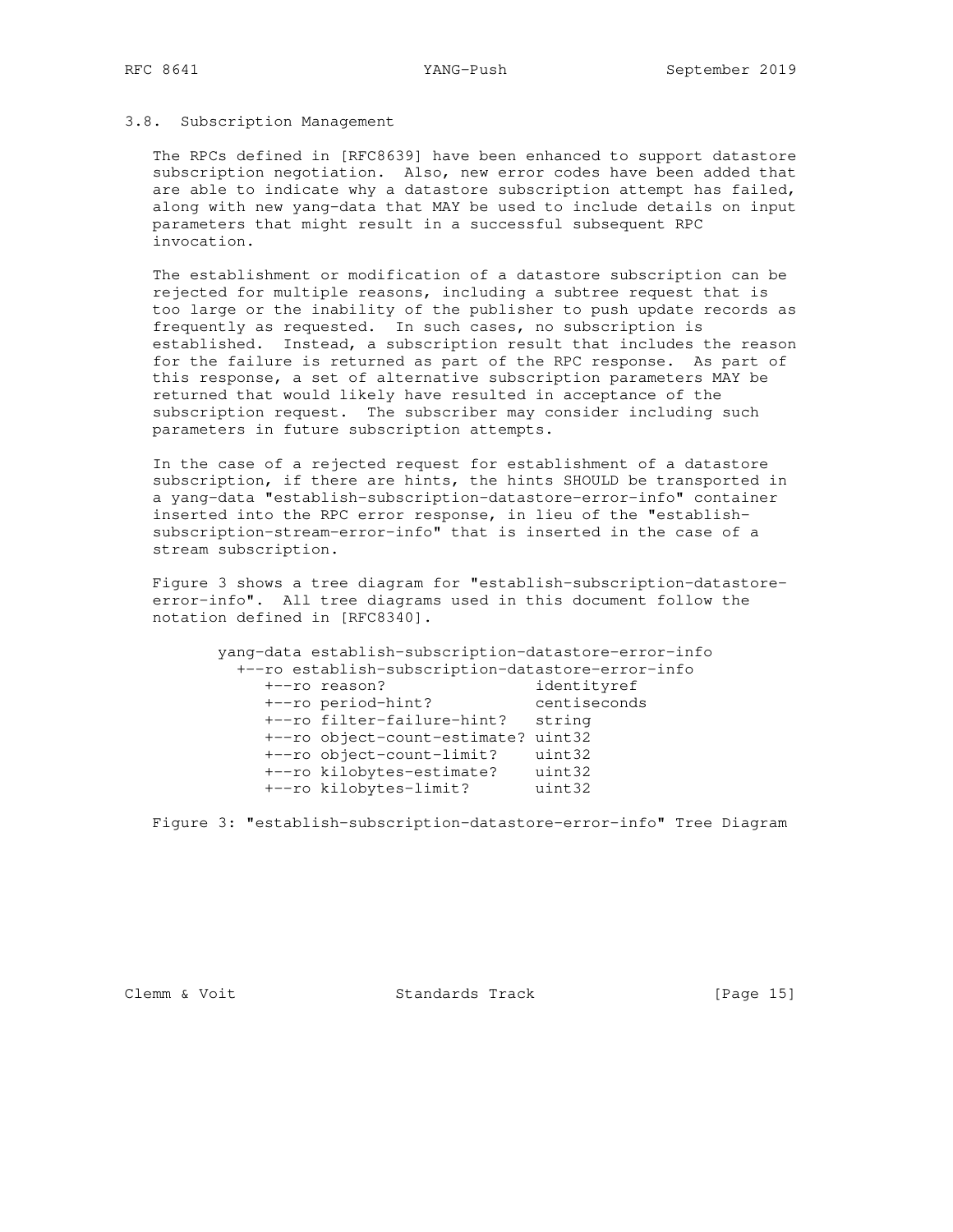### 3.8. Subscription Management

The RPCs defined in [RFC8639] have been enhanced to support datastore subscription negotiation. Also, new error codes have been added that are able to indicate why a datastore subscription attempt has failed, along with new yang-data that MAY be used to include details on input parameters that might result in a successful subsequent RPC invocation.

The establishment or modification of a datastore subscription can be rejected for multiple reasons, including a subtree request that is too large or the inability of the publisher to push update records as frequently as requested. In such cases, no subscription is established. Instead, a subscription result that includes the reason for the failure is returned as part of the RPC response. As part of this response, a set of alternative subscription parameters MAY be returned that would likely have resulted in acceptance of the subscription request. The subscriber may consider including such parameters in future subscription attempts.

In the case of a rejected request for establishment of a datastore subscription, if there are hints, the hints SHOULD be transported in a yang-data "establish-subscription-datastore-error-info" container inserted into the RPC error response, in lieu of the "establish-subscription-stream-error-info" that is inserted in the case of a stream subscription.

Figure 3 shows a tree diagram for "establish-subscription-datastore-error-info". All tree diagrams used in this document follow the notation defined in [RFC8340].

```
     yang-data establish-subscription-datastore-error-info
       +--ro establish-subscription-datastore-error-info
          +--ro reason?                 identityref
          +--ro period-hint?            centiseconds
          +--ro filter-failure-hint?    string
          +--ro object-count-estimate? uint32
          +--ro object-count-limit?    uint32
          +--ro kilobytes-estimate?    uint32
          +--ro kilobytes-limit?       uint32
```

Figure 3: "establish-subscription-datastore-error-info" Tree Diagram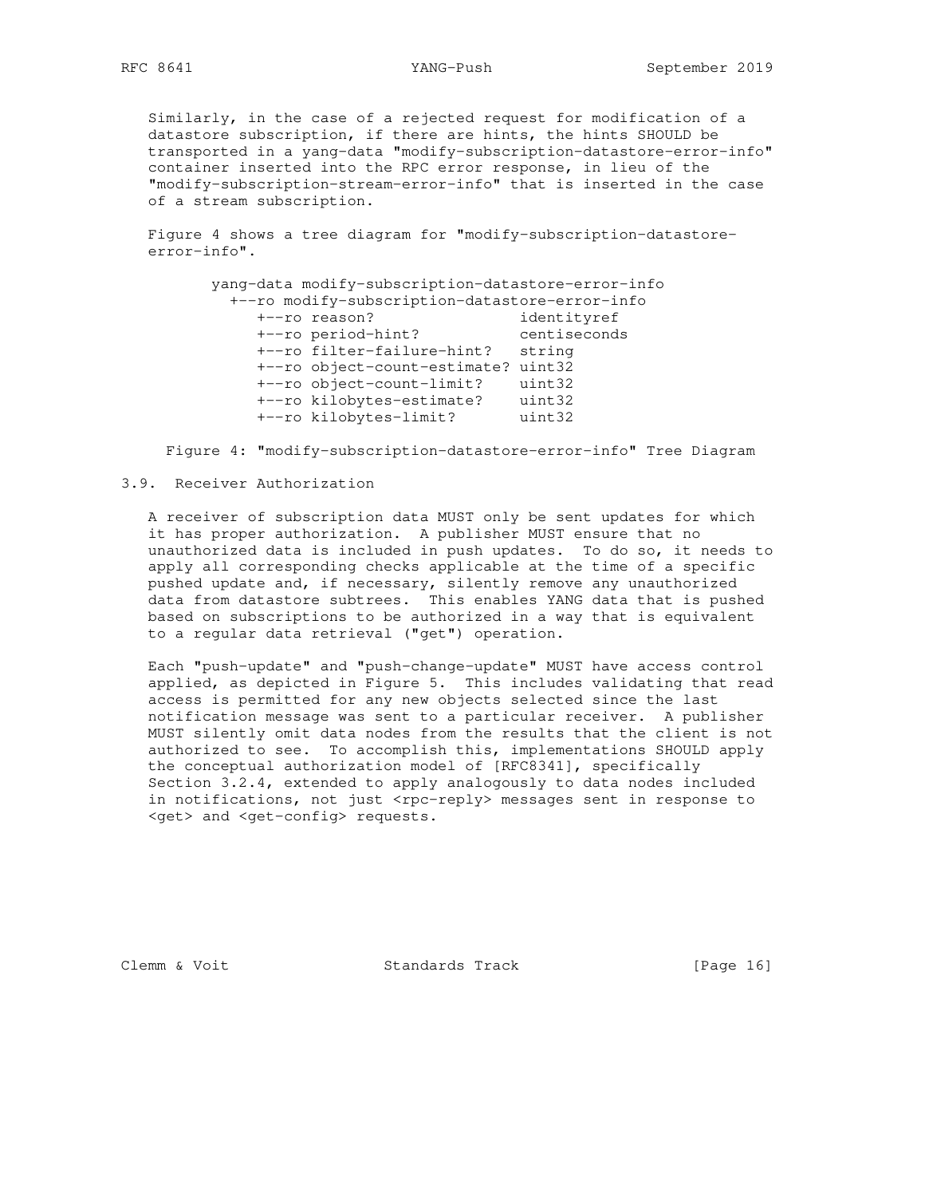Similarly, in the case of a rejected request for modification of a datastore subscription, if there are hints, the hints SHOULD be transported in a yang-data "modify-subscription-datastore-error-info" container inserted into the RPC error response, in lieu of the "modify-subscription-stream-error-info" that is inserted in the case of a stream subscription.

Figure 4 shows a tree diagram for "modify-subscription-datastore-error-info".

```
yang-data modify-subscription-datastore-error-info
  +--ro modify-subscription-datastore-error-info
     +--ro reason?                  identityref
     +--ro period-hint?             centiseconds
     +--ro filter-failure-hint?     string
     +--ro object-count-estimate?   uint32
     +--ro object-count-limit?      uint32
     +--ro kilobytes-estimate?      uint32
     +--ro kilobytes-limit?         uint32
```

Figure 4: "modify-subscription-datastore-error-info" Tree Diagram

### 3.9. Receiver Authorization

A receiver of subscription data MUST only be sent updates for which it has proper authorization. A publisher MUST ensure that no unauthorized data is included in push updates. To do so, it needs to apply all corresponding checks applicable at the time of a specific pushed update and, if necessary, silently remove any unauthorized data from datastore subtrees. This enables YANG data that is pushed based on subscriptions to be authorized in a way that is equivalent to a regular data retrieval ("get") operation.

Each "push-update" and "push-change-update" MUST have access control applied, as depicted in Figure 5. This includes validating that read access is permitted for any new objects selected since the last notification message was sent to a particular receiver. A publisher MUST silently omit data nodes from the results that the client is not authorized to see. To accomplish this, implementations SHOULD apply the conceptual authorization model of [RFC8341], specifically Section 3.2.4, extended to apply analogously to data nodes included in notifications, not just <rpc-reply> messages sent in response to <get> and <get-config> requests.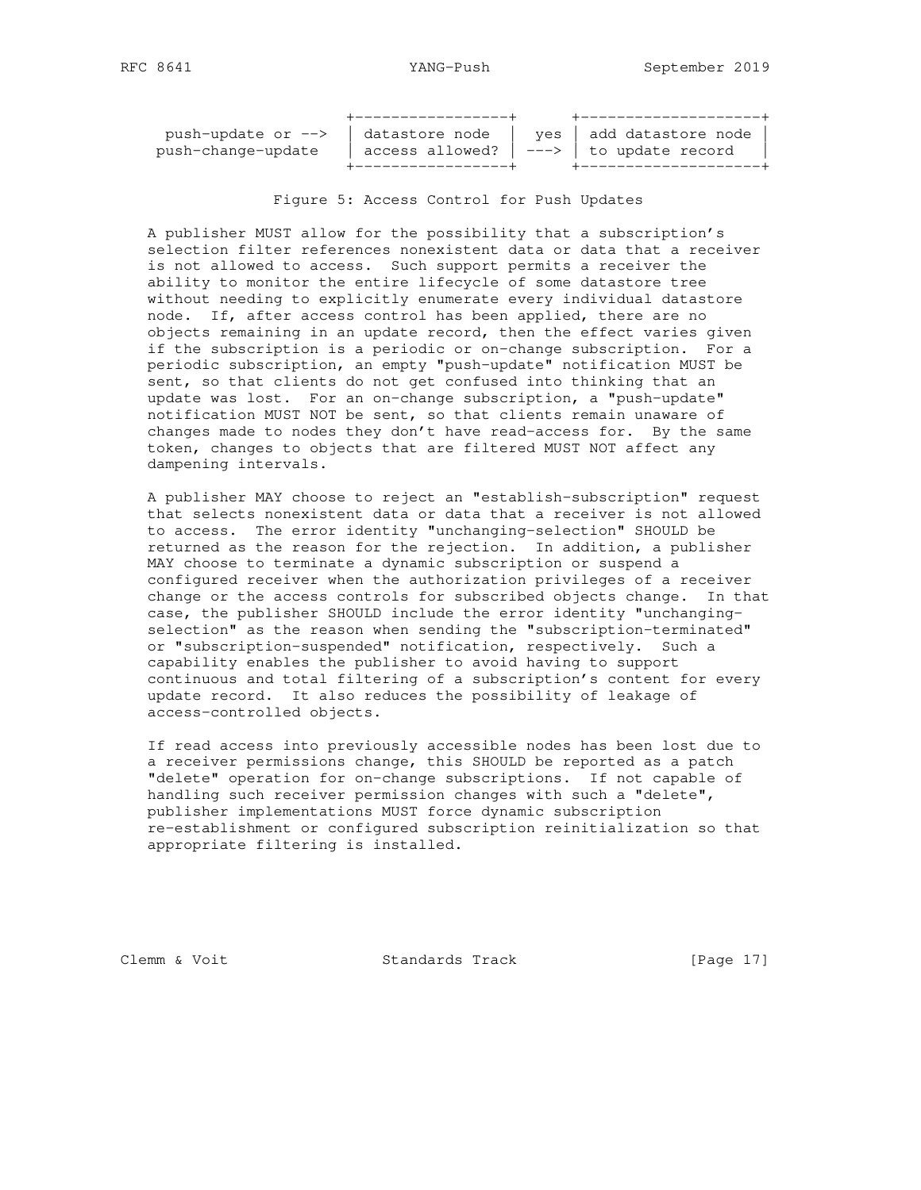```
                      +-----------------+      +--------------------+
  push-update or -->  | datastore node  |  yes | add datastore node |
 push-change-update   | access allowed? | ---> | to update record   |
                      +-----------------+      +--------------------+
```

Figure 5: Access Control for Push Updates

A publisher MUST allow for the possibility that a subscription's selection filter references nonexistent data or data that a receiver is not allowed to access. Such support permits a receiver the ability to monitor the entire lifecycle of some datastore tree without needing to explicitly enumerate every individual datastore node. If, after access control has been applied, there are no objects remaining in an update record, then the effect varies given if the subscription is a periodic or on-change subscription. For a periodic subscription, an empty "push-update" notification MUST be sent, so that clients do not get confused into thinking that an update was lost. For an on-change subscription, a "push-update" notification MUST NOT be sent, so that clients remain unaware of changes made to nodes they don't have read-access for. By the same token, changes to objects that are filtered MUST NOT affect any dampening intervals.

A publisher MAY choose to reject an "establish-subscription" request that selects nonexistent data or data that a receiver is not allowed to access. The error identity "unchanging-selection" SHOULD be returned as the reason for the rejection. In addition, a publisher MAY choose to terminate a dynamic subscription or suspend a configured receiver when the authorization privileges of a receiver change or the access controls for subscribed objects change. In that case, the publisher SHOULD include the error identity "unchanging-selection" as the reason when sending the "subscription-terminated" or "subscription-suspended" notification, respectively. Such a capability enables the publisher to avoid having to support continuous and total filtering of a subscription's content for every update record. It also reduces the possibility of leakage of access-controlled objects.

If read access into previously accessible nodes has been lost due to a receiver permissions change, this SHOULD be reported as a patch "delete" operation for on-change subscriptions. If not capable of handling such receiver permission changes with such a "delete", publisher implementations MUST force dynamic subscription re-establishment or configured subscription reinitialization so that appropriate filtering is installed.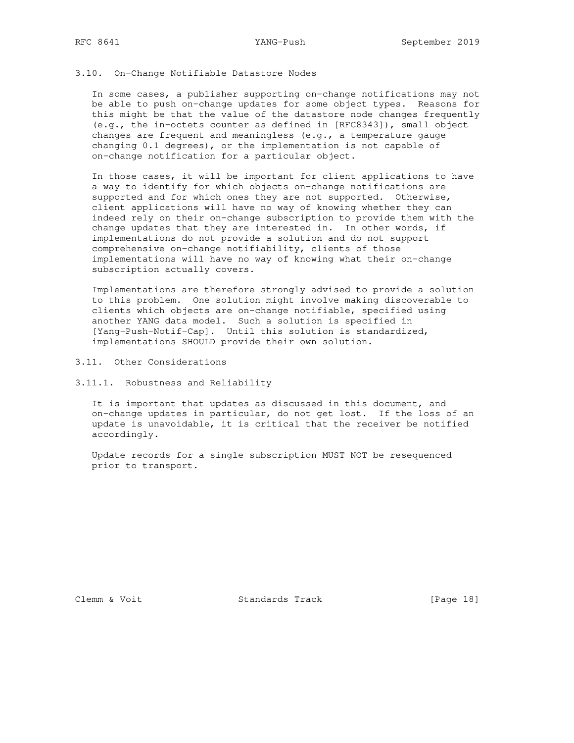### 3.10. On-Change Notifiable Datastore Nodes

In some cases, a publisher supporting on-change notifications may not be able to push on-change updates for some object types. Reasons for this might be that the value of the datastore node changes frequently (e.g., the in-octets counter as defined in [RFC8343]), small object changes are frequent and meaningless (e.g., a temperature gauge changing 0.1 degrees), or the implementation is not capable of on-change notification for a particular object.

In those cases, it will be important for client applications to have a way to identify for which objects on-change notifications are supported and for which ones they are not supported. Otherwise, client applications will have no way of knowing whether they can indeed rely on their on-change subscription to provide them with the change updates that they are interested in. In other words, if implementations do not provide a solution and do not support comprehensive on-change notifiability, clients of those implementations will have no way of knowing what their on-change subscription actually covers.

Implementations are therefore strongly advised to provide a solution to this problem. One solution might involve making discoverable to clients which objects are on-change notifiable, specified using another YANG data model. Such a solution is specified in [Yang-Push-Notif-Cap]. Until this solution is standardized, implementations SHOULD provide their own solution.

### 3.11. Other Considerations

#### 3.11.1. Robustness and Reliability

It is important that updates as discussed in this document, and on-change updates in particular, do not get lost. If the loss of an update is unavoidable, it is critical that the receiver be notified accordingly.

Update records for a single subscription MUST NOT be resequenced prior to transport.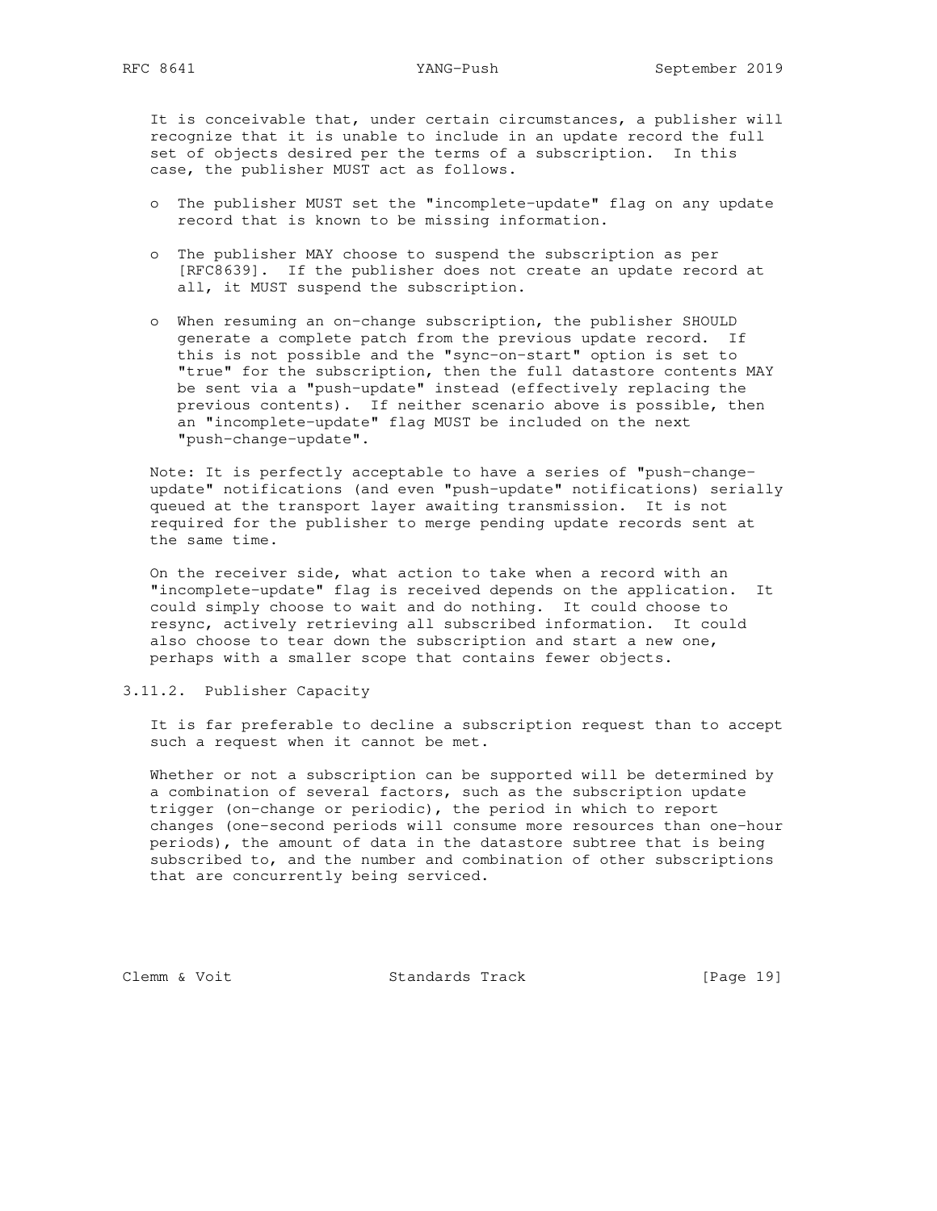It is conceivable that, under certain circumstances, a publisher will recognize that it is unable to include in an update record the full set of objects desired per the terms of a subscription. In this case, the publisher MUST act as follows.

- The publisher MUST set the "incomplete-update" flag on any update record that is known to be missing information.

- The publisher MAY choose to suspend the subscription as per [RFC8639]. If the publisher does not create an update record at all, it MUST suspend the subscription.

- When resuming an on-change subscription, the publisher SHOULD generate a complete patch from the previous update record. If this is not possible and the "sync-on-start" option is set to "true" for the subscription, then the full datastore contents MAY be sent via a "push-update" instead (effectively replacing the previous contents). If neither scenario above is possible, then an "incomplete-update" flag MUST be included on the next "push-change-update".

Note: It is perfectly acceptable to have a series of "push-change-update" notifications (and even "push-update" notifications) serially queued at the transport layer awaiting transmission. It is not required for the publisher to merge pending update records sent at the same time.

On the receiver side, what action to take when a record with an "incomplete-update" flag is received depends on the application. It could simply choose to wait and do nothing. It could choose to resync, actively retrieving all subscribed information. It could also choose to tear down the subscription and start a new one, perhaps with a smaller scope that contains fewer objects.

### 3.11.2. Publisher Capacity

It is far preferable to decline a subscription request than to accept such a request when it cannot be met.

Whether or not a subscription can be supported will be determined by a combination of several factors, such as the subscription update trigger (on-change or periodic), the period in which to report changes (one-second periods will consume more resources than one-hour periods), the amount of data in the datastore subtree that is being subscribed to, and the number and combination of other subscriptions that are concurrently being serviced.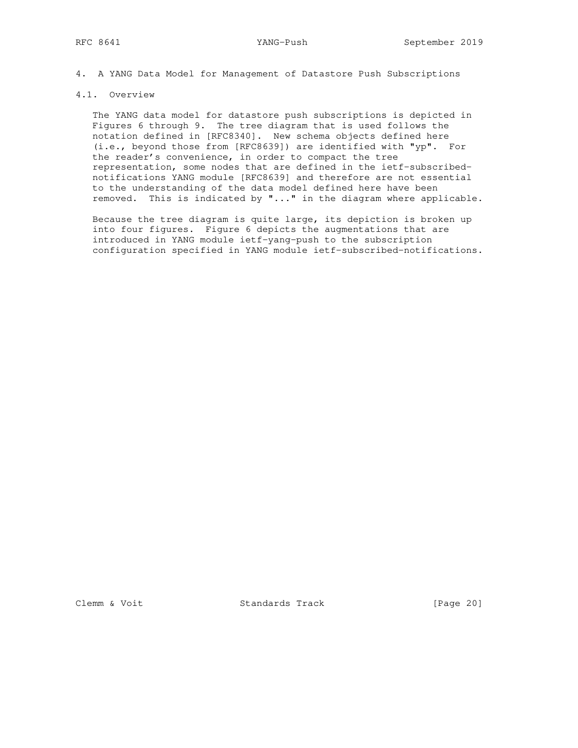# 4. A YANG Data Model for Management of Datastore Push Subscriptions

## 4.1. Overview

The YANG data model for datastore push subscriptions is depicted in Figures 6 through 9. The tree diagram that is used follows the notation defined in [RFC8340]. New schema objects defined here (i.e., beyond those from [RFC8639]) are identified with "yp". For the reader's convenience, in order to compact the tree representation, some nodes that are defined in the ietf-subscribed-notifications YANG module [RFC8639] and therefore are not essential to the understanding of the data model defined here have been removed. This is indicated by "..." in the diagram where applicable.

Because the tree diagram is quite large, its depiction is broken up into four figures. Figure 6 depicts the augmentations that are introduced in YANG module ietf-yang-push to the subscription configuration specified in YANG module ietf-subscribed-notifications.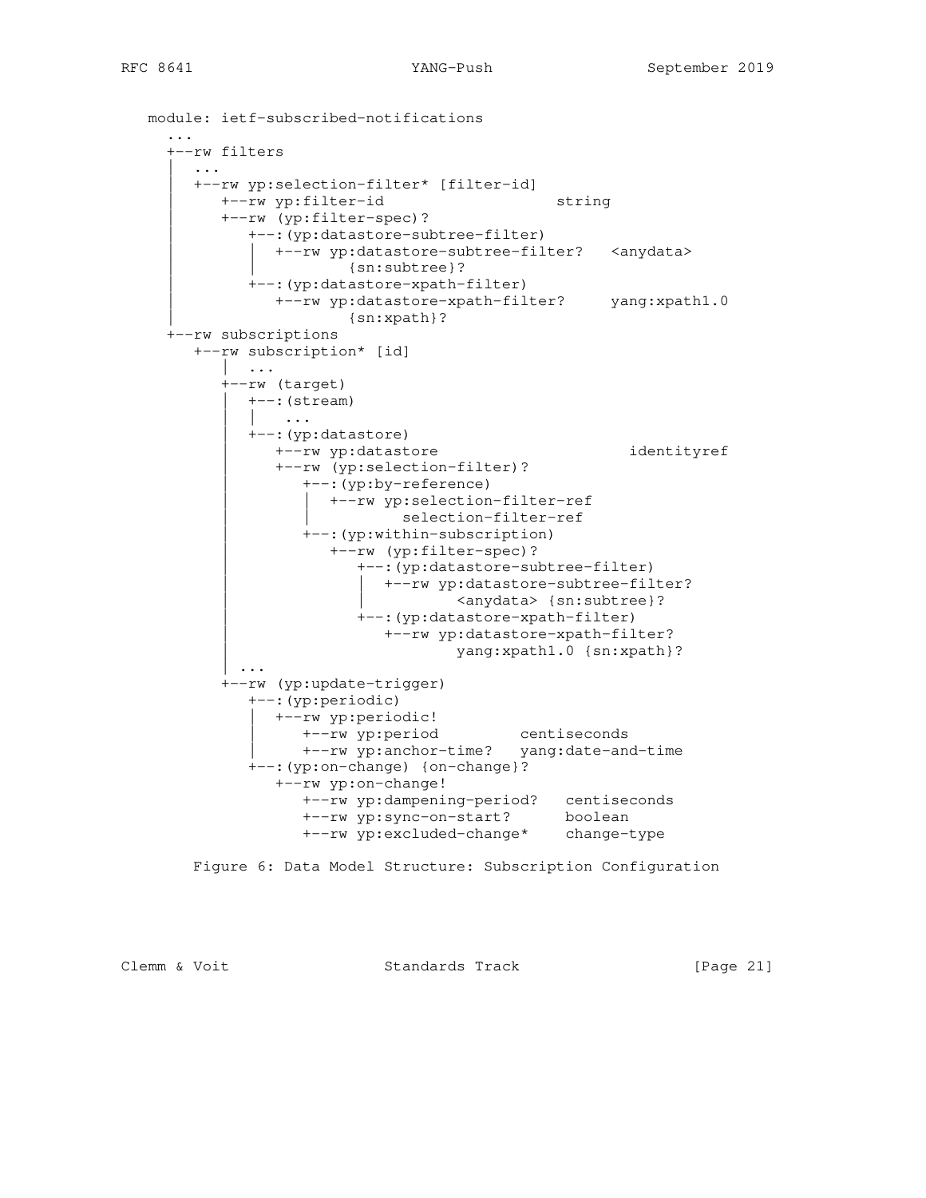```
module: ietf-subscribed-notifications
  ...
  +--rw filters
  |  ...
  |  +--rw yp:selection-filter* [filter-id]
  |     +--rw yp:filter-id                   string
  |     +--rw (yp:filter-spec)?
  |        +--:(yp:datastore-subtree-filter)
  |        |  +--rw yp:datastore-subtree-filter?   <anydata>
  |        |          {sn:subtree}?
  |        +--:(yp:datastore-xpath-filter)
  |           +--rw yp:datastore-xpath-filter?     yang:xpath1.0
  |                   {sn:xpath}?
  +--rw subscriptions
     +--rw subscription* [id]
        |  ...
        +--rw (target)
        |  +--:(stream)
        |  |   ...
        |  +--:(yp:datastore)
        |     +--rw yp:datastore                       identityref
        |     +--rw (yp:selection-filter)?
        |        +--:(yp:by-reference)
        |        |  +--rw yp:selection-filter-ref
        |        |          selection-filter-ref
        |        +--:(yp:within-subscription)
        |           +--rw (yp:filter-spec)?
        |              +--:(yp:datastore-subtree-filter)
        |              |  +--rw yp:datastore-subtree-filter?
        |              |          <anydata> {sn:subtree}?
        |              +--:(yp:datastore-xpath-filter)
        |                 +--rw yp:datastore-xpath-filter?
        |                         yang:xpath1.0 {sn:xpath}?
        | ...
        +--rw (yp:update-trigger)
           +--:(yp:periodic)
           |  +--rw yp:periodic!
           |     +--rw yp:period         centiseconds
           |     +--rw yp:anchor-time?   yang:date-and-time
           +--:(yp:on-change) {on-change}?
              +--rw yp:on-change!
                 +--rw yp:dampening-period?   centiseconds
                 +--rw yp:sync-on-start?      boolean
                 +--rw yp:excluded-change*    change-type
```

Figure 6: Data Model Structure: Subscription Configuration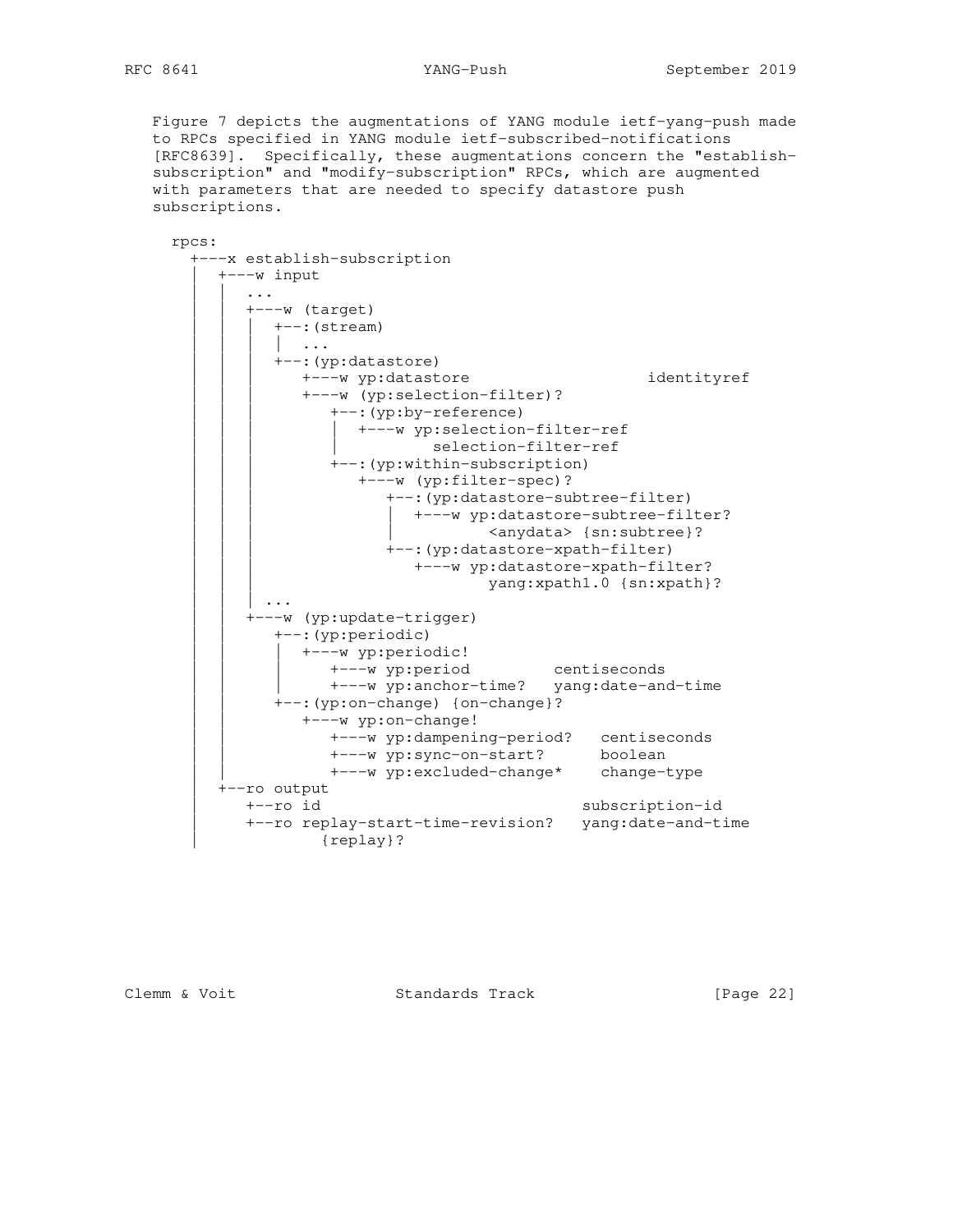Figure 7 depicts the augmentations of YANG module ietf-yang-push made to RPCs specified in YANG module ietf-subscribed-notifications [RFC8639]. Specifically, these augmentations concern the "establish-subscription" and "modify-subscription" RPCs, which are augmented with parameters that are needed to specify datastore push subscriptions.

```
  rpcs:
    +---x establish-subscription
    |  +---w input
    |  |  ...
    |  |  +---w (target)
    |  |  |  +--:(stream)
    |  |  |  |  ...
    |  |  |  +--:(yp:datastore)
    |  |  |     +---w yp:datastore                   identityref
    |  |  |     +---w (yp:selection-filter)?
    |  |  |        +--:(yp:by-reference)
    |  |  |        |  +---w yp:selection-filter-ref
    |  |  |        |          selection-filter-ref
    |  |  |        +--:(yp:within-subscription)
    |  |  |           +---w (yp:filter-spec)?
    |  |  |              +--:(yp:datastore-subtree-filter)
    |  |  |              |  +---w yp:datastore-subtree-filter?
    |  |  |              |          <anydata> {sn:subtree}?
    |  |  |              +--:(yp:datastore-xpath-filter)
    |  |  |                 +---w yp:datastore-xpath-filter?
    |  |  |                         yang:xpath1.0 {sn:xpath}?
    |  |  | ...
    |  |  +---w (yp:update-trigger)
    |  |     +--:(yp:periodic)
    |  |     |  +---w yp:periodic!
    |  |     |     +---w yp:period         centiseconds
    |  |     |     +---w yp:anchor-time?   yang:date-and-time
    |  |     +--:(yp:on-change) {on-change}?
    |  |        +---w yp:on-change!
    |  |           +---w yp:dampening-period?   centiseconds
    |  |           +---w yp:sync-on-start?      boolean
    |  |           +---w yp:excluded-change*    change-type
    |  +--ro output
    |     +--ro id                            subscription-id
    |     +--ro replay-start-time-revision?   yang:date-and-time
    |             {replay}?
```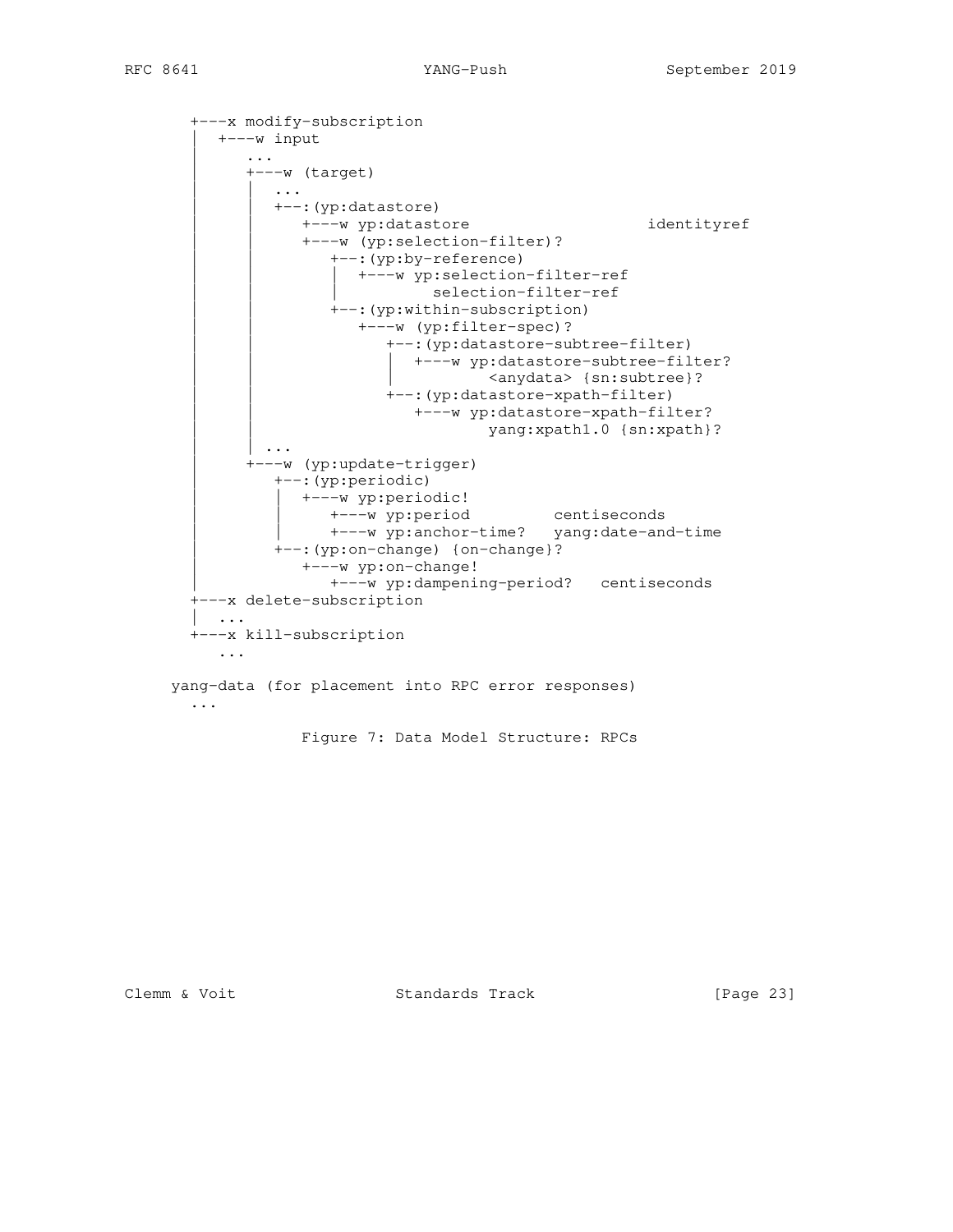```
       +---x modify-subscription
       |  +---w input
       |     ...
       |     +---w (target)
       |     |  ...
       |     |  +--:(yp:datastore)
       |     |     +---w yp:datastore                   identityref
       |     |     +---w (yp:selection-filter)?
       |     |        +--:(yp:by-reference)
       |     |        |  +---w yp:selection-filter-ref
       |     |        |          selection-filter-ref
       |     |        +--:(yp:within-subscription)
       |     |           +---w (yp:filter-spec)?
       |     |              +--:(yp:datastore-subtree-filter)
       |     |              |  +---w yp:datastore-subtree-filter?
       |     |              |          <anydata> {sn:subtree}?
       |     |              +--:(yp:datastore-xpath-filter)
       |     |                 +---w yp:datastore-xpath-filter?
       |     |                         yang:xpath1.0 {sn:xpath}?
       |     |  ...
       |     +---w (yp:update-trigger)
       |        +--:(yp:periodic)
       |        |  +---w yp:periodic!
       |        |     +---w yp:period         centiseconds
       |        |     +---w yp:anchor-time?   yang:date-and-time
       |        +--:(yp:on-change) {on-change}?
       |           +---w yp:on-change!
       |              +---w yp:dampening-period?   centiseconds
       +---x delete-subscription
       |  ...
       +---x kill-subscription
          ...

     yang-data (for placement into RPC error responses)
       ...
```

Figure 7: Data Model Structure: RPCs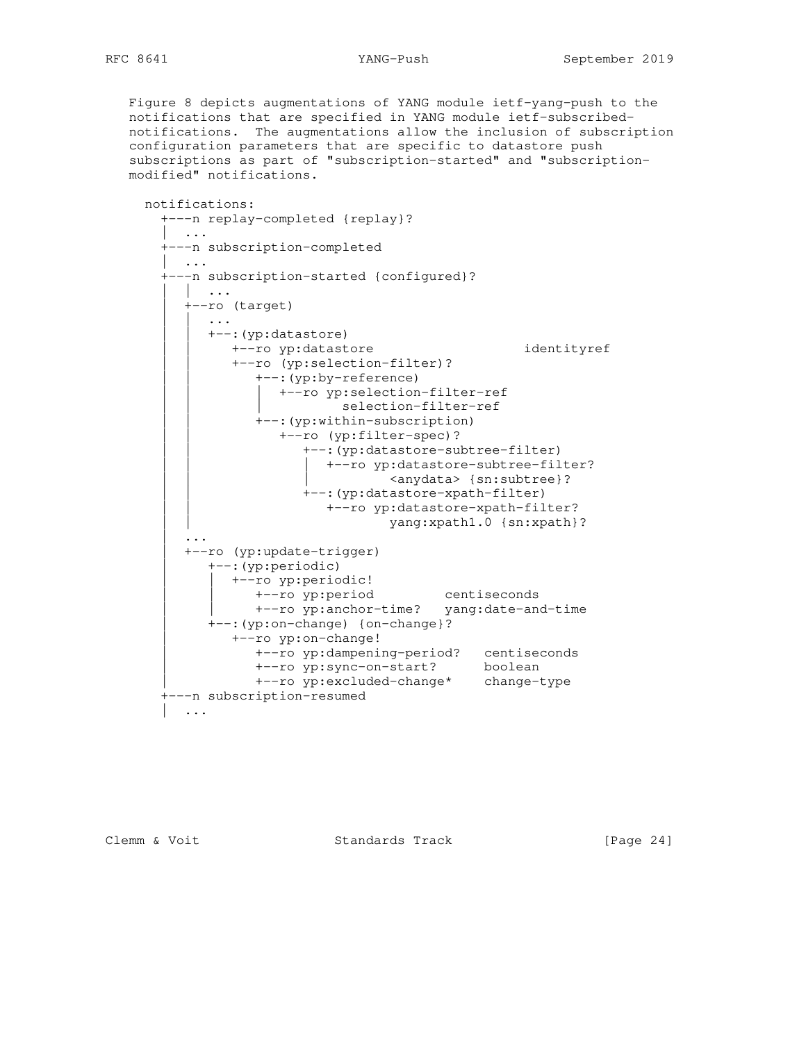Figure 8 depicts augmentations of YANG module ietf-yang-push to the notifications that are specified in YANG module ietf-subscribed-notifications. The augmentations allow the inclusion of subscription configuration parameters that are specific to datastore push subscriptions as part of "subscription-started" and "subscription-modified" notifications.

```
  notifications:
    +---n replay-completed {replay}?
    |  ...
    +---n subscription-completed
    |  ...
    +---n subscription-started {configured}?
    |  |  ...
    |  +--ro (target)
    |  |  ...
    |  |  +--:(yp:datastore)
    |  |     +--ro yp:datastore                   identityref
    |  |     +--ro (yp:selection-filter)?
    |  |        +--:(yp:by-reference)
    |  |        |  +--ro yp:selection-filter-ref
    |  |        |          selection-filter-ref
    |  |        +--:(yp:within-subscription)
    |  |           +--ro (yp:filter-spec)?
    |  |              +--:(yp:datastore-subtree-filter)
    |  |              |  +--ro yp:datastore-subtree-filter?
    |  |              |          <anydata> {sn:subtree}?
    |  |              +--:(yp:datastore-xpath-filter)
    |  |                 +--ro yp:datastore-xpath-filter?
    |  |                         yang:xpath1.0 {sn:xpath}?
    |  ...
    |  +--ro (yp:update-trigger)
    |     +--:(yp:periodic)
    |     |  +--ro yp:periodic!
    |     |     +--ro yp:period         centiseconds
    |     |     +--ro yp:anchor-time?   yang:date-and-time
    |     +--:(yp:on-change) {on-change}?
    |        +--ro yp:on-change!
    |           +--ro yp:dampening-period?   centiseconds
    |           +--ro yp:sync-on-start?      boolean
    |           +--ro yp:excluded-change*    change-type
    +---n subscription-resumed
    |  ...
```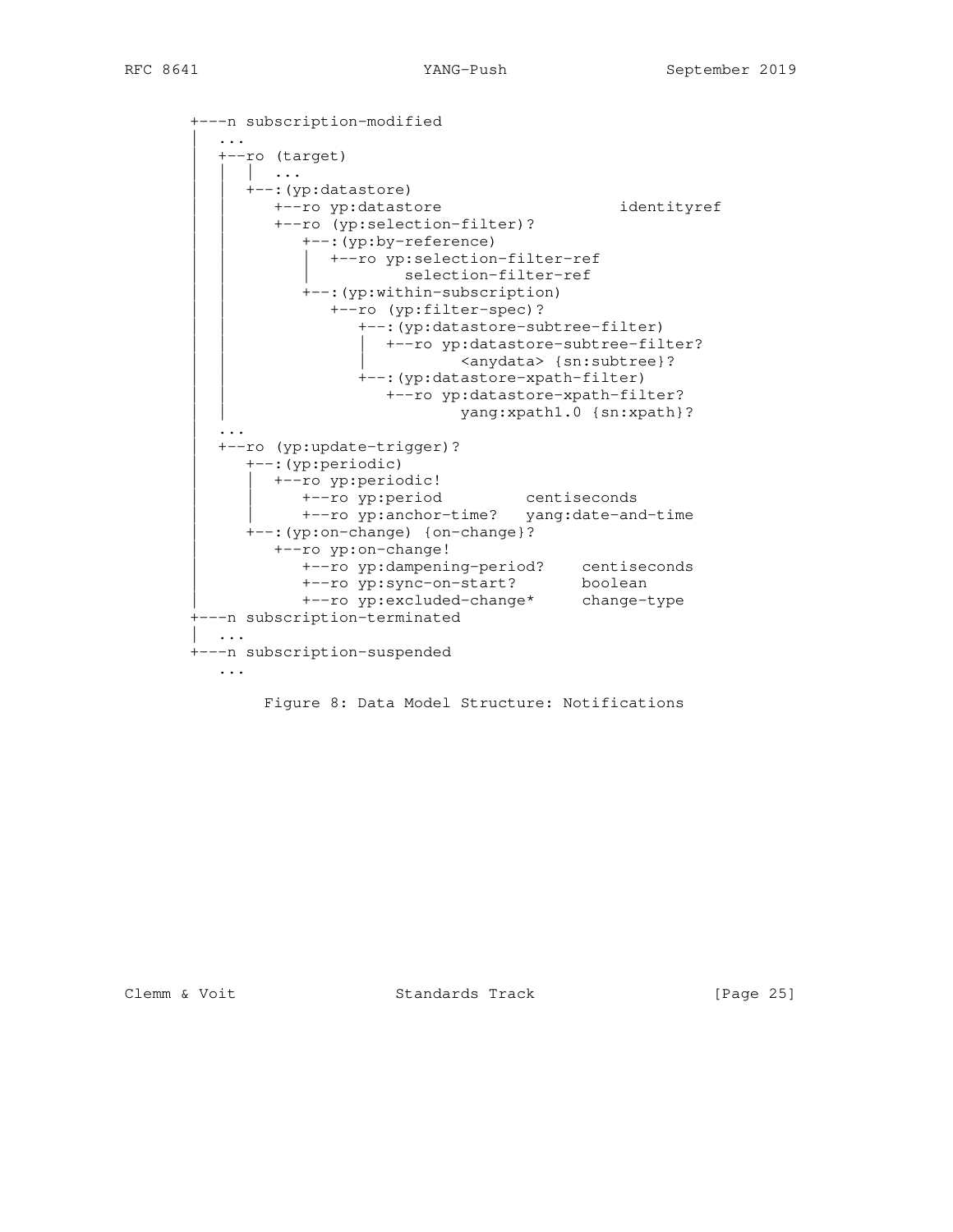```
     +---n subscription-modified
     |  ...
     |  +--ro (target)
     |  |  |  ...
     |  |  +--:(yp:datastore)
     |  |     +--ro yp:datastore                   identityref
     |  |     +--ro (yp:selection-filter)?
     |  |        +--:(yp:by-reference)
     |  |        |  +--ro yp:selection-filter-ref
     |  |        |          selection-filter-ref
     |  |        +--:(yp:within-subscription)
     |  |           +--ro (yp:filter-spec)?
     |  |              +--:(yp:datastore-subtree-filter)
     |  |              |  +--ro yp:datastore-subtree-filter?
     |  |              |          <anydata> {sn:subtree}?
     |  |              +--:(yp:datastore-xpath-filter)
     |  |                 +--ro yp:datastore-xpath-filter?
     |  |                         yang:xpath1.0 {sn:xpath}?
     |  ...
     |  +--ro (yp:update-trigger)?
     |     +--:(yp:periodic)
     |     |  +--ro yp:periodic!
     |     |     +--ro yp:period         centiseconds
     |     |     +--ro yp:anchor-time?   yang:date-and-time
     |     +--:(yp:on-change) {on-change}?
     |        +--ro yp:on-change!
     |           +--ro yp:dampening-period?    centiseconds
     |           +--ro yp:sync-on-start?       boolean
     |           +--ro yp:excluded-change*     change-type
     +---n subscription-terminated
     |  ...
     +---n subscription-suspended
        ...
```

Figure 8: Data Model Structure: Notifications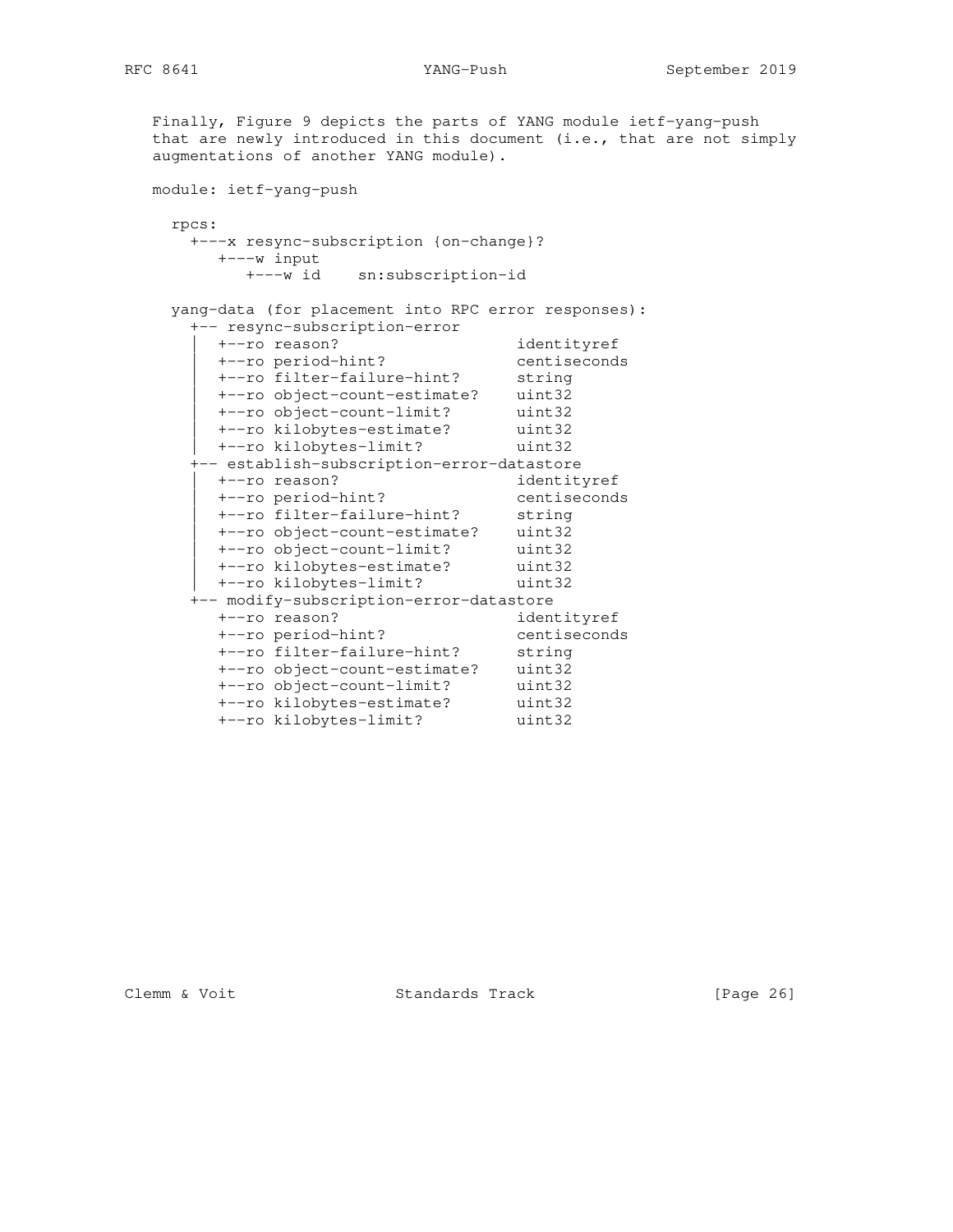Finally, Figure 9 depicts the parts of YANG module ietf-yang-push that are newly introduced in this document (i.e., that are not simply augmentations of another YANG module).

```
module: ietf-yang-push

  rpcs:
    +---x resync-subscription {on-change}?
       +---w input
          +---w id    sn:subscription-id

  yang-data (for placement into RPC error responses):
    +-- resync-subscription-error
    |  +--ro reason?                   identityref
    |  +--ro period-hint?              centiseconds
    |  +--ro filter-failure-hint?      string
    |  +--ro object-count-estimate?    uint32
    |  +--ro object-count-limit?       uint32
    |  +--ro kilobytes-estimate?       uint32
    |  +--ro kilobytes-limit?          uint32
    +-- establish-subscription-error-datastore
    |  +--ro reason?                   identityref
    |  +--ro period-hint?              centiseconds
    |  +--ro filter-failure-hint?      string
    |  +--ro object-count-estimate?    uint32
    |  +--ro object-count-limit?       uint32
    |  +--ro kilobytes-estimate?       uint32
    |  +--ro kilobytes-limit?          uint32
    +-- modify-subscription-error-datastore
       +--ro reason?                   identityref
       +--ro period-hint?              centiseconds
       +--ro filter-failure-hint?      string
       +--ro object-count-estimate?    uint32
       +--ro object-count-limit?       uint32
       +--ro kilobytes-estimate?       uint32
       +--ro kilobytes-limit?          uint32
```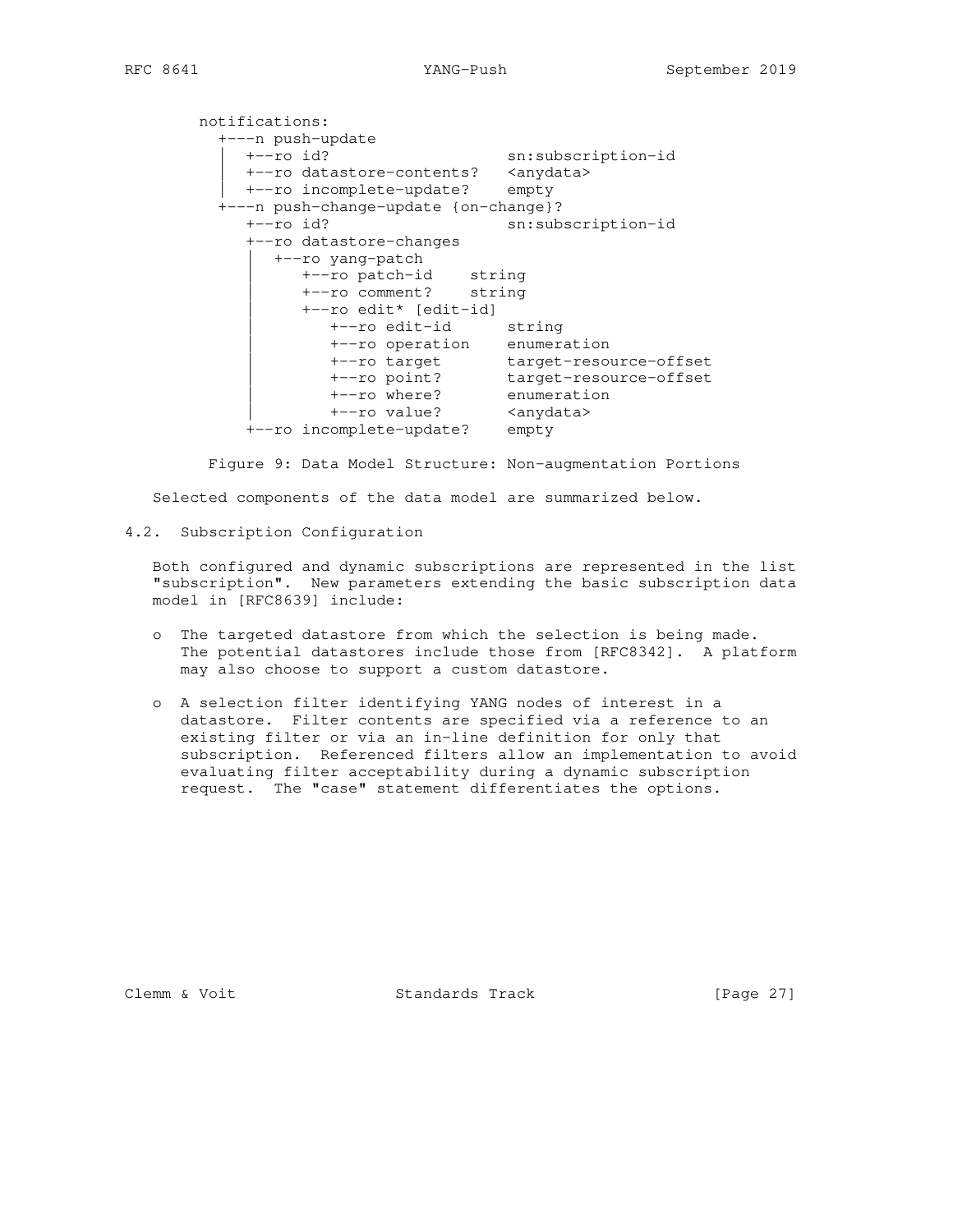```
notifications:
  +---n push-update
  |  +--ro id?                   sn:subscription-id
  |  +--ro datastore-contents?   <anydata>
  |  +--ro incomplete-update?    empty
  +---n push-change-update {on-change}?
     +--ro id?                   sn:subscription-id
     +--ro datastore-changes
     |  +--ro yang-patch
     |     +--ro patch-id    string
     |     +--ro comment?    string
     |     +--ro edit* [edit-id]
     |        +--ro edit-id      string
     |        +--ro operation    enumeration
     |        +--ro target       target-resource-offset
     |        +--ro point?       target-resource-offset
     |        +--ro where?       enumeration
     |        +--ro value?       <anydata>
     +--ro incomplete-update?    empty
```

Figure 9: Data Model Structure: Non-augmentation Portions

Selected components of the data model are summarized below.

## 4.2. Subscription Configuration

Both configured and dynamic subscriptions are represented in the list "subscription". New parameters extending the basic subscription data model in [RFC8639] include:

- The targeted datastore from which the selection is being made. The potential datastores include those from [RFC8342]. A platform may also choose to support a custom datastore.
- A selection filter identifying YANG nodes of interest in a datastore. Filter contents are specified via a reference to an existing filter or via an in-line definition for only that subscription. Referenced filters allow an implementation to avoid evaluating filter acceptability during a dynamic subscription request. The "case" statement differentiates the options.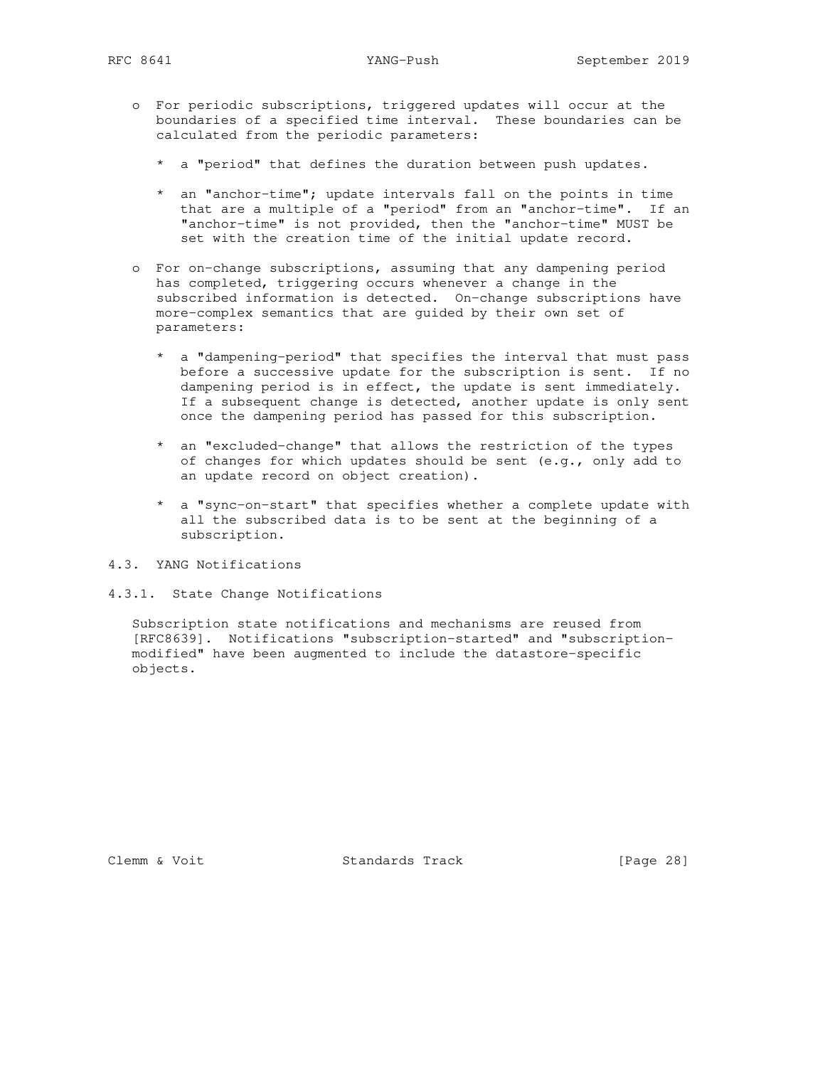- For periodic subscriptions, triggered updates will occur at the boundaries of a specified time interval. These boundaries can be calculated from the periodic parameters:

  * a "period" that defines the duration between push updates.

  * an "anchor-time"; update intervals fall on the points in time that are a multiple of a "period" from an "anchor-time". If an "anchor-time" is not provided, then the "anchor-time" MUST be set with the creation time of the initial update record.

- For on-change subscriptions, assuming that any dampening period has completed, triggering occurs whenever a change in the subscribed information is detected. On-change subscriptions have more-complex semantics that are guided by their own set of parameters:

  * a "dampening-period" that specifies the interval that must pass before a successive update for the subscription is sent. If no dampening period is in effect, the update is sent immediately. If a subsequent change is detected, another update is only sent once the dampening period has passed for this subscription.

  * an "excluded-change" that allows the restriction of the types of changes for which updates should be sent (e.g., only add to an update record on object creation).

  * a "sync-on-start" that specifies whether a complete update with all the subscribed data is to be sent at the beginning of a subscription.

## 4.3. YANG Notifications

### 4.3.1. State Change Notifications

Subscription state notifications and mechanisms are reused from [RFC8639]. Notifications "subscription-started" and "subscription-modified" have been augmented to include the datastore-specific objects.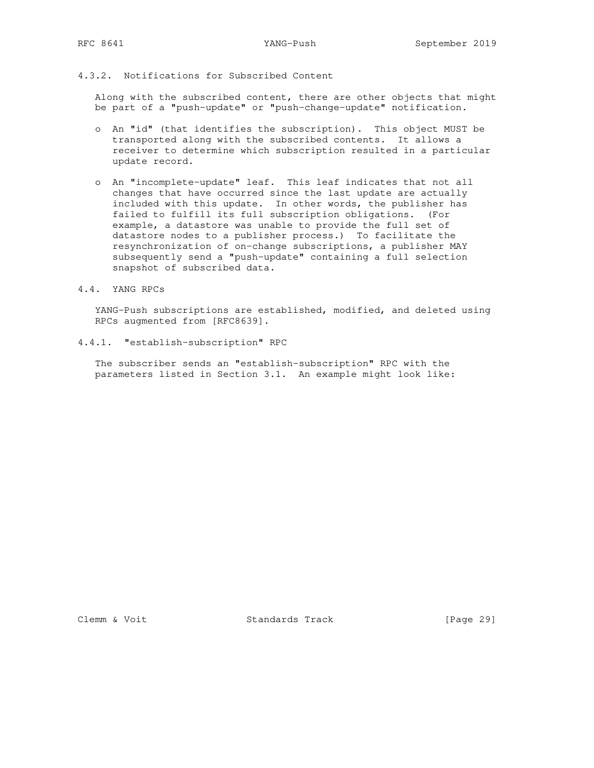#### 4.3.2. Notifications for Subscribed Content

Along with the subscribed content, there are other objects that might be part of a "push-update" or "push-change-update" notification.

- An "id" (that identifies the subscription). This object MUST be transported along with the subscribed contents. It allows a receiver to determine which subscription resulted in a particular update record.

- An "incomplete-update" leaf. This leaf indicates that not all changes that have occurred since the last update are actually included with this update. In other words, the publisher has failed to fulfill its full subscription obligations. (For example, a datastore was unable to provide the full set of datastore nodes to a publisher process.) To facilitate the resynchronization of on-change subscriptions, a publisher MAY subsequently send a "push-update" containing a full selection snapshot of subscribed data.

### 4.4. YANG RPCs

YANG-Push subscriptions are established, modified, and deleted using RPCs augmented from [RFC8639].

#### 4.4.1. "establish-subscription" RPC

The subscriber sends an "establish-subscription" RPC with the parameters listed in Section 3.1. An example might look like: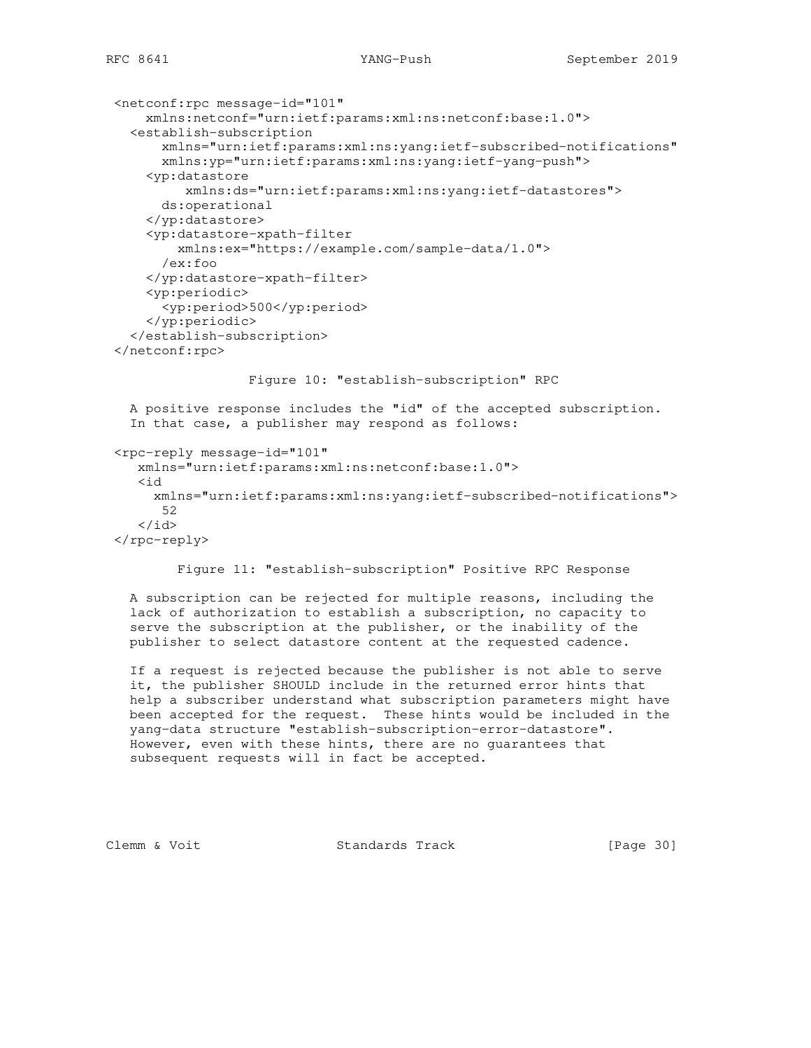```
<netconf:rpc message-id="101"
    xmlns:netconf="urn:ietf:params:xml:ns:netconf:base:1.0">
  <establish-subscription
      xmlns="urn:ietf:params:xml:ns:yang:ietf-subscribed-notifications"
      xmlns:yp="urn:ietf:params:xml:ns:yang:ietf-yang-push">
    <yp:datastore
         xmlns:ds="urn:ietf:params:xml:ns:yang:ietf-datastores">
      ds:operational
    </yp:datastore>
    <yp:datastore-xpath-filter
        xmlns:ex="https://example.com/sample-data/1.0">
      /ex:foo
    </yp:datastore-xpath-filter>
    <yp:periodic>
      <yp:period>500</yp:period>
    </yp:periodic>
  </establish-subscription>
</netconf:rpc>
```

Figure 10: "establish-subscription" RPC

A positive response includes the "id" of the accepted subscription. In that case, a publisher may respond as follows:

```
<rpc-reply message-id="101"
   xmlns="urn:ietf:params:xml:ns:netconf:base:1.0">
   <id
     xmlns="urn:ietf:params:xml:ns:yang:ietf-subscribed-notifications">
      52
   </id>
</rpc-reply>
```

Figure 11: "establish-subscription" Positive RPC Response

A subscription can be rejected for multiple reasons, including the lack of authorization to establish a subscription, no capacity to serve the subscription at the publisher, or the inability of the publisher to select datastore content at the requested cadence.

If a request is rejected because the publisher is not able to serve it, the publisher SHOULD include in the returned error hints that help a subscriber understand what subscription parameters might have been accepted for the request. These hints would be included in the yang-data structure "establish-subscription-error-datastore". However, even with these hints, there are no guarantees that subsequent requests will in fact be accepted.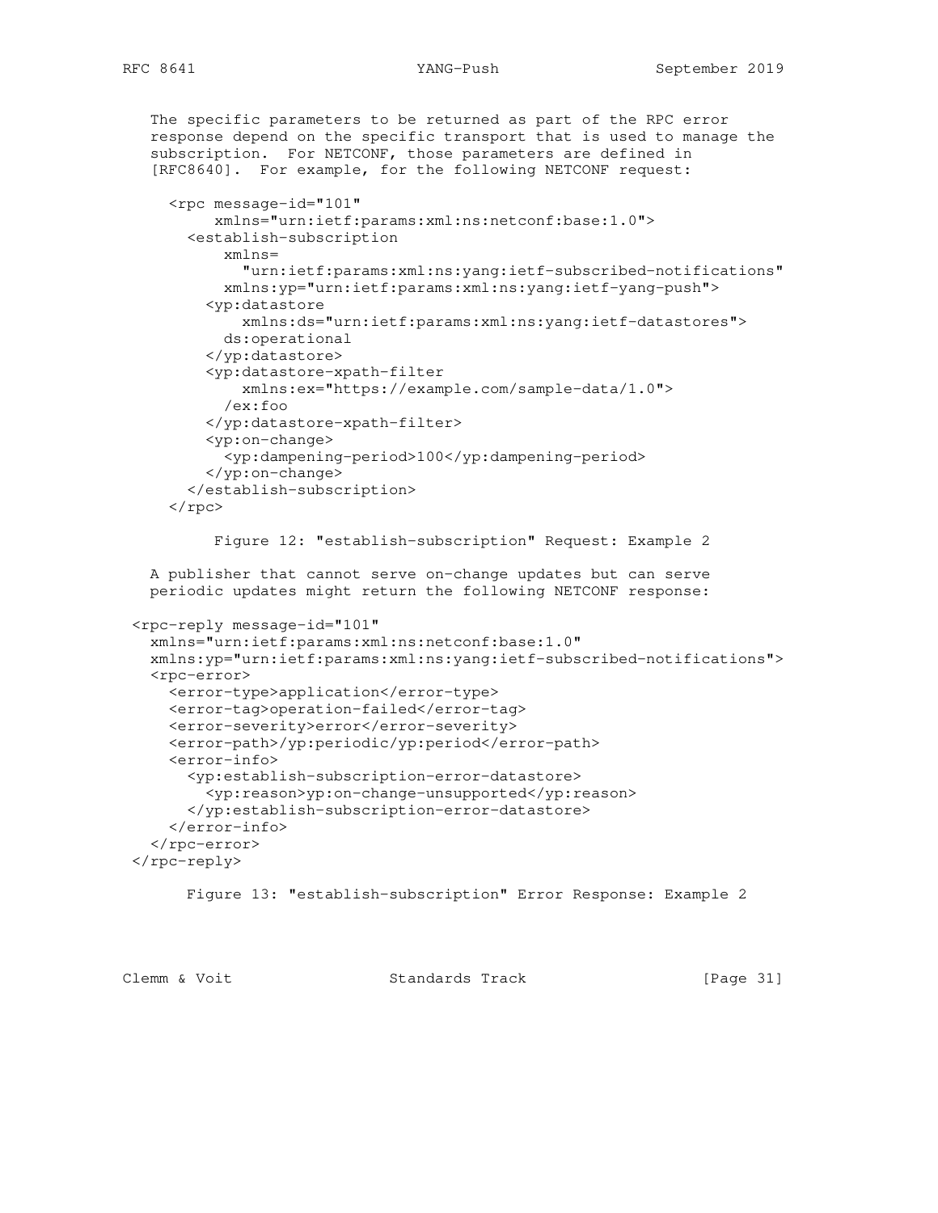The specific parameters to be returned as part of the RPC error response depend on the specific transport that is used to manage the subscription. For NETCONF, those parameters are defined in [RFC8640]. For example, for the following NETCONF request:

```
<rpc message-id="101"
     xmlns="urn:ietf:params:xml:ns:netconf:base:1.0">
  <establish-subscription
      xmlns=
        "urn:ietf:params:xml:ns:yang:ietf-subscribed-notifications"
      xmlns:yp="urn:ietf:params:xml:ns:yang:ietf-yang-push">
    <yp:datastore
        xmlns:ds="urn:ietf:params:xml:ns:yang:ietf-datastores">
      ds:operational
    </yp:datastore>
    <yp:datastore-xpath-filter
        xmlns:ex="https://example.com/sample-data/1.0">
      /ex:foo
    </yp:datastore-xpath-filter>
    <yp:on-change>
      <yp:dampening-period>100</yp:dampening-period>
    </yp:on-change>
  </establish-subscription>
</rpc>
```

Figure 12: "establish-subscription" Request: Example 2

A publisher that cannot serve on-change updates but can serve periodic updates might return the following NETCONF response:

```
<rpc-reply message-id="101"
  xmlns="urn:ietf:params:xml:ns:netconf:base:1.0"
  xmlns:yp="urn:ietf:params:xml:ns:yang:ietf-subscribed-notifications">
  <rpc-error>
    <error-type>application</error-type>
    <error-tag>operation-failed</error-tag>
    <error-severity>error</error-severity>
    <error-path>/yp:periodic/yp:period</error-path>
    <error-info>
      <yp:establish-subscription-error-datastore>
        <yp:reason>yp:on-change-unsupported</yp:reason>
      </yp:establish-subscription-error-datastore>
    </error-info>
  </rpc-error>
</rpc-reply>
```

Figure 13: "establish-subscription" Error Response: Example 2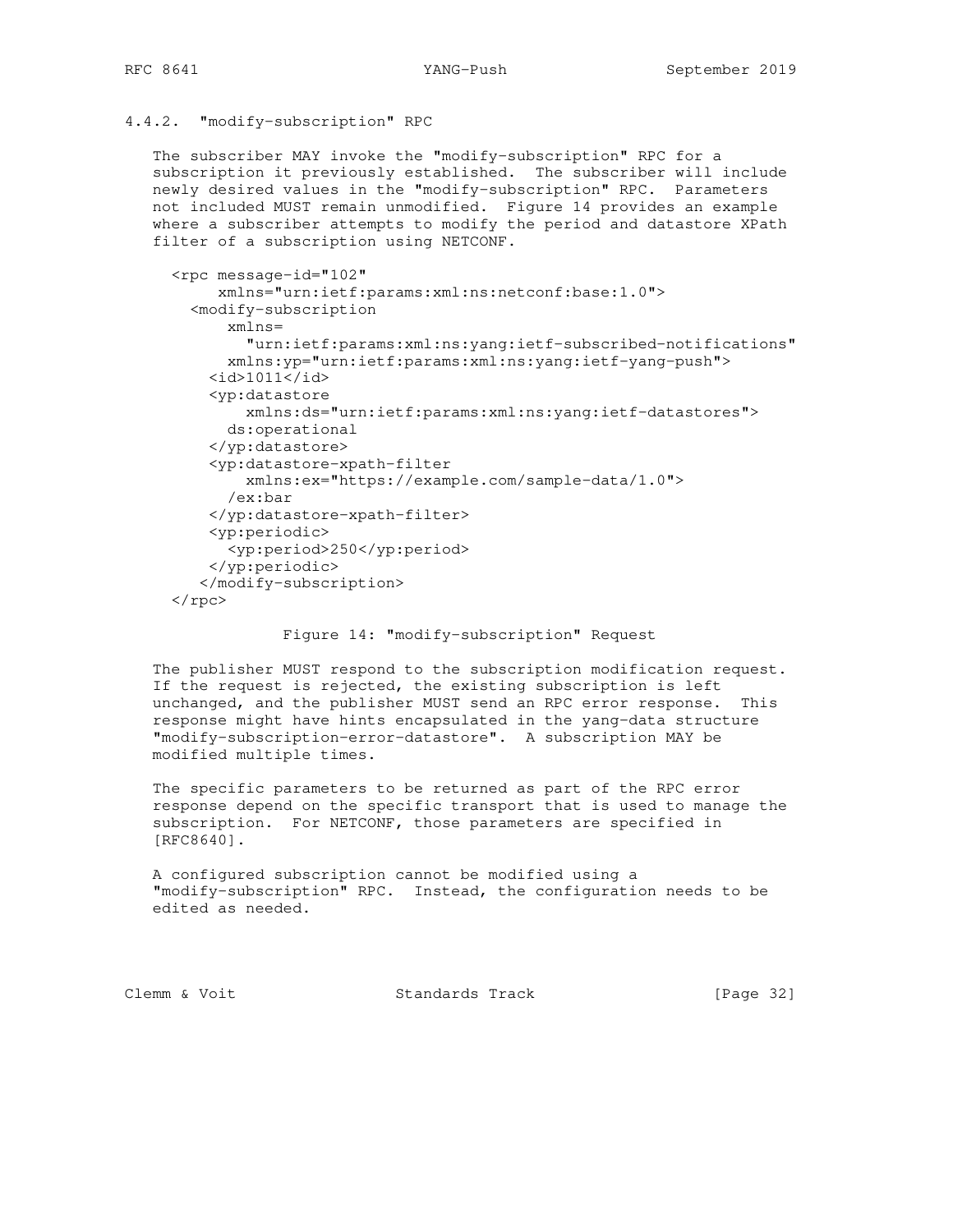### 4.4.2. "modify-subscription" RPC

The subscriber MAY invoke the "modify-subscription" RPC for a subscription it previously established. The subscriber will include newly desired values in the "modify-subscription" RPC. Parameters not included MUST remain unmodified. Figure 14 provides an example where a subscriber attempts to modify the period and datastore XPath filter of a subscription using NETCONF.

```
<rpc message-id="102"
     xmlns="urn:ietf:params:xml:ns:netconf:base:1.0">
  <modify-subscription
      xmlns=
        "urn:ietf:params:xml:ns:yang:ietf-subscribed-notifications"
      xmlns:yp="urn:ietf:params:xml:ns:yang:ietf-yang-push">
    <id>1011</id>
    <yp:datastore
        xmlns:ds="urn:ietf:params:xml:ns:yang:ietf-datastores">
      ds:operational
    </yp:datastore>
    <yp:datastore-xpath-filter
        xmlns:ex="https://example.com/sample-data/1.0">
      /ex:bar
    </yp:datastore-xpath-filter>
    <yp:periodic>
      <yp:period>250</yp:period>
    </yp:periodic>
   </modify-subscription>
</rpc>
```

Figure 14: "modify-subscription" Request

The publisher MUST respond to the subscription modification request. If the request is rejected, the existing subscription is left unchanged, and the publisher MUST send an RPC error response. This response might have hints encapsulated in the yang-data structure "modify-subscription-error-datastore". A subscription MAY be modified multiple times.

The specific parameters to be returned as part of the RPC error response depend on the specific transport that is used to manage the subscription. For NETCONF, those parameters are specified in [RFC8640].

A configured subscription cannot be modified using a "modify-subscription" RPC. Instead, the configuration needs to be edited as needed.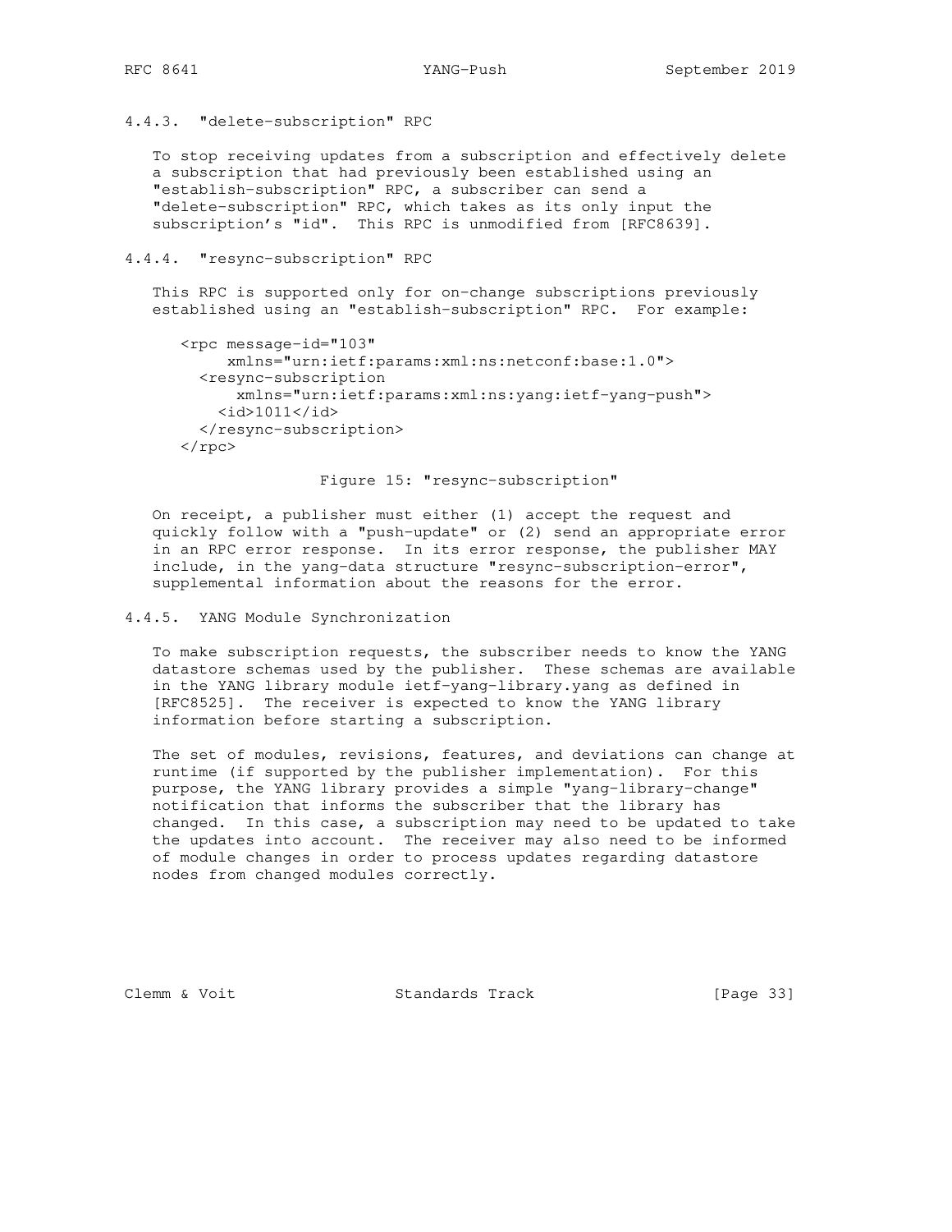### 4.4.3. "delete-subscription" RPC

To stop receiving updates from a subscription and effectively delete a subscription that had previously been established using an "establish-subscription" RPC, a subscriber can send a "delete-subscription" RPC, which takes as its only input the subscription's "id". This RPC is unmodified from [RFC8639].

### 4.4.4. "resync-subscription" RPC

This RPC is supported only for on-change subscriptions previously established using an "establish-subscription" RPC. For example:

```
<rpc message-id="103"
     xmlns="urn:ietf:params:xml:ns:netconf:base:1.0">
  <resync-subscription
      xmlns="urn:ietf:params:xml:ns:yang:ietf-yang-push">
    <id>1011</id>
  </resync-subscription>
</rpc>
```

Figure 15: "resync-subscription"

On receipt, a publisher must either (1) accept the request and quickly follow with a "push-update" or (2) send an appropriate error in an RPC error response. In its error response, the publisher MAY include, in the yang-data structure "resync-subscription-error", supplemental information about the reasons for the error.

### 4.4.5. YANG Module Synchronization

To make subscription requests, the subscriber needs to know the YANG datastore schemas used by the publisher. These schemas are available in the YANG library module ietf-yang-library.yang as defined in [RFC8525]. The receiver is expected to know the YANG library information before starting a subscription.

The set of modules, revisions, features, and deviations can change at runtime (if supported by the publisher implementation). For this purpose, the YANG library provides a simple "yang-library-change" notification that informs the subscriber that the library has changed. In this case, a subscription may need to be updated to take the updates into account. The receiver may also need to be informed of module changes in order to process updates regarding datastore nodes from changed modules correctly.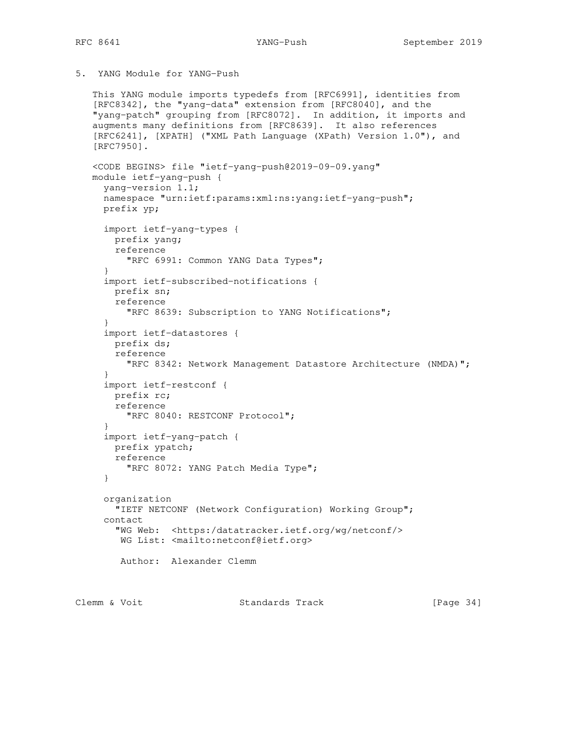## 5. YANG Module for YANG-Push

This YANG module imports typedefs from [RFC6991], identities from [RFC8342], the "yang-data" extension from [RFC8040], and the "yang-patch" grouping from [RFC8072]. In addition, it imports and augments many definitions from [RFC8639]. It also references [RFC6241], [XPATH] ("XML Path Language (XPath) Version 1.0"), and [RFC7950].

```
<CODE BEGINS> file "ietf-yang-push@2019-09-09.yang"
module ietf-yang-push {
  yang-version 1.1;
  namespace "urn:ietf:params:xml:ns:yang:ietf-yang-push";
  prefix yp;

  import ietf-yang-types {
    prefix yang;
    reference
      "RFC 6991: Common YANG Data Types";
  }
  import ietf-subscribed-notifications {
    prefix sn;
    reference
      "RFC 8639: Subscription to YANG Notifications";
  }
  import ietf-datastores {
    prefix ds;
    reference
      "RFC 8342: Network Management Datastore Architecture (NMDA)";
  }
  import ietf-restconf {
    prefix rc;
    reference
      "RFC 8040: RESTCONF Protocol";
  }
  import ietf-yang-patch {
    prefix ypatch;
    reference
      "RFC 8072: YANG Patch Media Type";
  }

  organization
    "IETF NETCONF (Network Configuration) Working Group";
  contact
    "WG Web:  <https:/datatracker.ietf.org/wg/netconf/>
     WG List: <mailto:netconf@ietf.org>

     Author:  Alexander Clemm
```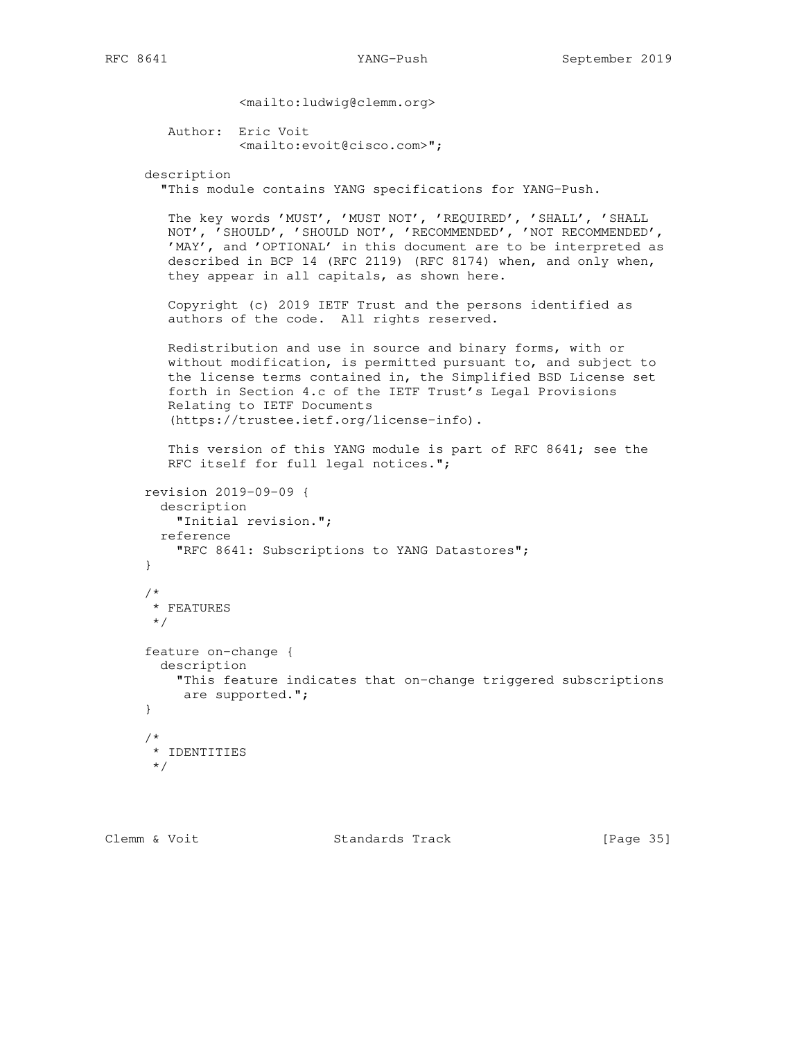```
                <mailto:ludwig@clemm.org>

        Author:  Eric Voit
                 <mailto:evoit@cisco.com>";

     description
       "This module contains YANG specifications for YANG-Push.

        The key words 'MUST', 'MUST NOT', 'REQUIRED', 'SHALL', 'SHALL
        NOT', 'SHOULD', 'SHOULD NOT', 'RECOMMENDED', 'NOT RECOMMENDED',
        'MAY', and 'OPTIONAL' in this document are to be interpreted as
        described in BCP 14 (RFC 2119) (RFC 8174) when, and only when,
        they appear in all capitals, as shown here.

        Copyright (c) 2019 IETF Trust and the persons identified as
        authors of the code.  All rights reserved.

        Redistribution and use in source and binary forms, with or
        without modification, is permitted pursuant to, and subject to
        the license terms contained in, the Simplified BSD License set
        forth in Section 4.c of the IETF Trust's Legal Provisions
        Relating to IETF Documents
        (https://trustee.ietf.org/license-info).

        This version of this YANG module is part of RFC 8641; see the
        RFC itself for full legal notices.";

     revision 2019-09-09 {
       description
         "Initial revision.";
       reference
         "RFC 8641: Subscriptions to YANG Datastores";
     }

     /*
      * FEATURES
      */

     feature on-change {
       description
         "This feature indicates that on-change triggered subscriptions
          are supported.";
     }

     /*
      * IDENTITIES
      */
```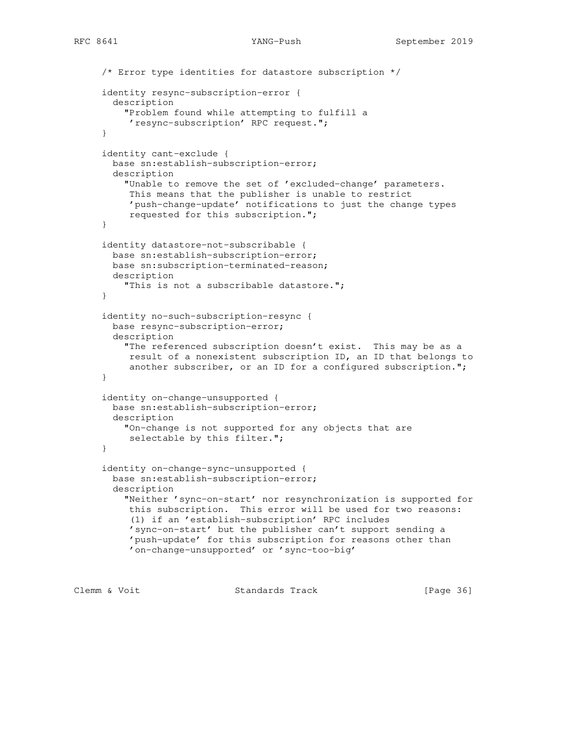```
     /* Error type identities for datastore subscription */

     identity resync-subscription-error {
       description
         "Problem found while attempting to fulfill a
          'resync-subscription' RPC request.";
     }

     identity cant-exclude {
       base sn:establish-subscription-error;
       description
         "Unable to remove the set of 'excluded-change' parameters.
          This means that the publisher is unable to restrict
          'push-change-update' notifications to just the change types
          requested for this subscription.";
     }

     identity datastore-not-subscribable {
       base sn:establish-subscription-error;
       base sn:subscription-terminated-reason;
       description
         "This is not a subscribable datastore.";
     }

     identity no-such-subscription-resync {
       base resync-subscription-error;
       description
         "The referenced subscription doesn't exist.  This may be as a
          result of a nonexistent subscription ID, an ID that belongs to
          another subscriber, or an ID for a configured subscription.";
     }

     identity on-change-unsupported {
       base sn:establish-subscription-error;
       description
         "On-change is not supported for any objects that are
          selectable by this filter.";
     }

     identity on-change-sync-unsupported {
       base sn:establish-subscription-error;
       description
         "Neither 'sync-on-start' nor resynchronization is supported for
          this subscription.  This error will be used for two reasons:
          (1) if an 'establish-subscription' RPC includes
          'sync-on-start' but the publisher can't support sending a
          'push-update' for this subscription for reasons other than
          'on-change-unsupported' or 'sync-too-big'
```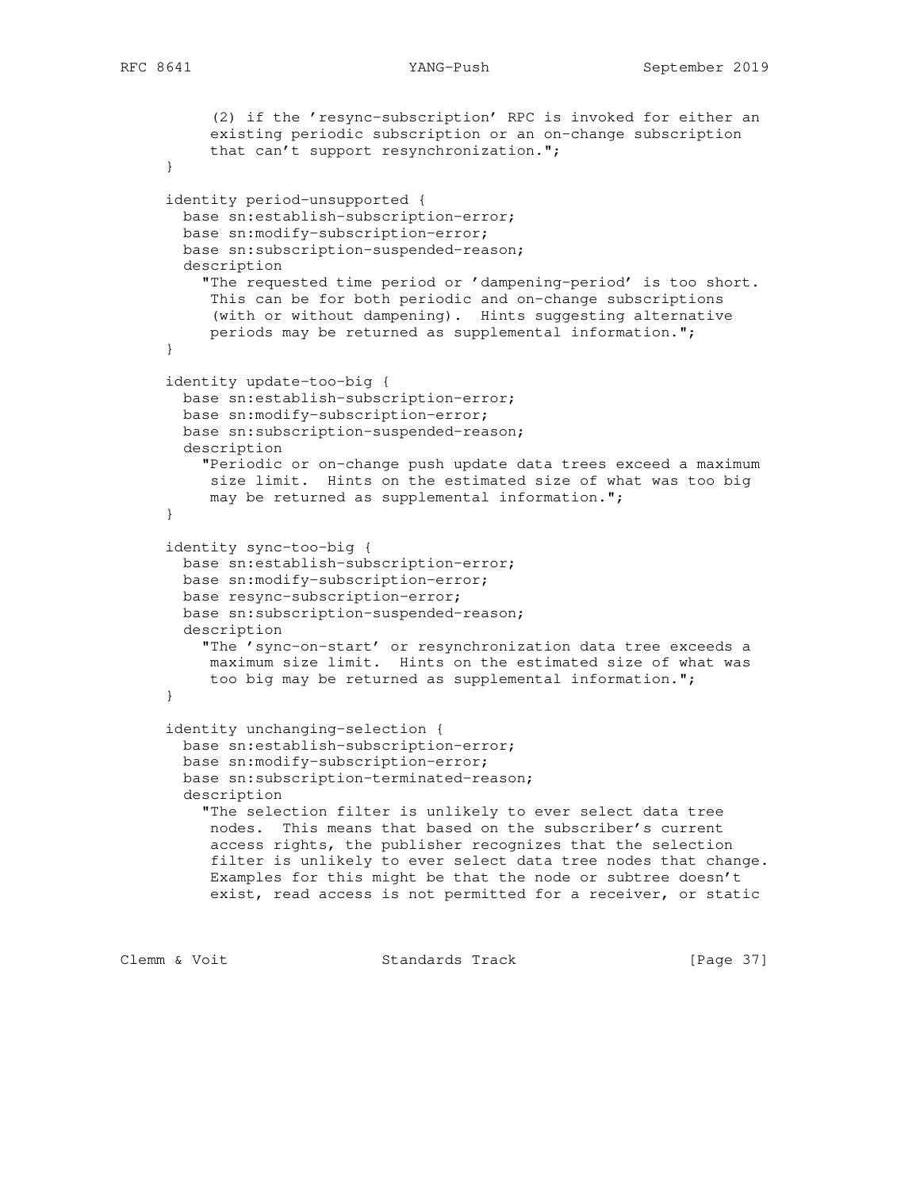```
         (2) if the 'resync-subscription' RPC is invoked for either an
         existing periodic subscription or an on-change subscription
         that can't support resynchronization.";
    }

    identity period-unsupported {
      base sn:establish-subscription-error;
      base sn:modify-subscription-error;
      base sn:subscription-suspended-reason;
      description
        "The requested time period or 'dampening-period' is too short.
         This can be for both periodic and on-change subscriptions
         (with or without dampening).  Hints suggesting alternative
         periods may be returned as supplemental information.";
    }

    identity update-too-big {
      base sn:establish-subscription-error;
      base sn:modify-subscription-error;
      base sn:subscription-suspended-reason;
      description
        "Periodic or on-change push update data trees exceed a maximum
         size limit.  Hints on the estimated size of what was too big
         may be returned as supplemental information.";
    }

    identity sync-too-big {
      base sn:establish-subscription-error;
      base sn:modify-subscription-error;
      base resync-subscription-error;
      base sn:subscription-suspended-reason;
      description
        "The 'sync-on-start' or resynchronization data tree exceeds a
         maximum size limit.  Hints on the estimated size of what was
         too big may be returned as supplemental information.";
    }

    identity unchanging-selection {
      base sn:establish-subscription-error;
      base sn:modify-subscription-error;
      base sn:subscription-terminated-reason;
      description
        "The selection filter is unlikely to ever select data tree
         nodes.  This means that based on the subscriber's current
         access rights, the publisher recognizes that the selection
         filter is unlikely to ever select data tree nodes that change.
         Examples for this might be that the node or subtree doesn't
         exist, read access is not permitted for a receiver, or static
```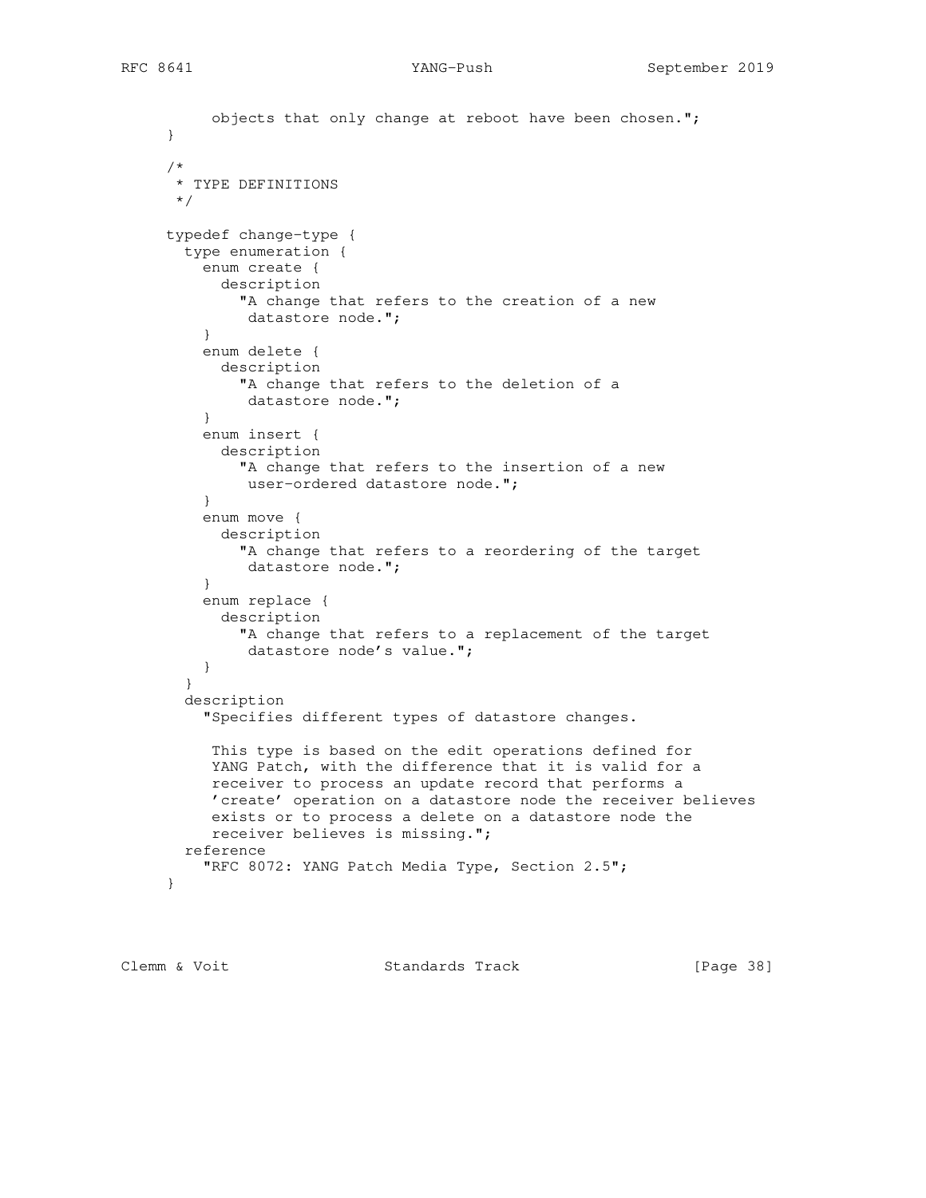```
          objects that only change at reboot have been chosen.";
     }

     /*
      * TYPE DEFINITIONS
      */

     typedef change-type {
       type enumeration {
         enum create {
           description
             "A change that refers to the creation of a new
              datastore node.";
         }
         enum delete {
           description
             "A change that refers to the deletion of a
              datastore node.";
         }
         enum insert {
           description
             "A change that refers to the insertion of a new
              user-ordered datastore node.";
         }
         enum move {
           description
             "A change that refers to a reordering of the target
              datastore node.";
         }
         enum replace {
           description
             "A change that refers to a replacement of the target
              datastore node's value.";
         }
       }
       description
         "Specifies different types of datastore changes.

          This type is based on the edit operations defined for
          YANG Patch, with the difference that it is valid for a
          receiver to process an update record that performs a
          'create' operation on a datastore node the receiver believes
          exists or to process a delete on a datastore node the
          receiver believes is missing.";
       reference
         "RFC 8072: YANG Patch Media Type, Section 2.5";
     }
```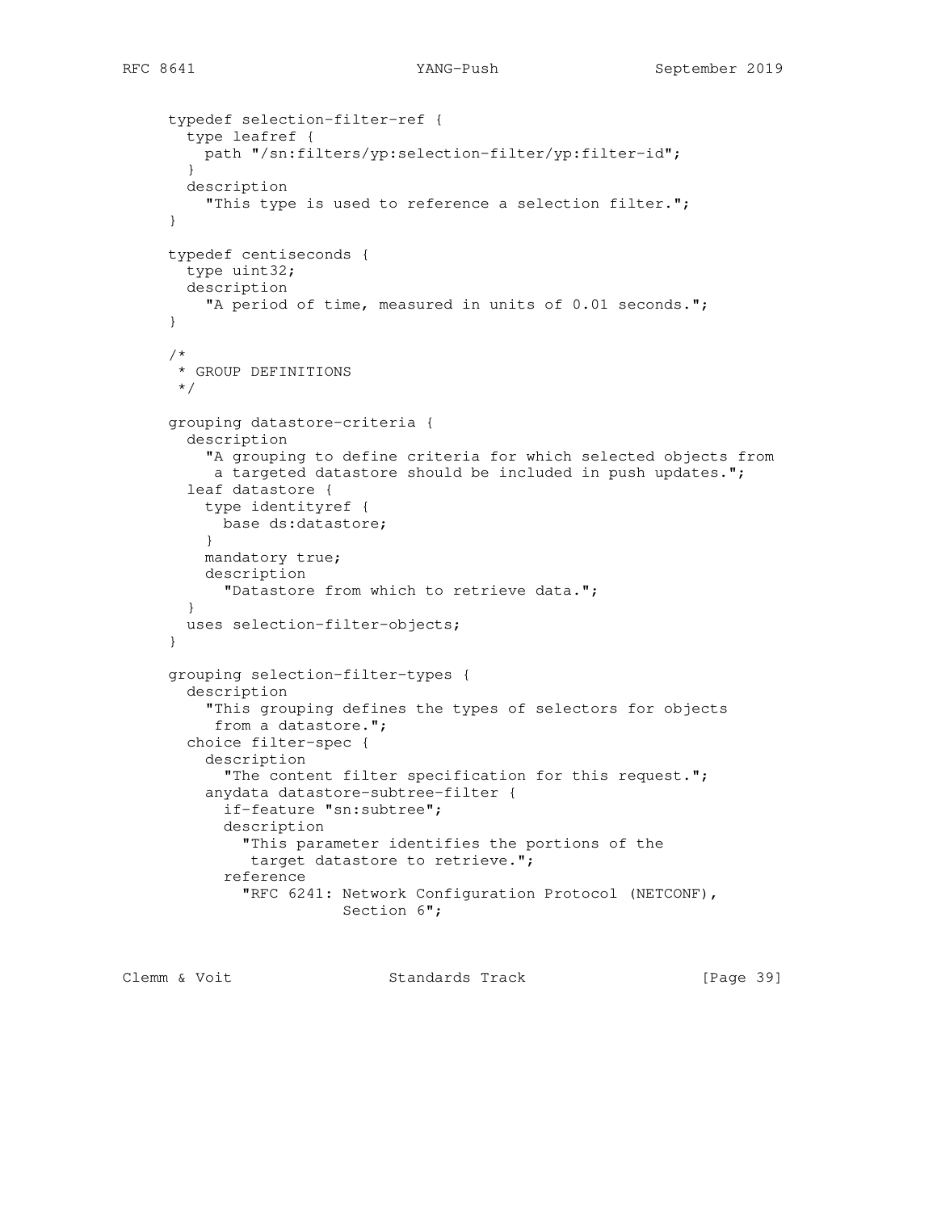```
     typedef selection-filter-ref {
       type leafref {
         path "/sn:filters/yp:selection-filter/yp:filter-id";
       }
       description
         "This type is used to reference a selection filter.";
     }

     typedef centiseconds {
       type uint32;
       description
         "A period of time, measured in units of 0.01 seconds.";
     }

     /*
      * GROUP DEFINITIONS
      */

     grouping datastore-criteria {
       description
         "A grouping to define criteria for which selected objects from
          a targeted datastore should be included in push updates.";
       leaf datastore {
         type identityref {
           base ds:datastore;
         }
         mandatory true;
         description
           "Datastore from which to retrieve data.";
       }
       uses selection-filter-objects;
     }

     grouping selection-filter-types {
       description
         "This grouping defines the types of selectors for objects
          from a datastore.";
       choice filter-spec {
         description
           "The content filter specification for this request.";
         anydata datastore-subtree-filter {
           if-feature "sn:subtree";
           description
             "This parameter identifies the portions of the
              target datastore to retrieve.";
           reference
             "RFC 6241: Network Configuration Protocol (NETCONF),
                        Section 6";
```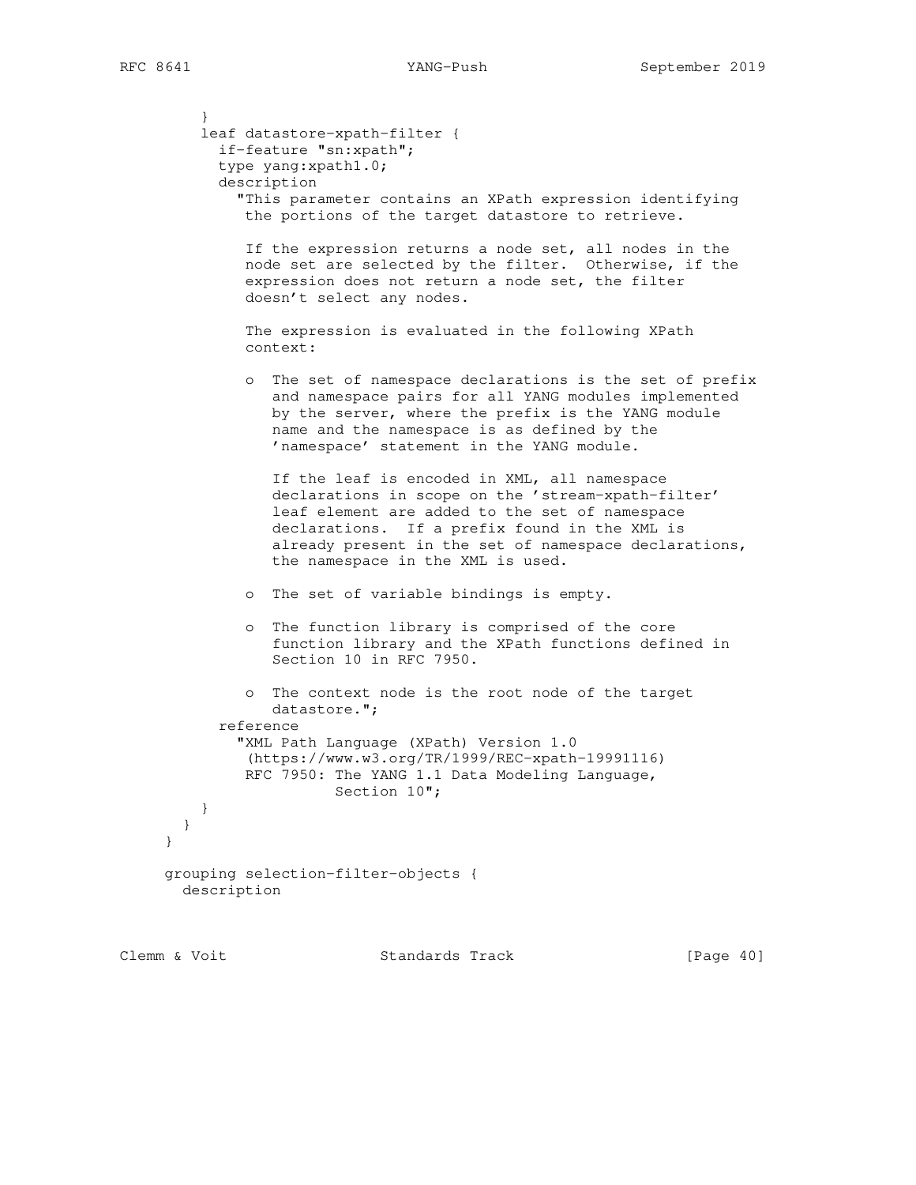```
        }
        leaf datastore-xpath-filter {
          if-feature "sn:xpath";
          type yang:xpath1.0;
          description
            "This parameter contains an XPath expression identifying
             the portions of the target datastore to retrieve.

             If the expression returns a node set, all nodes in the
             node set are selected by the filter.  Otherwise, if the
             expression does not return a node set, the filter
             doesn't select any nodes.

             The expression is evaluated in the following XPath
             context:

             o  The set of namespace declarations is the set of prefix
                and namespace pairs for all YANG modules implemented
                by the server, where the prefix is the YANG module
                name and the namespace is as defined by the
                'namespace' statement in the YANG module.

                If the leaf is encoded in XML, all namespace
                declarations in scope on the 'stream-xpath-filter'
                leaf element are added to the set of namespace
                declarations.  If a prefix found in the XML is
                already present in the set of namespace declarations,
                the namespace in the XML is used.

             o  The set of variable bindings is empty.

             o  The function library is comprised of the core
                function library and the XPath functions defined in
                Section 10 in RFC 7950.

             o  The context node is the root node of the target
                datastore.";
          reference
            "XML Path Language (XPath) Version 1.0
             (https://www.w3.org/TR/1999/REC-xpath-19991116)
             RFC 7950: The YANG 1.1 Data Modeling Language,
                       Section 10";
        }
      }
    }

    grouping selection-filter-objects {
      description
```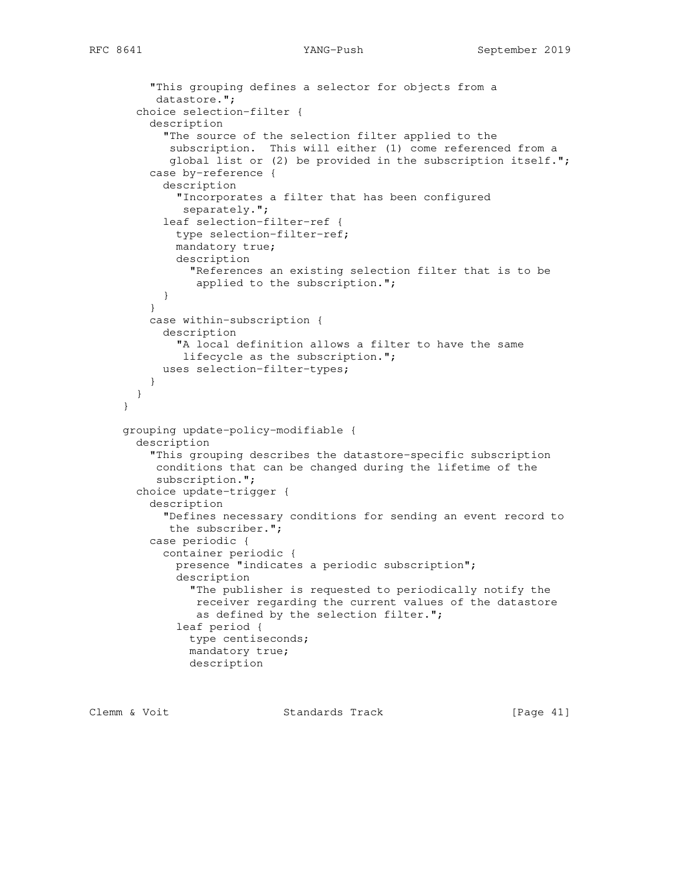```
         "This grouping defines a selector for objects from a
          datastore.";
       choice selection-filter {
         description
           "The source of the selection filter applied to the
            subscription.  This will either (1) come referenced from a
            global list or (2) be provided in the subscription itself.";
         case by-reference {
           description
             "Incorporates a filter that has been configured
              separately.";
           leaf selection-filter-ref {
             type selection-filter-ref;
             mandatory true;
             description
               "References an existing selection filter that is to be
                applied to the subscription.";
           }
         }
         case within-subscription {
           description
             "A local definition allows a filter to have the same
              lifecycle as the subscription.";
           uses selection-filter-types;
         }
       }
     }

     grouping update-policy-modifiable {
       description
         "This grouping describes the datastore-specific subscription
          conditions that can be changed during the lifetime of the
          subscription.";
       choice update-trigger {
         description
           "Defines necessary conditions for sending an event record to
            the subscriber.";
         case periodic {
           container periodic {
             presence "indicates a periodic subscription";
             description
               "The publisher is requested to periodically notify the
                receiver regarding the current values of the datastore
                as defined by the selection filter.";
             leaf period {
               type centiseconds;
               mandatory true;
               description
```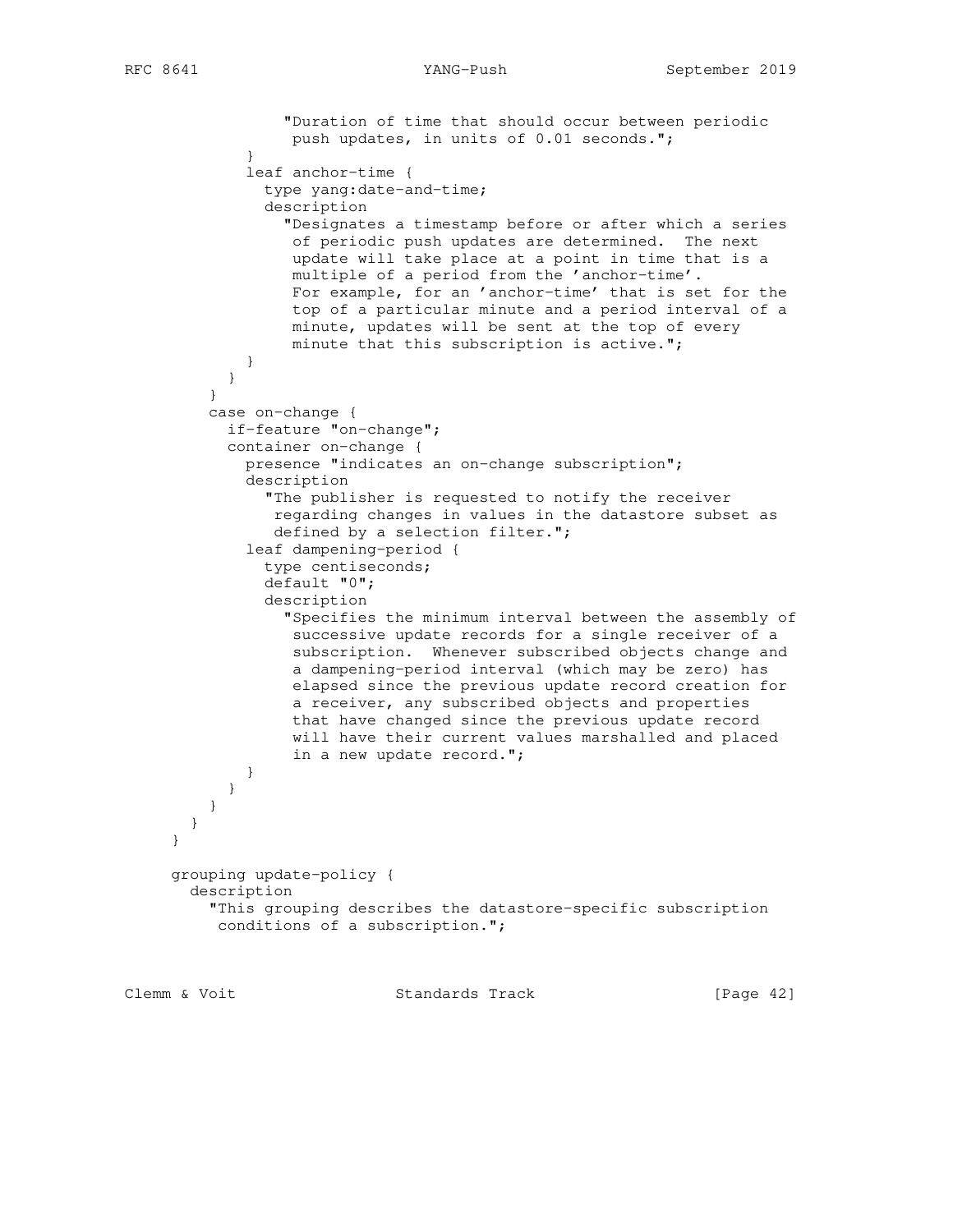```
                "Duration of time that should occur between periodic
                 push updates, in units of 0.01 seconds.";
            }
            leaf anchor-time {
              type yang:date-and-time;
              description
                "Designates a timestamp before or after which a series
                 of periodic push updates are determined.  The next
                 update will take place at a point in time that is a
                 multiple of a period from the 'anchor-time'.
                 For example, for an 'anchor-time' that is set for the
                 top of a particular minute and a period interval of a
                 minute, updates will be sent at the top of every
                 minute that this subscription is active.";
            }
          }
        }
        case on-change {
          if-feature "on-change";
          container on-change {
            presence "indicates an on-change subscription";
            description
              "The publisher is requested to notify the receiver
               regarding changes in values in the datastore subset as
               defined by a selection filter.";
            leaf dampening-period {
              type centiseconds;
              default "0";
              description
                "Specifies the minimum interval between the assembly of
                 successive update records for a single receiver of a
                 subscription.  Whenever subscribed objects change and
                 a dampening-period interval (which may be zero) has
                 elapsed since the previous update record creation for
                 a receiver, any subscribed objects and properties
                 that have changed since the previous update record
                 will have their current values marshalled and placed
                 in a new update record.";
            }
          }
        }
      }
    }

    grouping update-policy {
      description
        "This grouping describes the datastore-specific subscription
         conditions of a subscription.";
```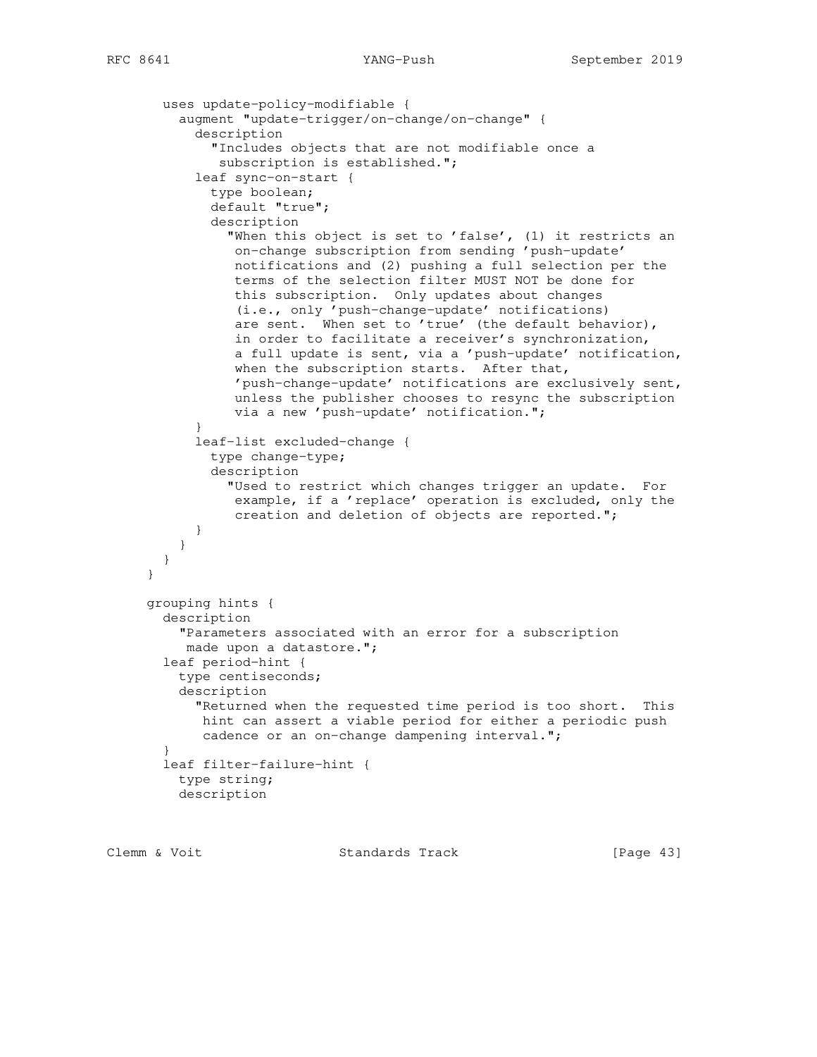```
       uses update-policy-modifiable {
         augment "update-trigger/on-change/on-change" {
           description
             "Includes objects that are not modifiable once a
              subscription is established.";
           leaf sync-on-start {
             type boolean;
             default "true";
             description
               "When this object is set to 'false', (1) it restricts an
                on-change subscription from sending 'push-update'
                notifications and (2) pushing a full selection per the
                terms of the selection filter MUST NOT be done for
                this subscription.  Only updates about changes
                (i.e., only 'push-change-update' notifications)
                are sent.  When set to 'true' (the default behavior),
                in order to facilitate a receiver's synchronization,
                a full update is sent, via a 'push-update' notification,
                when the subscription starts.  After that,
                'push-change-update' notifications are exclusively sent,
                unless the publisher chooses to resync the subscription
                via a new 'push-update' notification.";
           }
           leaf-list excluded-change {
             type change-type;
             description
               "Used to restrict which changes trigger an update.  For
                example, if a 'replace' operation is excluded, only the
                creation and deletion of objects are reported.";
           }
         }
       }
     }

     grouping hints {
       description
         "Parameters associated with an error for a subscription
          made upon a datastore.";
       leaf period-hint {
         type centiseconds;
         description
           "Returned when the requested time period is too short.  This
            hint can assert a viable period for either a periodic push
            cadence or an on-change dampening interval.";
       }
       leaf filter-failure-hint {
         type string;
         description
```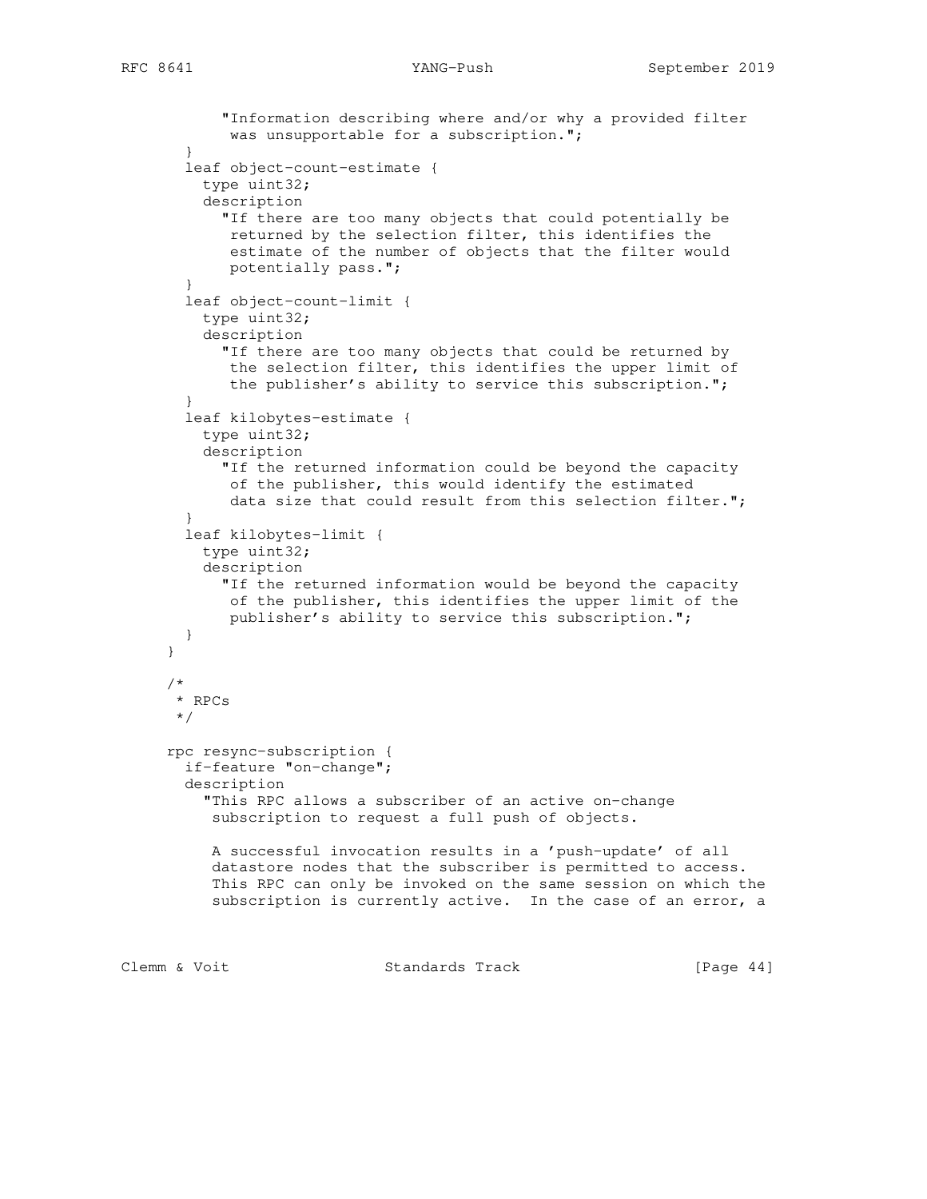```
           "Information describing where and/or why a provided filter
            was unsupportable for a subscription.";
       }
       leaf object-count-estimate {
         type uint32;
         description
           "If there are too many objects that could potentially be
            returned by the selection filter, this identifies the
            estimate of the number of objects that the filter would
            potentially pass.";
       }
       leaf object-count-limit {
         type uint32;
         description
           "If there are too many objects that could be returned by
            the selection filter, this identifies the upper limit of
            the publisher's ability to service this subscription.";
       }
       leaf kilobytes-estimate {
         type uint32;
         description
           "If the returned information could be beyond the capacity
            of the publisher, this would identify the estimated
            data size that could result from this selection filter.";
       }
       leaf kilobytes-limit {
         type uint32;
         description
           "If the returned information would be beyond the capacity
            of the publisher, this identifies the upper limit of the
            publisher's ability to service this subscription.";
       }
     }

     /*
      * RPCs
      */

     rpc resync-subscription {
       if-feature "on-change";
       description
         "This RPC allows a subscriber of an active on-change
          subscription to request a full push of objects.

          A successful invocation results in a 'push-update' of all
          datastore nodes that the subscriber is permitted to access.
          This RPC can only be invoked on the same session on which the
          subscription is currently active.  In the case of an error, a
```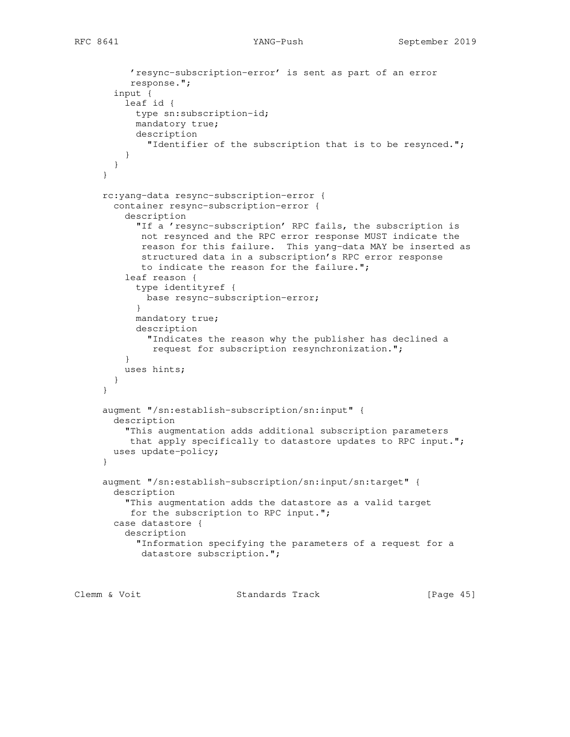```
         'resync-subscription-error' is sent as part of an error
         response.";
      input {
        leaf id {
          type sn:subscription-id;
          mandatory true;
          description
            "Identifier of the subscription that is to be resynced.";
        }
      }
    }

    rc:yang-data resync-subscription-error {
      container resync-subscription-error {
        description
          "If a 'resync-subscription' RPC fails, the subscription is
           not resynced and the RPC error response MUST indicate the
           reason for this failure.  This yang-data MAY be inserted as
           structured data in a subscription's RPC error response
           to indicate the reason for the failure.";
        leaf reason {
          type identityref {
            base resync-subscription-error;
          }
          mandatory true;
          description
            "Indicates the reason why the publisher has declined a
             request for subscription resynchronization.";
        }
        uses hints;
      }
    }

    augment "/sn:establish-subscription/sn:input" {
      description
        "This augmentation adds additional subscription parameters
         that apply specifically to datastore updates to RPC input.";
      uses update-policy;
    }

    augment "/sn:establish-subscription/sn:input/sn:target" {
      description
        "This augmentation adds the datastore as a valid target
         for the subscription to RPC input.";
      case datastore {
        description
          "Information specifying the parameters of a request for a
           datastore subscription.";
```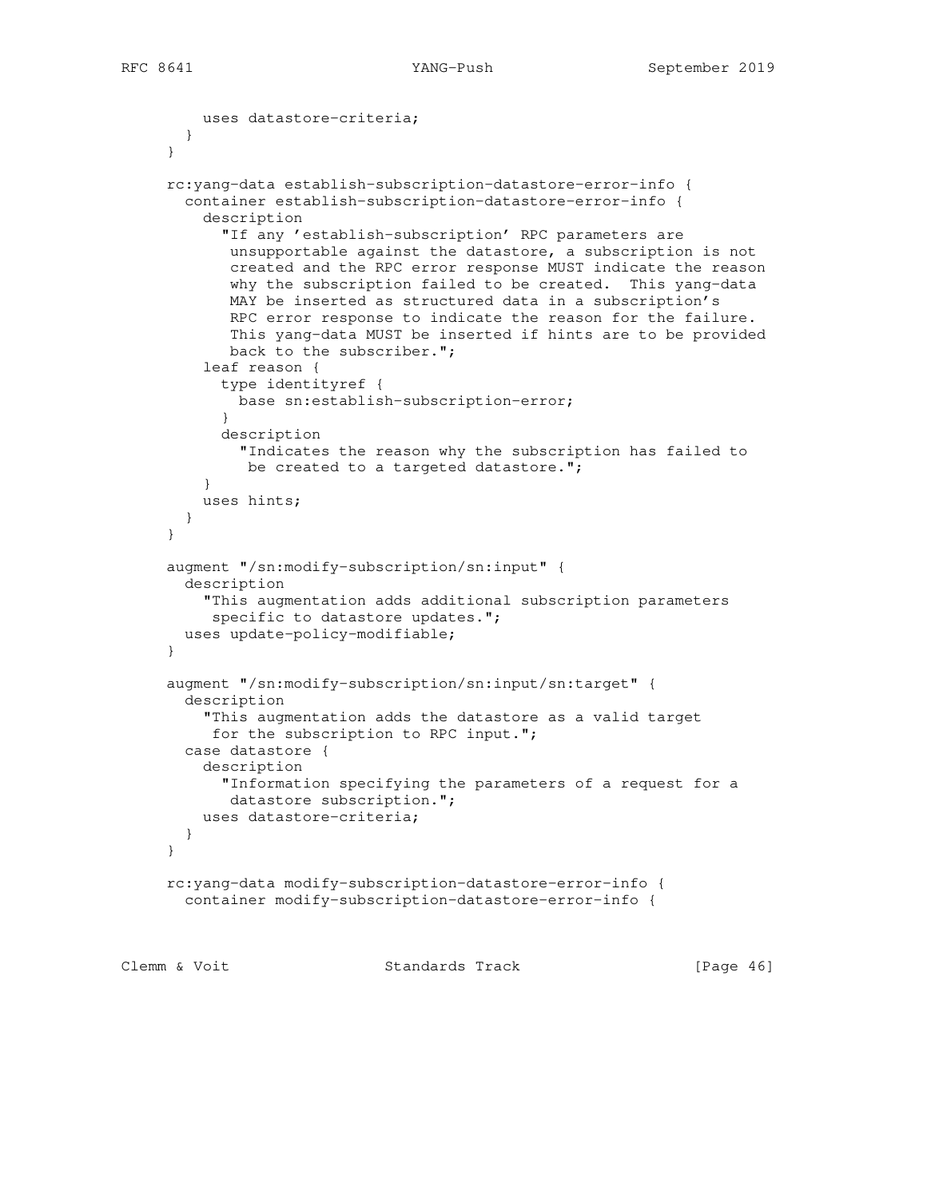```
        uses datastore-criteria;
      }
    }

    rc:yang-data establish-subscription-datastore-error-info {
      container establish-subscription-datastore-error-info {
        description
          "If any 'establish-subscription' RPC parameters are
           unsupportable against the datastore, a subscription is not
           created and the RPC error response MUST indicate the reason
           why the subscription failed to be created.  This yang-data
           MAY be inserted as structured data in a subscription's
           RPC error response to indicate the reason for the failure.
           This yang-data MUST be inserted if hints are to be provided
           back to the subscriber.";
        leaf reason {
          type identityref {
            base sn:establish-subscription-error;
          }
          description
            "Indicates the reason why the subscription has failed to
             be created to a targeted datastore.";
        }
        uses hints;
      }
    }

    augment "/sn:modify-subscription/sn:input" {
      description
        "This augmentation adds additional subscription parameters
         specific to datastore updates.";
      uses update-policy-modifiable;
    }

    augment "/sn:modify-subscription/sn:input/sn:target" {
      description
        "This augmentation adds the datastore as a valid target
         for the subscription to RPC input.";
      case datastore {
        description
          "Information specifying the parameters of a request for a
           datastore subscription.";
        uses datastore-criteria;
      }
    }

    rc:yang-data modify-subscription-datastore-error-info {
      container modify-subscription-datastore-error-info {
```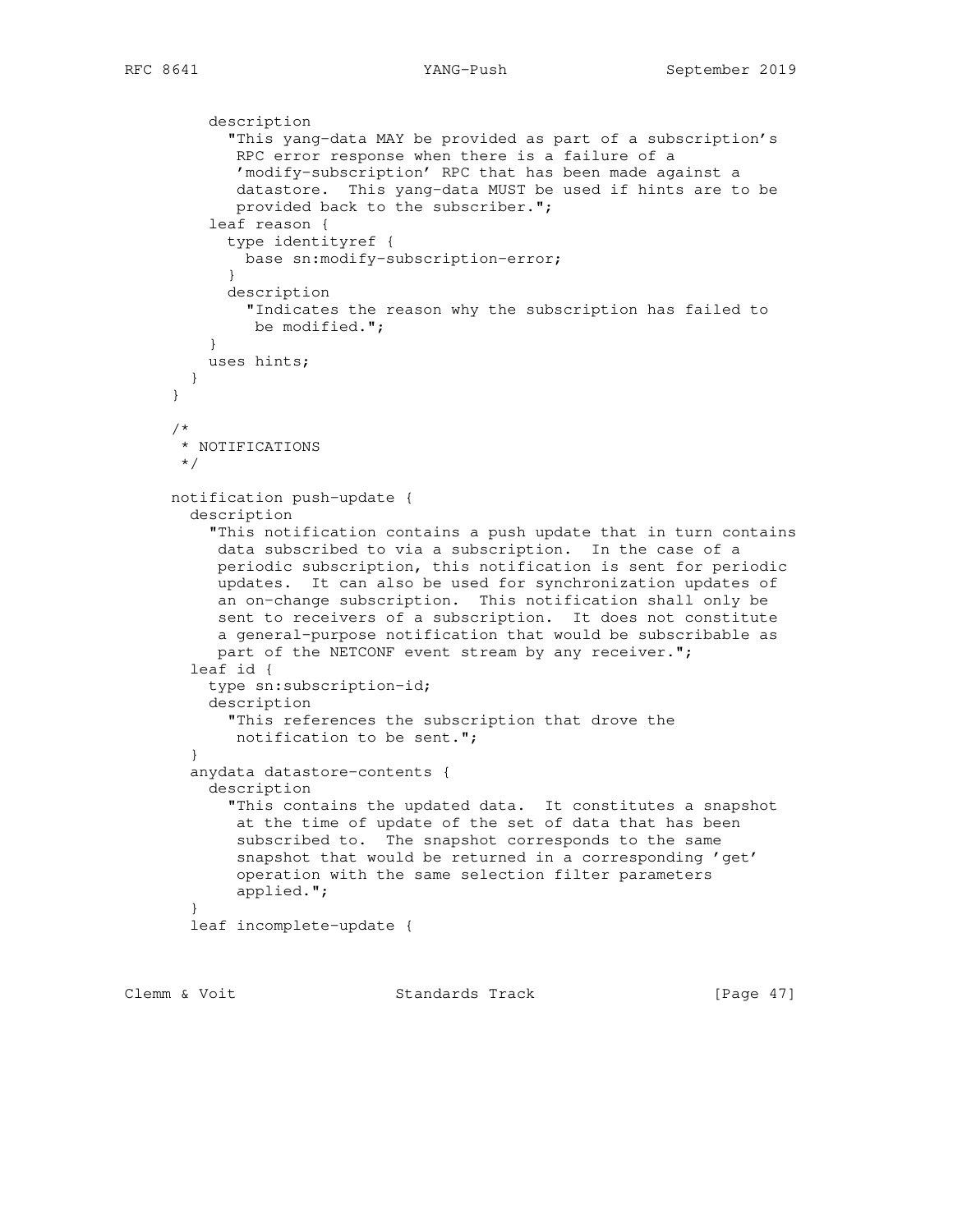```
         description
           "This yang-data MAY be provided as part of a subscription's
            RPC error response when there is a failure of a
            'modify-subscription' RPC that has been made against a
            datastore.  This yang-data MUST be used if hints are to be
            provided back to the subscriber.";
         leaf reason {
           type identityref {
             base sn:modify-subscription-error;
           }
           description
             "Indicates the reason why the subscription has failed to
              be modified.";
         }
         uses hints;
       }
     }

     /*
      * NOTIFICATIONS
      */

     notification push-update {
       description
         "This notification contains a push update that in turn contains
          data subscribed to via a subscription.  In the case of a
          periodic subscription, this notification is sent for periodic
          updates.  It can also be used for synchronization updates of
          an on-change subscription.  This notification shall only be
          sent to receivers of a subscription.  It does not constitute
          a general-purpose notification that would be subscribable as
          part of the NETCONF event stream by any receiver.";
       leaf id {
         type sn:subscription-id;
         description
           "This references the subscription that drove the
            notification to be sent.";
       }
       anydata datastore-contents {
         description
           "This contains the updated data.  It constitutes a snapshot
            at the time of update of the set of data that has been
            subscribed to.  The snapshot corresponds to the same
            snapshot that would be returned in a corresponding 'get'
            operation with the same selection filter parameters
            applied.";
       }
       leaf incomplete-update {
```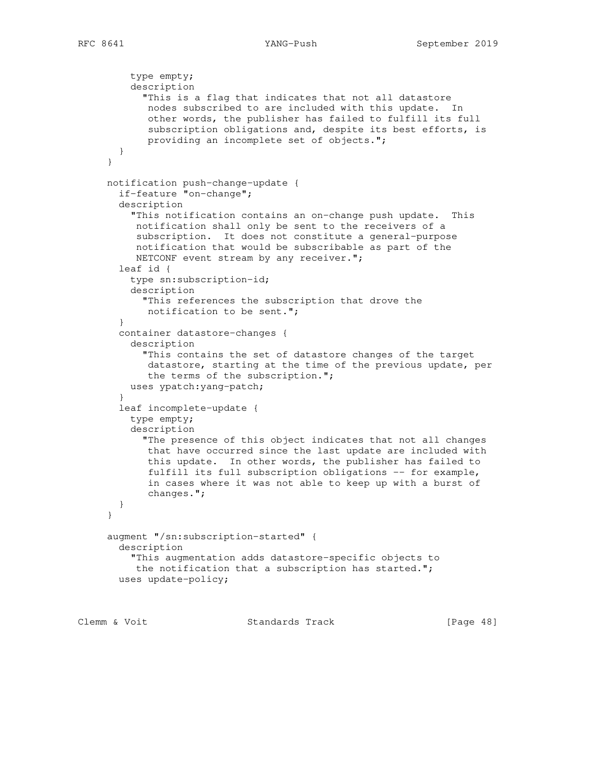```
        type empty;
        description
          "This is a flag that indicates that not all datastore
           nodes subscribed to are included with this update.  In
           other words, the publisher has failed to fulfill its full
           subscription obligations and, despite its best efforts, is
           providing an incomplete set of objects.";
      }
    }

    notification push-change-update {
      if-feature "on-change";
      description
        "This notification contains an on-change push update.  This
         notification shall only be sent to the receivers of a
         subscription.  It does not constitute a general-purpose
         notification that would be subscribable as part of the
         NETCONF event stream by any receiver.";
      leaf id {
        type sn:subscription-id;
        description
          "This references the subscription that drove the
           notification to be sent.";
      }
      container datastore-changes {
        description
          "This contains the set of datastore changes of the target
           datastore, starting at the time of the previous update, per
           the terms of the subscription.";
        uses ypatch:yang-patch;
      }
      leaf incomplete-update {
        type empty;
        description
          "The presence of this object indicates that not all changes
           that have occurred since the last update are included with
           this update.  In other words, the publisher has failed to
           fulfill its full subscription obligations -- for example,
           in cases where it was not able to keep up with a burst of
           changes.";
      }
    }

    augment "/sn:subscription-started" {
      description
        "This augmentation adds datastore-specific objects to
         the notification that a subscription has started.";
      uses update-policy;
```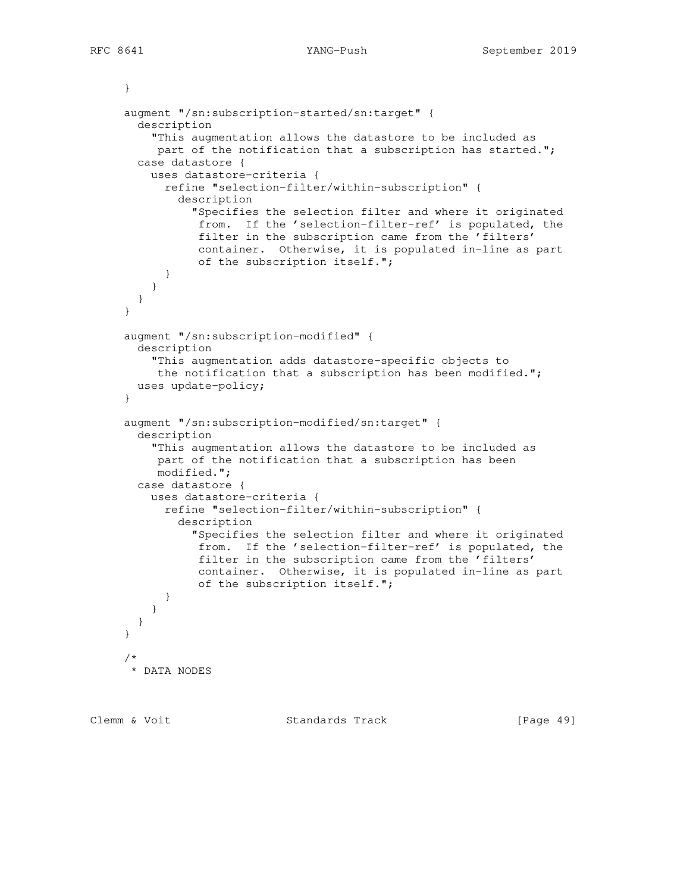```
     }

     augment "/sn:subscription-started/sn:target" {
       description
         "This augmentation allows the datastore to be included as
          part of the notification that a subscription has started.";
       case datastore {
         uses datastore-criteria {
           refine "selection-filter/within-subscription" {
             description
               "Specifies the selection filter and where it originated
                from.  If the 'selection-filter-ref' is populated, the
                filter in the subscription came from the 'filters'
                container.  Otherwise, it is populated in-line as part
                of the subscription itself.";
           }
         }
       }
     }

     augment "/sn:subscription-modified" {
       description
         "This augmentation adds datastore-specific objects to
          the notification that a subscription has been modified.";
       uses update-policy;
     }

     augment "/sn:subscription-modified/sn:target" {
       description
         "This augmentation allows the datastore to be included as
          part of the notification that a subscription has been
          modified.";
       case datastore {
         uses datastore-criteria {
           refine "selection-filter/within-subscription" {
             description
               "Specifies the selection filter and where it originated
                from.  If the 'selection-filter-ref' is populated, the
                filter in the subscription came from the 'filters'
                container.  Otherwise, it is populated in-line as part
                of the subscription itself.";
           }
         }
       }
     }

     /*
      * DATA NODES
```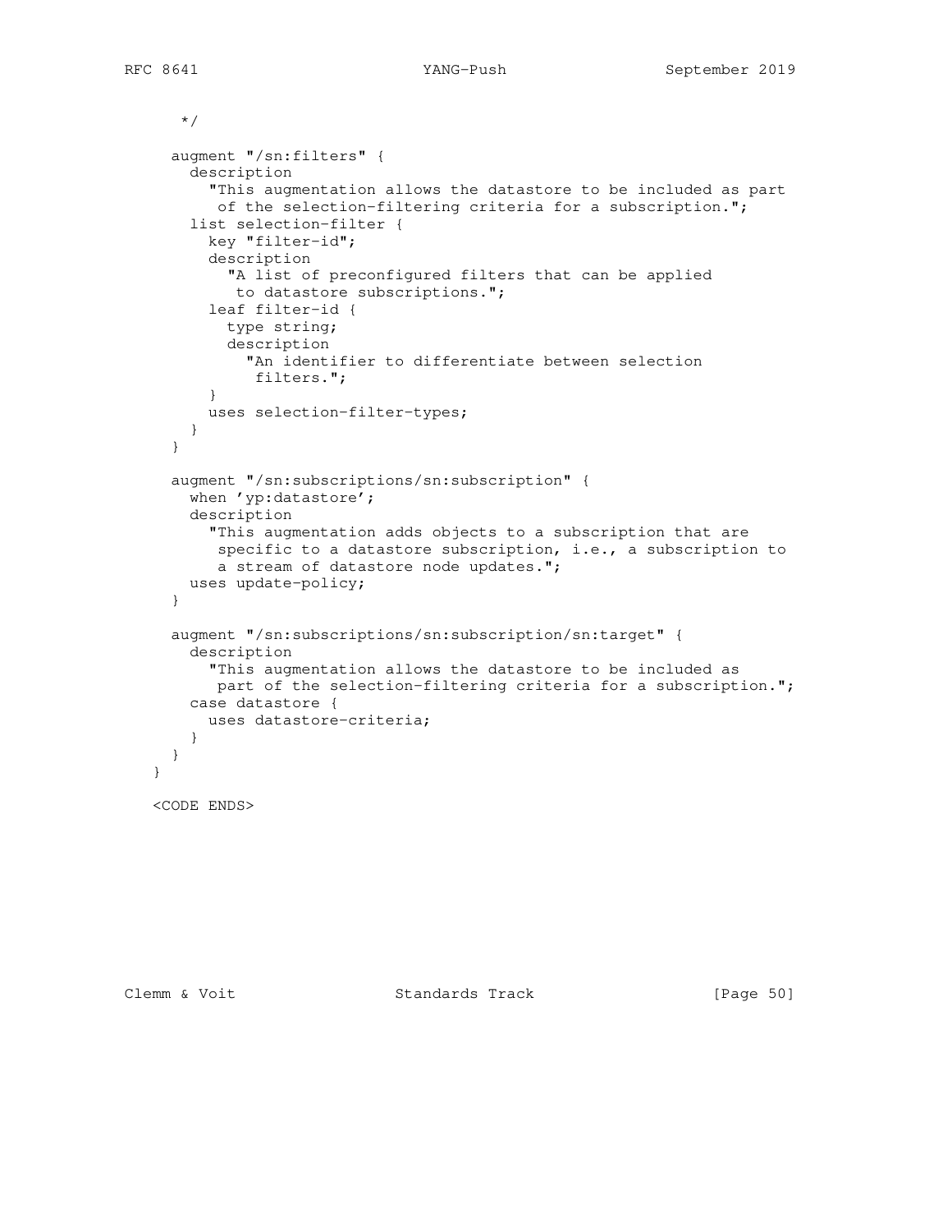```
     */

    augment "/sn:filters" {
      description
        "This augmentation allows the datastore to be included as part
         of the selection-filtering criteria for a subscription.";
      list selection-filter {
        key "filter-id";
        description
          "A list of preconfigured filters that can be applied
           to datastore subscriptions.";
        leaf filter-id {
          type string;
          description
            "An identifier to differentiate between selection
             filters.";
        }
        uses selection-filter-types;
      }
    }

    augment "/sn:subscriptions/sn:subscription" {
      when 'yp:datastore';
      description
        "This augmentation adds objects to a subscription that are
         specific to a datastore subscription, i.e., a subscription to
         a stream of datastore node updates.";
      uses update-policy;
    }

    augment "/sn:subscriptions/sn:subscription/sn:target" {
      description
        "This augmentation allows the datastore to be included as
         part of the selection-filtering criteria for a subscription.";
      case datastore {
        uses datastore-criteria;
      }
    }
  }

  <CODE ENDS>
```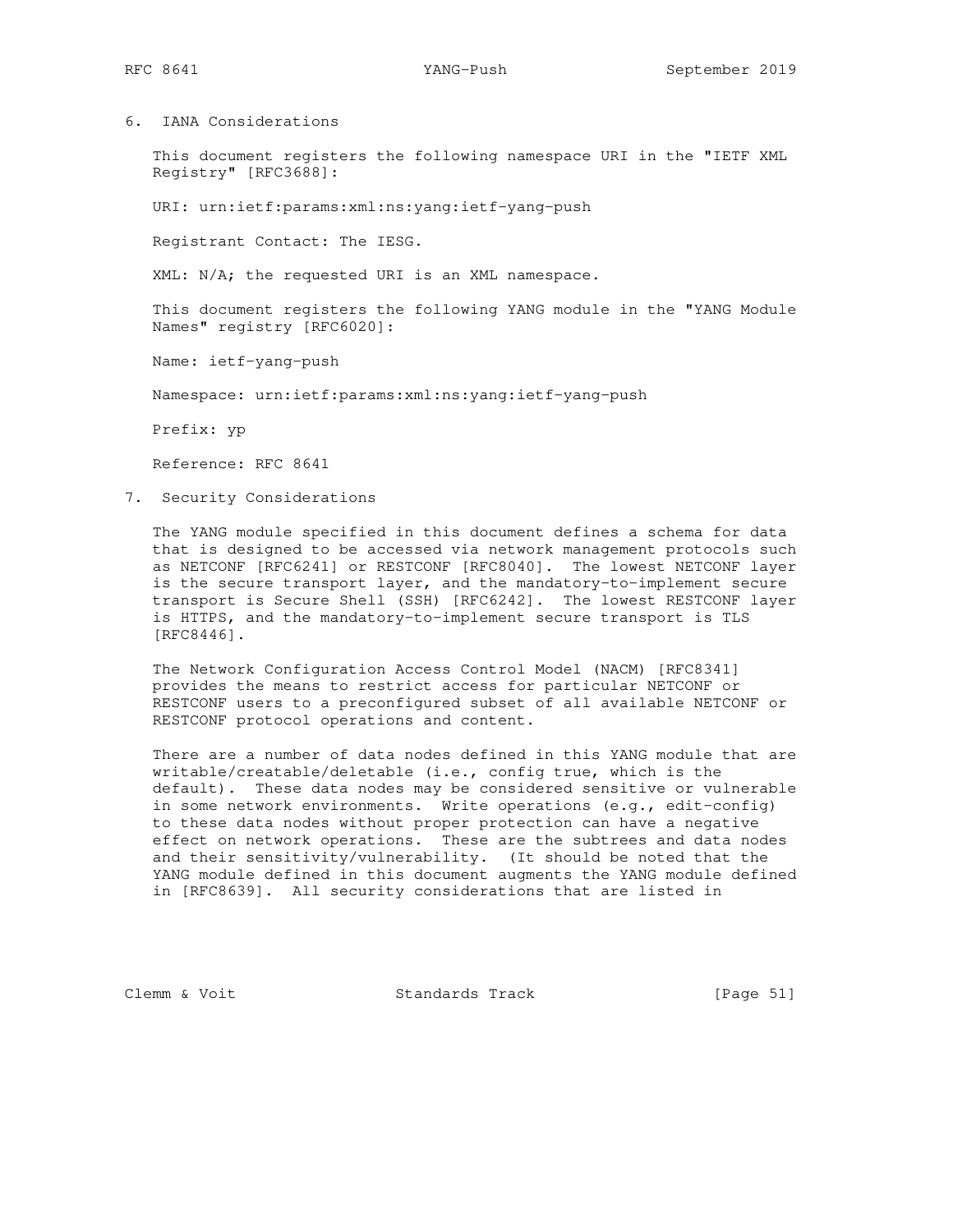## 6. IANA Considerations

This document registers the following namespace URI in the "IETF XML Registry" [RFC3688]:

URI: urn:ietf:params:xml:ns:yang:ietf-yang-push

Registrant Contact: The IESG.

XML: N/A; the requested URI is an XML namespace.

This document registers the following YANG module in the "YANG Module Names" registry [RFC6020]:

Name: ietf-yang-push

Namespace: urn:ietf:params:xml:ns:yang:ietf-yang-push

Prefix: yp

Reference: RFC 8641

## 7. Security Considerations

The YANG module specified in this document defines a schema for data that is designed to be accessed via network management protocols such as NETCONF [RFC6241] or RESTCONF [RFC8040]. The lowest NETCONF layer is the secure transport layer, and the mandatory-to-implement secure transport is Secure Shell (SSH) [RFC6242]. The lowest RESTCONF layer is HTTPS, and the mandatory-to-implement secure transport is TLS [RFC8446].

The Network Configuration Access Control Model (NACM) [RFC8341] provides the means to restrict access for particular NETCONF or RESTCONF users to a preconfigured subset of all available NETCONF or RESTCONF protocol operations and content.

There are a number of data nodes defined in this YANG module that are writable/creatable/deletable (i.e., config true, which is the default). These data nodes may be considered sensitive or vulnerable in some network environments. Write operations (e.g., edit-config) to these data nodes without proper protection can have a negative effect on network operations. These are the subtrees and data nodes and their sensitivity/vulnerability. (It should be noted that the YANG module defined in this document augments the YANG module defined in [RFC8639]. All security considerations that are listed in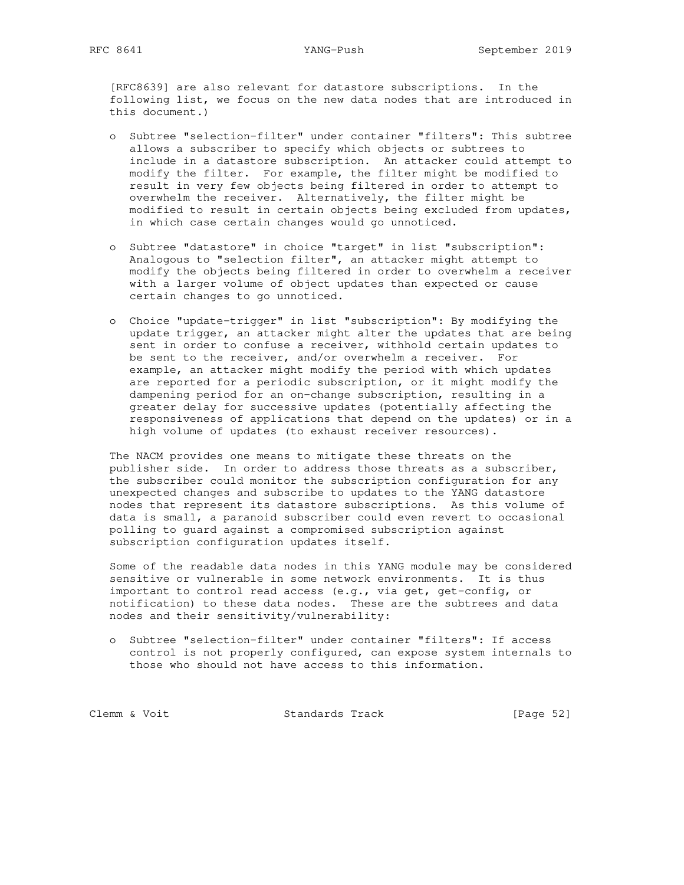[RFC8639] are also relevant for datastore subscriptions. In the following list, we focus on the new data nodes that are introduced in this document.)

- Subtree "selection-filter" under container "filters": This subtree allows a subscriber to specify which objects or subtrees to include in a datastore subscription. An attacker could attempt to modify the filter. For example, the filter might be modified to result in very few objects being filtered in order to attempt to overwhelm the receiver. Alternatively, the filter might be modified to result in certain objects being excluded from updates, in which case certain changes would go unnoticed.

- Subtree "datastore" in choice "target" in list "subscription": Analogous to "selection filter", an attacker might attempt to modify the objects being filtered in order to overwhelm a receiver with a larger volume of object updates than expected or cause certain changes to go unnoticed.

- Choice "update-trigger" in list "subscription": By modifying the update trigger, an attacker might alter the updates that are being sent in order to confuse a receiver, withhold certain updates to be sent to the receiver, and/or overwhelm a receiver. For example, an attacker might modify the period with which updates are reported for a periodic subscription, or it might modify the dampening period for an on-change subscription, resulting in a greater delay for successive updates (potentially affecting the responsiveness of applications that depend on the updates) or in a high volume of updates (to exhaust receiver resources).

The NACM provides one means to mitigate these threats on the publisher side. In order to address those threats as a subscriber, the subscriber could monitor the subscription configuration for any unexpected changes and subscribe to updates to the YANG datastore nodes that represent its datastore subscriptions. As this volume of data is small, a paranoid subscriber could even revert to occasional polling to guard against a compromised subscription against subscription configuration updates itself.

Some of the readable data nodes in this YANG module may be considered sensitive or vulnerable in some network environments. It is thus important to control read access (e.g., via get, get-config, or notification) to these data nodes. These are the subtrees and data nodes and their sensitivity/vulnerability:

- Subtree "selection-filter" under container "filters": If access control is not properly configured, can expose system internals to those who should not have access to this information.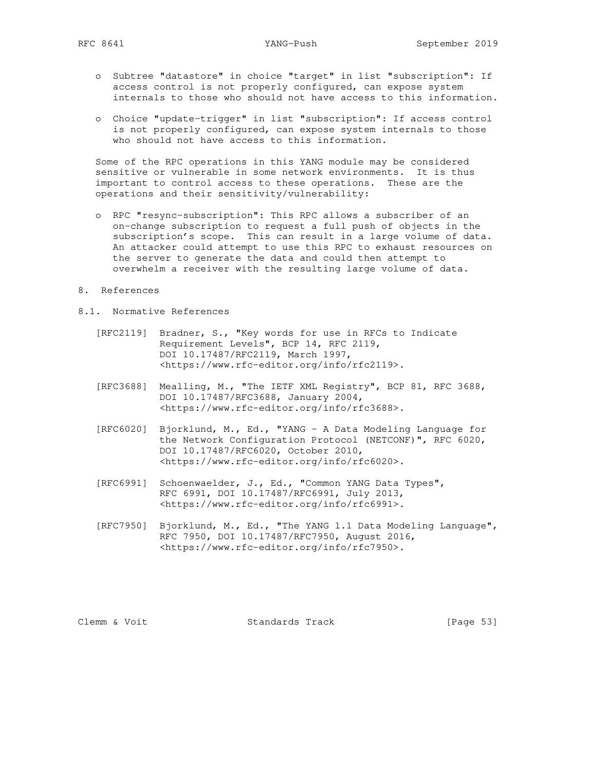- Subtree "datastore" in choice "target" in list "subscription": If access control is not properly configured, can expose system internals to those who should not have access to this information.

- Choice "update-trigger" in list "subscription": If access control is not properly configured, can expose system internals to those who should not have access to this information.

Some of the RPC operations in this YANG module may be considered sensitive or vulnerable in some network environments. It is thus important to control access to these operations. These are the operations and their sensitivity/vulnerability:

- RPC "resync-subscription": This RPC allows a subscriber of an on-change subscription to request a full push of objects in the subscription's scope. This can result in a large volume of data. An attacker could attempt to use this RPC to exhaust resources on the server to generate the data and could then attempt to overwhelm a receiver with the resulting large volume of data.

## 8. References

### 8.1. Normative References

[RFC2119] Bradner, S., "Key words for use in RFCs to Indicate Requirement Levels", BCP 14, RFC 2119, DOI 10.17487/RFC2119, March 1997, <https://www.rfc-editor.org/info/rfc2119>.

[RFC3688] Mealling, M., "The IETF XML Registry", BCP 81, RFC 3688, DOI 10.17487/RFC3688, January 2004, <https://www.rfc-editor.org/info/rfc3688>.

[RFC6020] Bjorklund, M., Ed., "YANG - A Data Modeling Language for the Network Configuration Protocol (NETCONF)", RFC 6020, DOI 10.17487/RFC6020, October 2010, <https://www.rfc-editor.org/info/rfc6020>.

[RFC6991] Schoenwaelder, J., Ed., "Common YANG Data Types", RFC 6991, DOI 10.17487/RFC6991, July 2013, <https://www.rfc-editor.org/info/rfc6991>.

[RFC7950] Bjorklund, M., Ed., "The YANG 1.1 Data Modeling Language", RFC 7950, DOI 10.17487/RFC7950, August 2016, <https://www.rfc-editor.org/info/rfc7950>.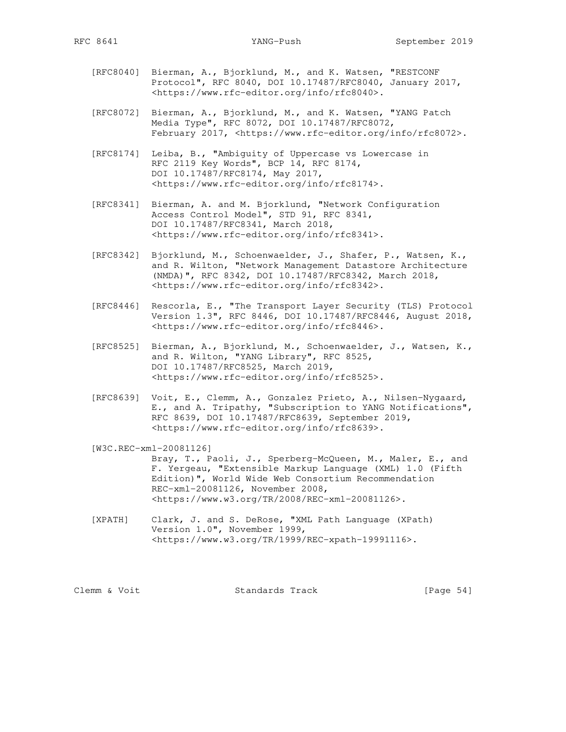[RFC8040] Bierman, A., Bjorklund, M., and K. Watsen, "RESTCONF Protocol", RFC 8040, DOI 10.17487/RFC8040, January 2017, <https://www.rfc-editor.org/info/rfc8040>.

[RFC8072] Bierman, A., Bjorklund, M., and K. Watsen, "YANG Patch Media Type", RFC 8072, DOI 10.17487/RFC8072, February 2017, <https://www.rfc-editor.org/info/rfc8072>.

[RFC8174] Leiba, B., "Ambiguity of Uppercase vs Lowercase in RFC 2119 Key Words", BCP 14, RFC 8174, DOI 10.17487/RFC8174, May 2017, <https://www.rfc-editor.org/info/rfc8174>.

[RFC8341] Bierman, A. and M. Bjorklund, "Network Configuration Access Control Model", STD 91, RFC 8341, DOI 10.17487/RFC8341, March 2018, <https://www.rfc-editor.org/info/rfc8341>.

[RFC8342] Bjorklund, M., Schoenwaelder, J., Shafer, P., Watsen, K., and R. Wilton, "Network Management Datastore Architecture (NMDA)", RFC 8342, DOI 10.17487/RFC8342, March 2018, <https://www.rfc-editor.org/info/rfc8342>.

[RFC8446] Rescorla, E., "The Transport Layer Security (TLS) Protocol Version 1.3", RFC 8446, DOI 10.17487/RFC8446, August 2018, <https://www.rfc-editor.org/info/rfc8446>.

[RFC8525] Bierman, A., Bjorklund, M., Schoenwaelder, J., Watsen, K., and R. Wilton, "YANG Library", RFC 8525, DOI 10.17487/RFC8525, March 2019, <https://www.rfc-editor.org/info/rfc8525>.

[RFC8639] Voit, E., Clemm, A., Gonzalez Prieto, A., Nilsen-Nygaard, E., and A. Tripathy, "Subscription to YANG Notifications", RFC 8639, DOI 10.17487/RFC8639, September 2019, <https://www.rfc-editor.org/info/rfc8639>.

[W3C.REC-xml-20081126]
Bray, T., Paoli, J., Sperberg-McQueen, M., Maler, E., and F. Yergeau, "Extensible Markup Language (XML) 1.0 (Fifth Edition)", World Wide Web Consortium Recommendation REC-xml-20081126, November 2008, <https://www.w3.org/TR/2008/REC-xml-20081126>.

[XPATH] Clark, J. and S. DeRose, "XML Path Language (XPath) Version 1.0", November 1999, <https://www.w3.org/TR/1999/REC-xpath-19991116>.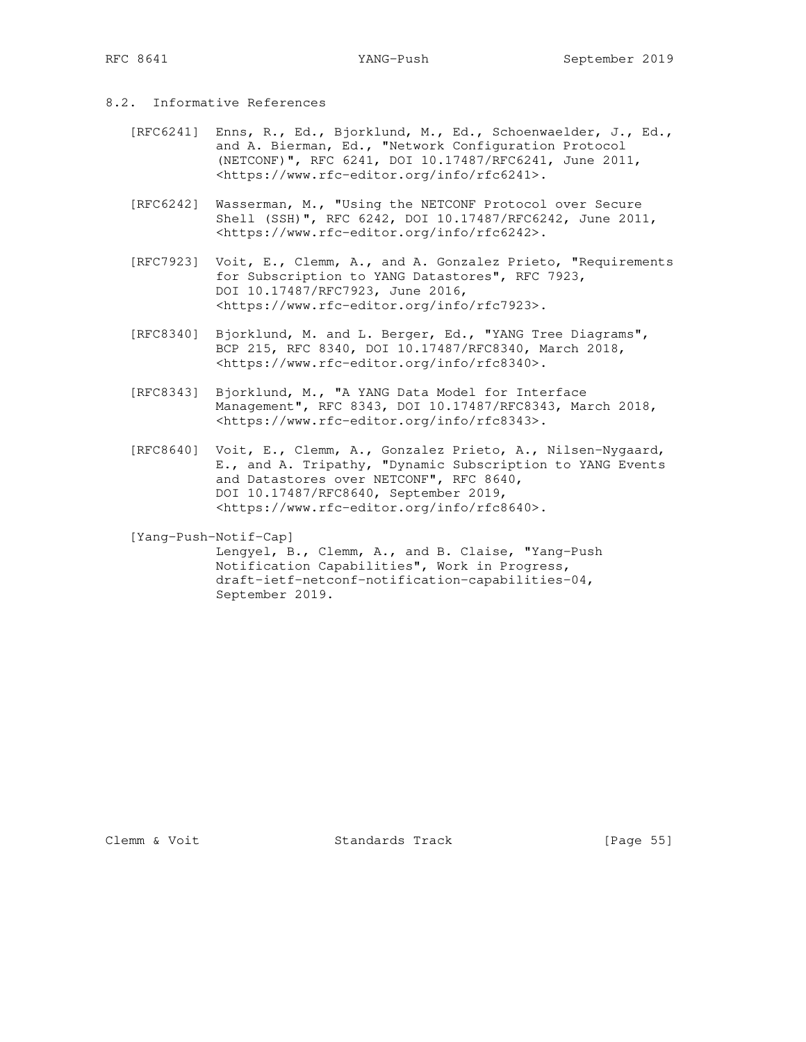### 8.2. Informative References

[RFC6241] Enns, R., Ed., Bjorklund, M., Ed., Schoenwaelder, J., Ed., and A. Bierman, Ed., "Network Configuration Protocol (NETCONF)", RFC 6241, DOI 10.17487/RFC6241, June 2011, <https://www.rfc-editor.org/info/rfc6241>.

[RFC6242] Wasserman, M., "Using the NETCONF Protocol over Secure Shell (SSH)", RFC 6242, DOI 10.17487/RFC6242, June 2011, <https://www.rfc-editor.org/info/rfc6242>.

[RFC7923] Voit, E., Clemm, A., and A. Gonzalez Prieto, "Requirements for Subscription to YANG Datastores", RFC 7923, DOI 10.17487/RFC7923, June 2016, <https://www.rfc-editor.org/info/rfc7923>.

[RFC8340] Bjorklund, M. and L. Berger, Ed., "YANG Tree Diagrams", BCP 215, RFC 8340, DOI 10.17487/RFC8340, March 2018, <https://www.rfc-editor.org/info/rfc8340>.

[RFC8343] Bjorklund, M., "A YANG Data Model for Interface Management", RFC 8343, DOI 10.17487/RFC8343, March 2018, <https://www.rfc-editor.org/info/rfc8343>.

[RFC8640] Voit, E., Clemm, A., Gonzalez Prieto, A., Nilsen-Nygaard, E., and A. Tripathy, "Dynamic Subscription to YANG Events and Datastores over NETCONF", RFC 8640, DOI 10.17487/RFC8640, September 2019, <https://www.rfc-editor.org/info/rfc8640>.

[Yang-Push-Notif-Cap] Lengyel, B., Clemm, A., and B. Claise, "Yang-Push Notification Capabilities", Work in Progress, draft-ietf-netconf-notification-capabilities-04, September 2019.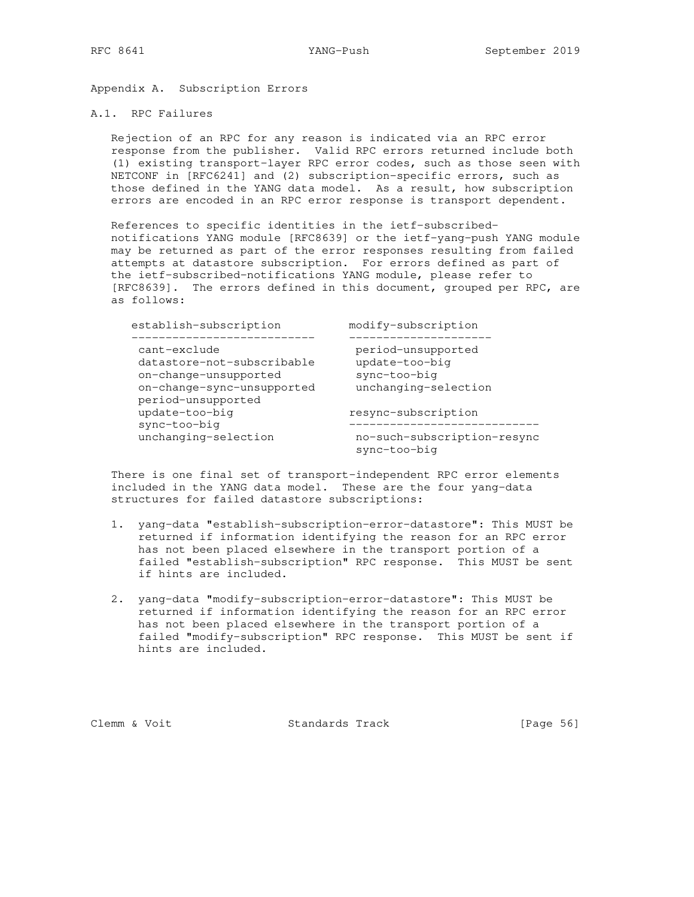## Appendix A. Subscription Errors

### A.1. RPC Failures

Rejection of an RPC for any reason is indicated via an RPC error response from the publisher. Valid RPC errors returned include both (1) existing transport-layer RPC error codes, such as those seen with NETCONF in [RFC6241] and (2) subscription-specific errors, such as those defined in the YANG data model. As a result, how subscription errors are encoded in an RPC error response is transport dependent.

References to specific identities in the ietf-subscribed-notifications YANG module [RFC8639] or the ietf-yang-push YANG module may be returned as part of the error responses resulting from failed attempts at datastore subscription. For errors defined as part of the ietf-subscribed-notifications YANG module, please refer to [RFC8639]. The errors defined in this document, grouped per RPC, are as follows:

```
   establish-subscription          modify-subscription
   ---------------------------     ---------------------
    cant-exclude                    period-unsupported
    datastore-not-subscribable      update-too-big
    on-change-unsupported           sync-too-big
    on-change-sync-unsupported      unchanging-selection
    period-unsupported
    update-too-big                 resync-subscription
    sync-too-big                   ----------------------------
    unchanging-selection            no-such-subscription-resync
                                    sync-too-big
```

There is one final set of transport-independent RPC error elements included in the YANG data model. These are the four yang-data structures for failed datastore subscriptions:

1. yang-data "establish-subscription-error-datastore": This MUST be returned if information identifying the reason for an RPC error has not been placed elsewhere in the transport portion of a failed "establish-subscription" RPC response. This MUST be sent if hints are included.

2. yang-data "modify-subscription-error-datastore": This MUST be returned if information identifying the reason for an RPC error has not been placed elsewhere in the transport portion of a failed "modify-subscription" RPC response. This MUST be sent if hints are included.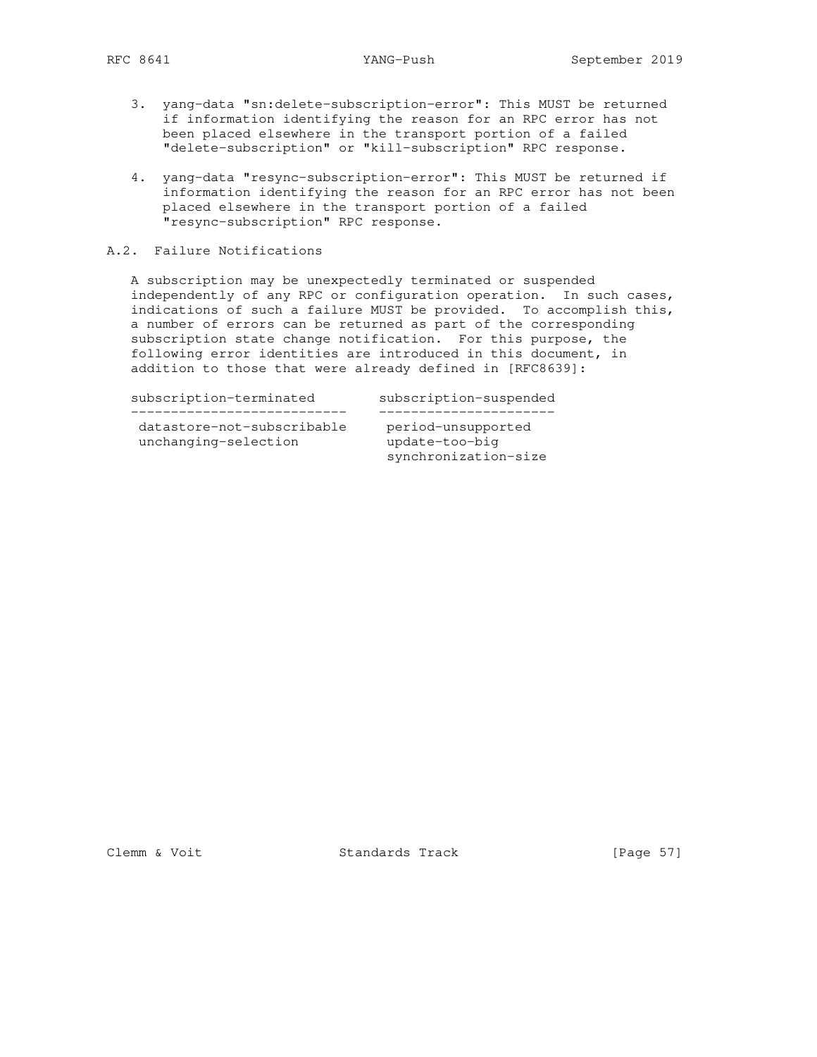3. yang-data "sn:delete-subscription-error": This MUST be returned if information identifying the reason for an RPC error has not been placed elsewhere in the transport portion of a failed "delete-subscription" or "kill-subscription" RPC response.

4. yang-data "resync-subscription-error": This MUST be returned if information identifying the reason for an RPC error has not been placed elsewhere in the transport portion of a failed "resync-subscription" RPC response.

## A.2. Failure Notifications

A subscription may be unexpectedly terminated or suspended independently of any RPC or configuration operation. In such cases, indications of such a failure MUST be provided. To accomplish this, a number of errors can be returned as part of the corresponding subscription state change notification. For this purpose, the following error identities are introduced in this document, in addition to those that were already defined in [RFC8639]:

| subscription-terminated | subscription-suspended |
| --- | --- |
| datastore-not-subscribable | period-unsupported |
| unchanging-selection | update-too-big |
| | synchronization-size |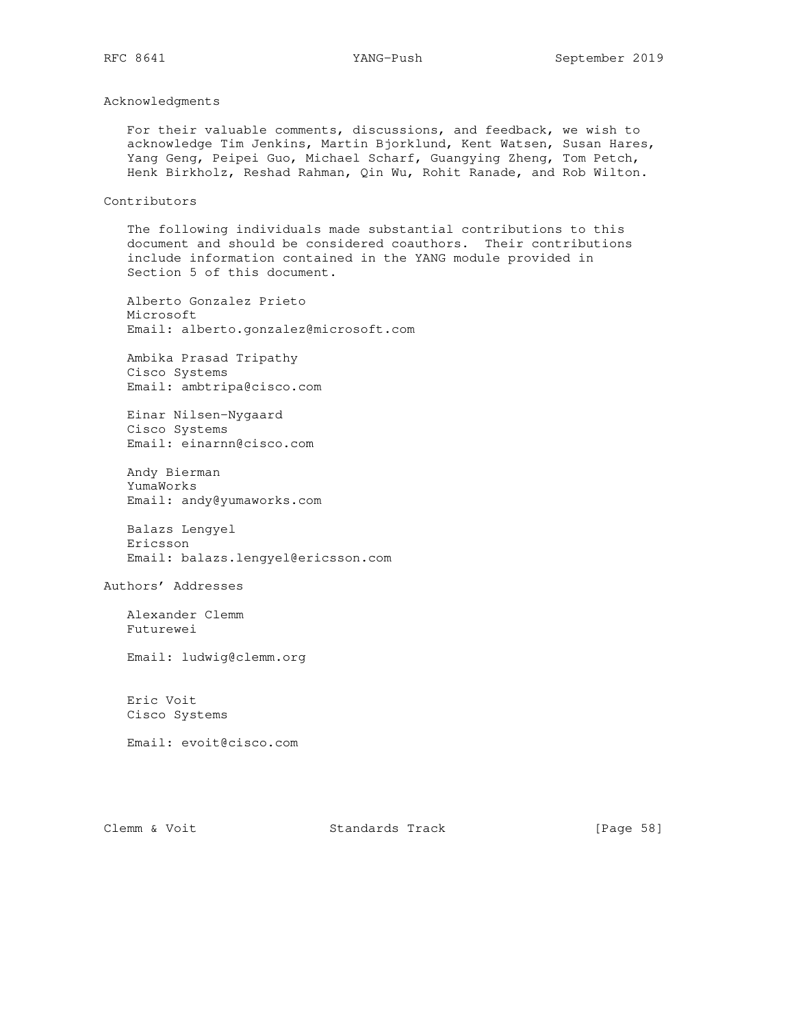## Acknowledgments

For their valuable comments, discussions, and feedback, we wish to acknowledge Tim Jenkins, Martin Bjorklund, Kent Watsen, Susan Hares, Yang Geng, Peipei Guo, Michael Scharf, Guangying Zheng, Tom Petch, Henk Birkholz, Reshad Rahman, Qin Wu, Rohit Ranade, and Rob Wilton.

## Contributors

The following individuals made substantial contributions to this document and should be considered coauthors. Their contributions include information contained in the YANG module provided in Section 5 of this document.

Alberto Gonzalez Prieto
Microsoft
Email: alberto.gonzalez@microsoft.com

Ambika Prasad Tripathy
Cisco Systems
Email: ambtripa@cisco.com

Einar Nilsen-Nygaard
Cisco Systems
Email: einarnn@cisco.com

Andy Bierman
YumaWorks
Email: andy@yumaworks.com

Balazs Lengyel
Ericsson
Email: balazs.lengyel@ericsson.com

## Authors' Addresses

Alexander Clemm
Futurewei

Email: ludwig@clemm.org

Eric Voit
Cisco Systems

Email: evoit@cisco.com